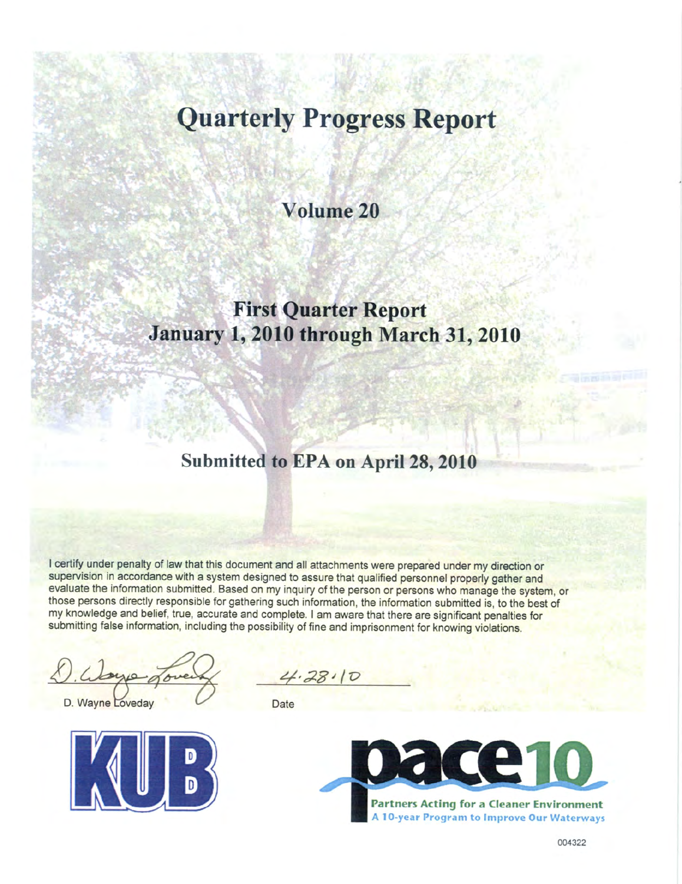# Quarterly Progress Report

## Volume 20

## First Quarter Report
## January 1, 2010 through March 31, 2010

## Submitted to EPA on April 28, 2010

I certify under penalty of law that this document and all attachments were prepared under my direction or supervision in accordance with a system designed to assure that qualified personnel properly gather and evaluate the information submitted. Based on my inquiry of the person or persons who manage the system, or those persons directly responsible for gathering such information, the information submitted is, to the best of my knowledge and belief, true, accurate and complete. I am aware that there are significant penalties for submitting false information, including the possibility of fine and imprisonment for knowing violations.

D. Wayne Loveday

Date: 4.28.10

KUB

pace10
Partners Acting for a Cleaner Environment
A 10-year Program to Improve Our Waterways

004322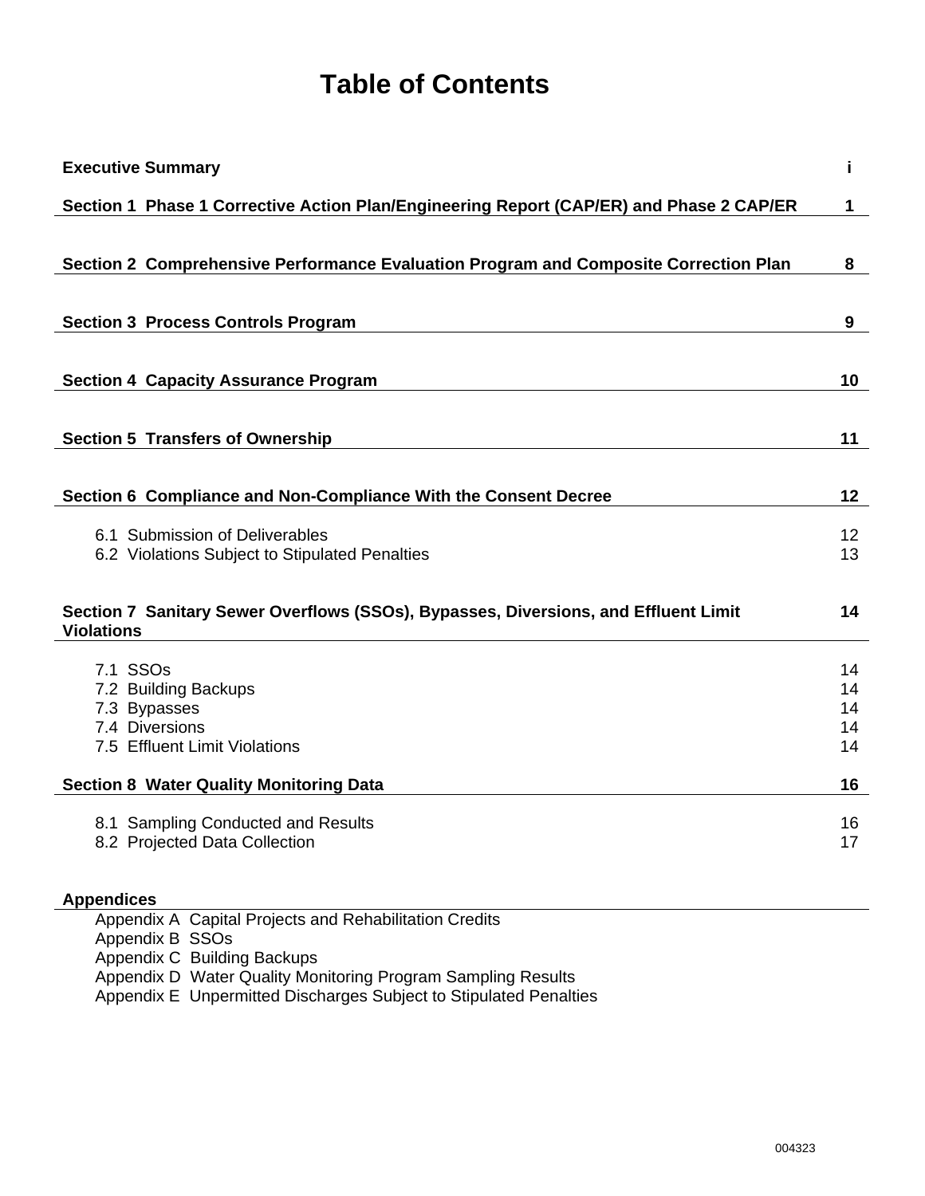# Table of Contents

| | |
|---|---|
| **Executive Summary** | **i** |
| **Section 1 Phase 1 Corrective Action Plan/Engineering Report (CAP/ER) and Phase 2 CAP/ER** | **1** |
| **Section 2 Comprehensive Performance Evaluation Program and Composite Correction Plan** | **8** |
| **Section 3 Process Controls Program** | **9** |
| **Section 4 Capacity Assurance Program** | **10** |
| **Section 5 Transfers of Ownership** | **11** |
| **Section 6 Compliance and Non-Compliance With the Consent Decree** | **12** |
| 6.1 Submission of Deliverables | 12 |
| 6.2 Violations Subject to Stipulated Penalties | 13 |
| **Section 7 Sanitary Sewer Overflows (SSOs), Bypasses, Diversions, and Effluent Limit Violations** | **14** |
| 7.1 SSOs | 14 |
| 7.2 Building Backups | 14 |
| 7.3 Bypasses | 14 |
| 7.4 Diversions | 14 |
| 7.5 Effluent Limit Violations | 14 |
| **Section 8 Water Quality Monitoring Data** | **16** |
| 8.1 Sampling Conducted and Results | 16 |
| 8.2 Projected Data Collection | 17 |

**Appendices**

- Appendix A Capital Projects and Rehabilitation Credits
- Appendix B SSOs
- Appendix C Building Backups
- Appendix D Water Quality Monitoring Program Sampling Results
- Appendix E Unpermitted Discharges Subject to Stipulated Penalties

004323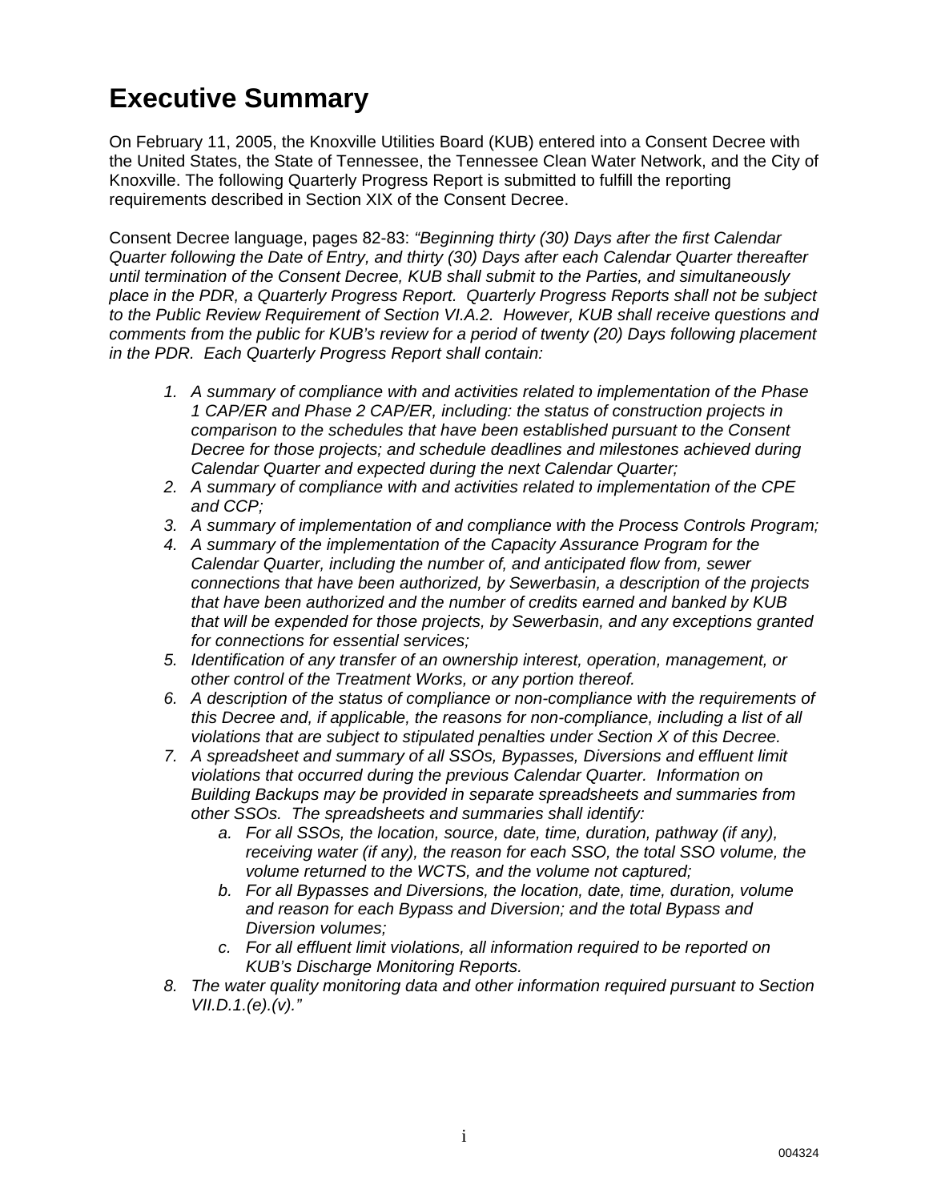# Executive Summary

On February 11, 2005, the Knoxville Utilities Board (KUB) entered into a Consent Decree with the United States, the State of Tennessee, the Tennessee Clean Water Network, and the City of Knoxville. The following Quarterly Progress Report is submitted to fulfill the reporting requirements described in Section XIX of the Consent Decree.

Consent Decree language, pages 82-83: *"Beginning thirty (30) Days after the first Calendar Quarter following the Date of Entry, and thirty (30) Days after each Calendar Quarter thereafter until termination of the Consent Decree, KUB shall submit to the Parties, and simultaneously place in the PDR, a Quarterly Progress Report. Quarterly Progress Reports shall not be subject to the Public Review Requirement of Section VI.A.2. However, KUB shall receive questions and comments from the public for KUB's review for a period of twenty (20) Days following placement in the PDR. Each Quarterly Progress Report shall contain:*

1. *A summary of compliance with and activities related to implementation of the Phase 1 CAP/ER and Phase 2 CAP/ER, including: the status of construction projects in comparison to the schedules that have been established pursuant to the Consent Decree for those projects; and schedule deadlines and milestones achieved during Calendar Quarter and expected during the next Calendar Quarter;*
2. *A summary of compliance with and activities related to implementation of the CPE and CCP;*
3. *A summary of implementation of and compliance with the Process Controls Program;*
4. *A summary of the implementation of the Capacity Assurance Program for the Calendar Quarter, including the number of, and anticipated flow from, sewer connections that have been authorized, by Sewerbasin, a description of the projects that have been authorized and the number of credits earned and banked by KUB that will be expended for those projects, by Sewerbasin, and any exceptions granted for connections for essential services;*
5. *Identification of any transfer of an ownership interest, operation, management, or other control of the Treatment Works, or any portion thereof.*
6. *A description of the status of compliance or non-compliance with the requirements of this Decree and, if applicable, the reasons for non-compliance, including a list of all violations that are subject to stipulated penalties under Section X of this Decree.*
7. *A spreadsheet and summary of all SSOs, Bypasses, Diversions and effluent limit violations that occurred during the previous Calendar Quarter. Information on Building Backups may be provided in separate spreadsheets and summaries from other SSOs. The spreadsheets and summaries shall identify:*
   a. *For all SSOs, the location, source, date, time, duration, pathway (if any), receiving water (if any), the reason for each SSO, the total SSO volume, the volume returned to the WCTS, and the volume not captured;*
   b. *For all Bypasses and Diversions, the location, date, time, duration, volume and reason for each Bypass and Diversion; and the total Bypass and Diversion volumes;*
   c. *For all effluent limit violations, all information required to be reported on KUB's Discharge Monitoring Reports.*
8. *The water quality monitoring data and other information required pursuant to Section VII.D.1.(e).(v)."*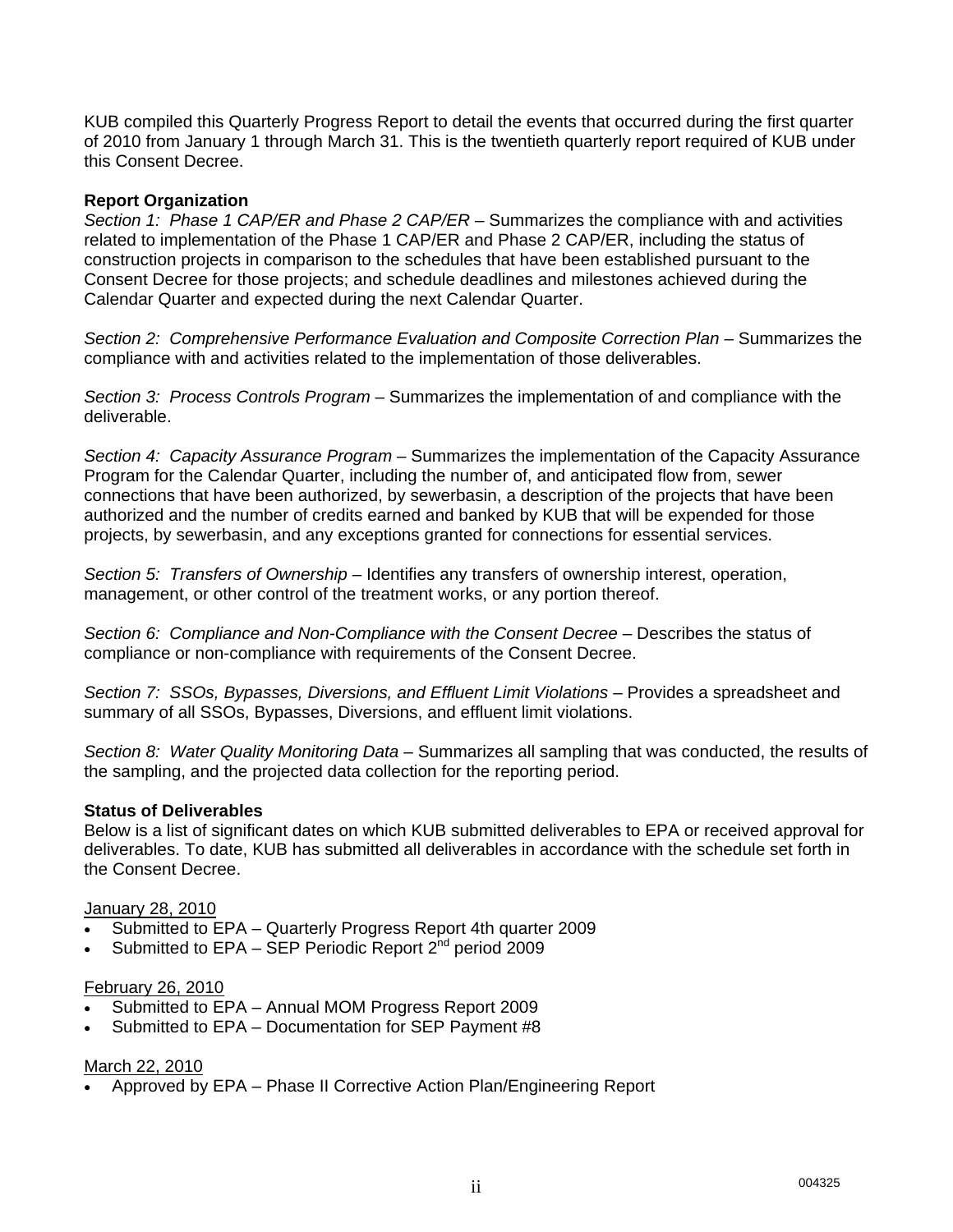KUB compiled this Quarterly Progress Report to detail the events that occurred during the first quarter of 2010 from January 1 through March 31. This is the twentieth quarterly report required of KUB under this Consent Decree.

**Report Organization**

*Section 1: Phase 1 CAP/ER and Phase 2 CAP/ER* – Summarizes the compliance with and activities related to implementation of the Phase 1 CAP/ER and Phase 2 CAP/ER, including the status of construction projects in comparison to the schedules that have been established pursuant to the Consent Decree for those projects; and schedule deadlines and milestones achieved during the Calendar Quarter and expected during the next Calendar Quarter.

*Section 2: Comprehensive Performance Evaluation and Composite Correction Plan* – Summarizes the compliance with and activities related to the implementation of those deliverables.

*Section 3: Process Controls Program* – Summarizes the implementation of and compliance with the deliverable.

*Section 4: Capacity Assurance Program* – Summarizes the implementation of the Capacity Assurance Program for the Calendar Quarter, including the number of, and anticipated flow from, sewer connections that have been authorized, by sewerbasin, a description of the projects that have been authorized and the number of credits earned and banked by KUB that will be expended for those projects, by sewerbasin, and any exceptions granted for connections for essential services.

*Section 5: Transfers of Ownership* – Identifies any transfers of ownership interest, operation, management, or other control of the treatment works, or any portion thereof.

*Section 6: Compliance and Non-Compliance with the Consent Decree* – Describes the status of compliance or non-compliance with requirements of the Consent Decree.

*Section 7: SSOs, Bypasses, Diversions, and Effluent Limit Violations* – Provides a spreadsheet and summary of all SSOs, Bypasses, Diversions, and effluent limit violations.

*Section 8: Water Quality Monitoring Data* – Summarizes all sampling that was conducted, the results of the sampling, and the projected data collection for the reporting period.

**Status of Deliverables**

Below is a list of significant dates on which KUB submitted deliverables to EPA or received approval for deliverables. To date, KUB has submitted all deliverables in accordance with the schedule set forth in the Consent Decree.

January 28, 2010

- Submitted to EPA – Quarterly Progress Report 4th quarter 2009
- Submitted to EPA – SEP Periodic Report 2nd period 2009

February 26, 2010

- Submitted to EPA – Annual MOM Progress Report 2009
- Submitted to EPA – Documentation for SEP Payment #8

March 22, 2010

- Approved by EPA – Phase II Corrective Action Plan/Engineering Report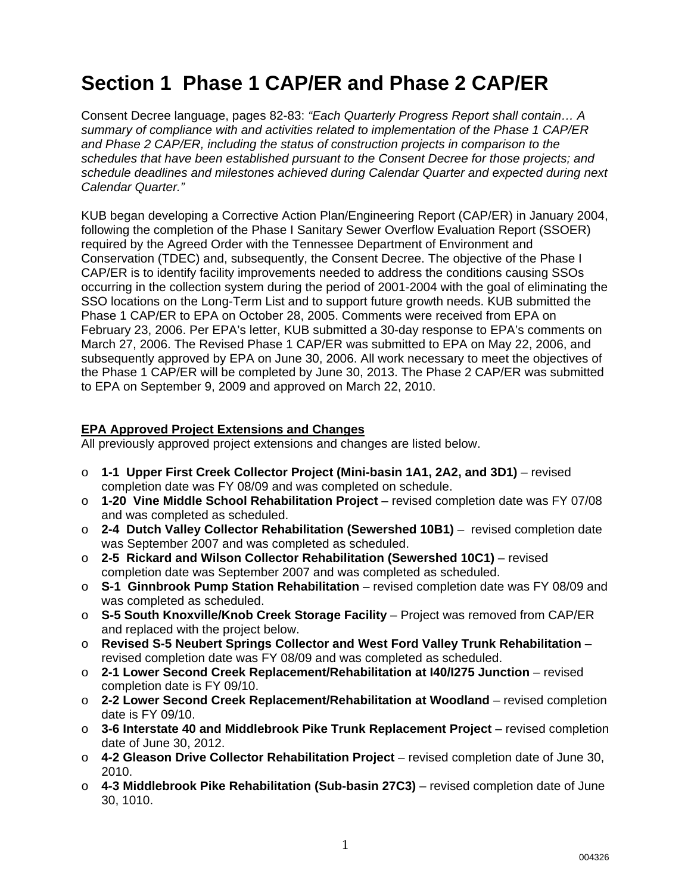# Section 1 Phase 1 CAP/ER and Phase 2 CAP/ER

Consent Decree language, pages 82-83: *"Each Quarterly Progress Report shall contain… A summary of compliance with and activities related to implementation of the Phase 1 CAP/ER and Phase 2 CAP/ER, including the status of construction projects in comparison to the schedules that have been established pursuant to the Consent Decree for those projects; and schedule deadlines and milestones achieved during Calendar Quarter and expected during next Calendar Quarter."*

KUB began developing a Corrective Action Plan/Engineering Report (CAP/ER) in January 2004, following the completion of the Phase I Sanitary Sewer Overflow Evaluation Report (SSOER) required by the Agreed Order with the Tennessee Department of Environment and Conservation (TDEC) and, subsequently, the Consent Decree. The objective of the Phase I CAP/ER is to identify facility improvements needed to address the conditions causing SSOs occurring in the collection system during the period of 2001-2004 with the goal of eliminating the SSO locations on the Long-Term List and to support future growth needs. KUB submitted the Phase 1 CAP/ER to EPA on October 28, 2005. Comments were received from EPA on February 23, 2006. Per EPA's letter, KUB submitted a 30-day response to EPA's comments on March 27, 2006. The Revised Phase 1 CAP/ER was submitted to EPA on May 22, 2006, and subsequently approved by EPA on June 30, 2006. All work necessary to meet the objectives of the Phase 1 CAP/ER will be completed by June 30, 2013. The Phase 2 CAP/ER was submitted to EPA on September 9, 2009 and approved on March 22, 2010.

**EPA Approved Project Extensions and Changes**

All previously approved project extensions and changes are listed below.

- **1-1 Upper First Creek Collector Project (Mini-basin 1A1, 2A2, and 3D1)** – revised completion date was FY 08/09 and was completed on schedule.
- **1-20 Vine Middle School Rehabilitation Project** – revised completion date was FY 07/08 and was completed as scheduled.
- **2-4 Dutch Valley Collector Rehabilitation (Sewershed 10B1)** – revised completion date was September 2007 and was completed as scheduled.
- **2-5 Rickard and Wilson Collector Rehabilitation (Sewershed 10C1)** – revised completion date was September 2007 and was completed as scheduled.
- **S-1 Ginnbrook Pump Station Rehabilitation** – revised completion date was FY 08/09 and was completed as scheduled.
- **S-5 South Knoxville/Knob Creek Storage Facility** – Project was removed from CAP/ER and replaced with the project below.
- **Revised S-5 Neubert Springs Collector and West Ford Valley Trunk Rehabilitation** – revised completion date was FY 08/09 and was completed as scheduled.
- **2-1 Lower Second Creek Replacement/Rehabilitation at I40/I275 Junction** – revised completion date is FY 09/10.
- **2-2 Lower Second Creek Replacement/Rehabilitation at Woodland** – revised completion date is FY 09/10.
- **3-6 Interstate 40 and Middlebrook Pike Trunk Replacement Project** – revised completion date of June 30, 2012.
- **4-2 Gleason Drive Collector Rehabilitation Project** – revised completion date of June 30, 2010.
- **4-3 Middlebrook Pike Rehabilitation (Sub-basin 27C3)** – revised completion date of June 30, 1010.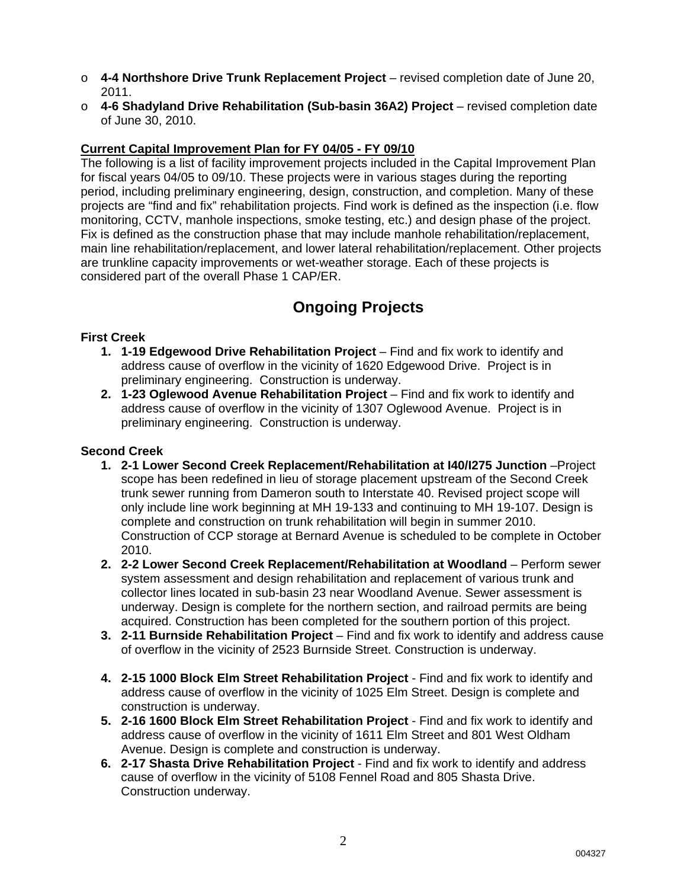- **4-4 Northshore Drive Trunk Replacement Project** – revised completion date of June 20, 2011.
- **4-6 Shadyland Drive Rehabilitation (Sub-basin 36A2) Project** – revised completion date of June 30, 2010.

**Current Capital Improvement Plan for FY 04/05 - FY 09/10**

The following is a list of facility improvement projects included in the Capital Improvement Plan for fiscal years 04/05 to 09/10. These projects were in various stages during the reporting period, including preliminary engineering, design, construction, and completion. Many of these projects are "find and fix" rehabilitation projects. Find work is defined as the inspection (i.e. flow monitoring, CCTV, manhole inspections, smoke testing, etc.) and design phase of the project. Fix is defined as the construction phase that may include manhole rehabilitation/replacement, main line rehabilitation/replacement, and lower lateral rehabilitation/replacement. Other projects are trunkline capacity improvements or wet-weather storage. Each of these projects is considered part of the overall Phase 1 CAP/ER.

# Ongoing Projects

**First Creek**

1. **1-19 Edgewood Drive Rehabilitation Project** – Find and fix work to identify and address cause of overflow in the vicinity of 1620 Edgewood Drive. Project is in preliminary engineering. Construction is underway.
2. **1-23 Oglewood Avenue Rehabilitation Project** – Find and fix work to identify and address cause of overflow in the vicinity of 1307 Oglewood Avenue. Project is in preliminary engineering. Construction is underway.

**Second Creek**

1. **2-1 Lower Second Creek Replacement/Rehabilitation at I40/I275 Junction** –Project scope has been redefined in lieu of storage placement upstream of the Second Creek trunk sewer running from Dameron south to Interstate 40. Revised project scope will only include line work beginning at MH 19-133 and continuing to MH 19-107. Design is complete and construction on trunk rehabilitation will begin in summer 2010. Construction of CCP storage at Bernard Avenue is scheduled to be complete in October 2010.
2. **2-2 Lower Second Creek Replacement/Rehabilitation at Woodland** – Perform sewer system assessment and design rehabilitation and replacement of various trunk and collector lines located in sub-basin 23 near Woodland Avenue. Sewer assessment is underway. Design is complete for the northern section, and railroad permits are being acquired. Construction has been completed for the southern portion of this project.
3. **2-11 Burnside Rehabilitation Project** – Find and fix work to identify and address cause of overflow in the vicinity of 2523 Burnside Street. Construction is underway.
4. **2-15 1000 Block Elm Street Rehabilitation Project** - Find and fix work to identify and address cause of overflow in the vicinity of 1025 Elm Street. Design is complete and construction is underway.
5. **2-16 1600 Block Elm Street Rehabilitation Project** - Find and fix work to identify and address cause of overflow in the vicinity of 1611 Elm Street and 801 West Oldham Avenue. Design is complete and construction is underway.
6. **2-17 Shasta Drive Rehabilitation Project** - Find and fix work to identify and address cause of overflow in the vicinity of 5108 Fennel Road and 805 Shasta Drive. Construction underway.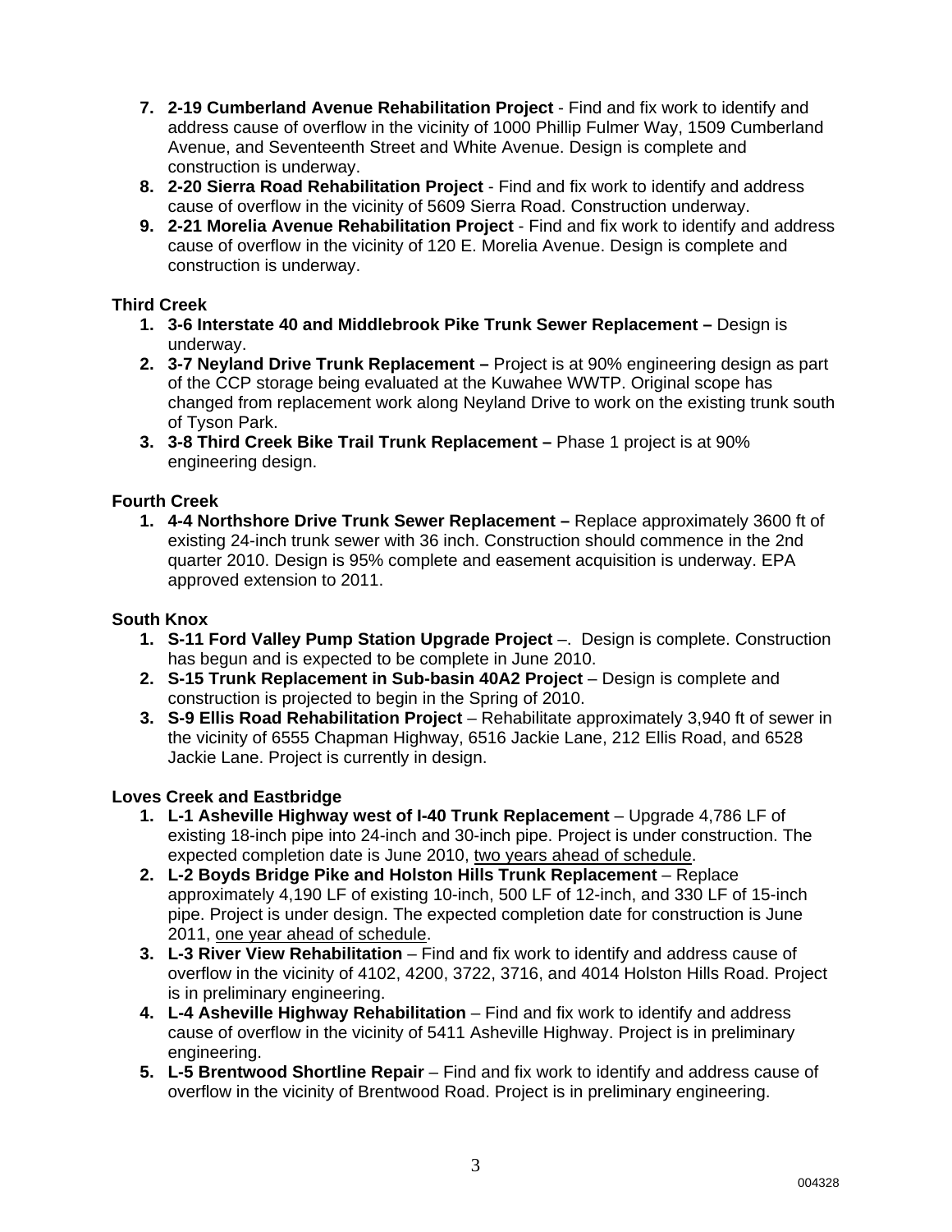7. **2-19 Cumberland Avenue Rehabilitation Project** - Find and fix work to identify and address cause of overflow in the vicinity of 1000 Phillip Fulmer Way, 1509 Cumberland Avenue, and Seventeenth Street and White Avenue. Design is complete and construction is underway.
8. **2-20 Sierra Road Rehabilitation Project** - Find and fix work to identify and address cause of overflow in the vicinity of 5609 Sierra Road. Construction underway.
9. **2-21 Morelia Avenue Rehabilitation Project** - Find and fix work to identify and address cause of overflow in the vicinity of 120 E. Morelia Avenue. Design is complete and construction is underway.

**Third Creek**

1. **3-6 Interstate 40 and Middlebrook Pike Trunk Sewer Replacement –** Design is underway.
2. **3-7 Neyland Drive Trunk Replacement –** Project is at 90% engineering design as part of the CCP storage being evaluated at the Kuwahee WWTP. Original scope has changed from replacement work along Neyland Drive to work on the existing trunk south of Tyson Park.
3. **3-8 Third Creek Bike Trail Trunk Replacement –** Phase 1 project is at 90% engineering design.

**Fourth Creek**

1. **4-4 Northshore Drive Trunk Sewer Replacement –** Replace approximately 3600 ft of existing 24-inch trunk sewer with 36 inch. Construction should commence in the 2nd quarter 2010. Design is 95% complete and easement acquisition is underway. EPA approved extension to 2011.

**South Knox**

1. **S-11 Ford Valley Pump Station Upgrade Project** –. Design is complete. Construction has begun and is expected to be complete in June 2010.
2. **S-15 Trunk Replacement in Sub-basin 40A2 Project** – Design is complete and construction is projected to begin in the Spring of 2010.
3. **S-9 Ellis Road Rehabilitation Project** – Rehabilitate approximately 3,940 ft of sewer in the vicinity of 6555 Chapman Highway, 6516 Jackie Lane, 212 Ellis Road, and 6528 Jackie Lane. Project is currently in design.

**Loves Creek and Eastbridge**

1. **L-1 Asheville Highway west of I-40 Trunk Replacement** – Upgrade 4,786 LF of existing 18-inch pipe into 24-inch and 30-inch pipe. Project is under construction. The expected completion date is June 2010, <u>two years ahead of schedule</u>.
2. **L-2 Boyds Bridge Pike and Holston Hills Trunk Replacement** – Replace approximately 4,190 LF of existing 10-inch, 500 LF of 12-inch, and 330 LF of 15-inch pipe. Project is under design. The expected completion date for construction is June 2011, <u>one year ahead of schedule</u>.
3. **L-3 River View Rehabilitation** – Find and fix work to identify and address cause of overflow in the vicinity of 4102, 4200, 3722, 3716, and 4014 Holston Hills Road. Project is in preliminary engineering.
4. **L-4 Asheville Highway Rehabilitation** – Find and fix work to identify and address cause of overflow in the vicinity of 5411 Asheville Highway. Project is in preliminary engineering.
5. **L-5 Brentwood Shortline Repair** – Find and fix work to identify and address cause of overflow in the vicinity of Brentwood Road. Project is in preliminary engineering.

004328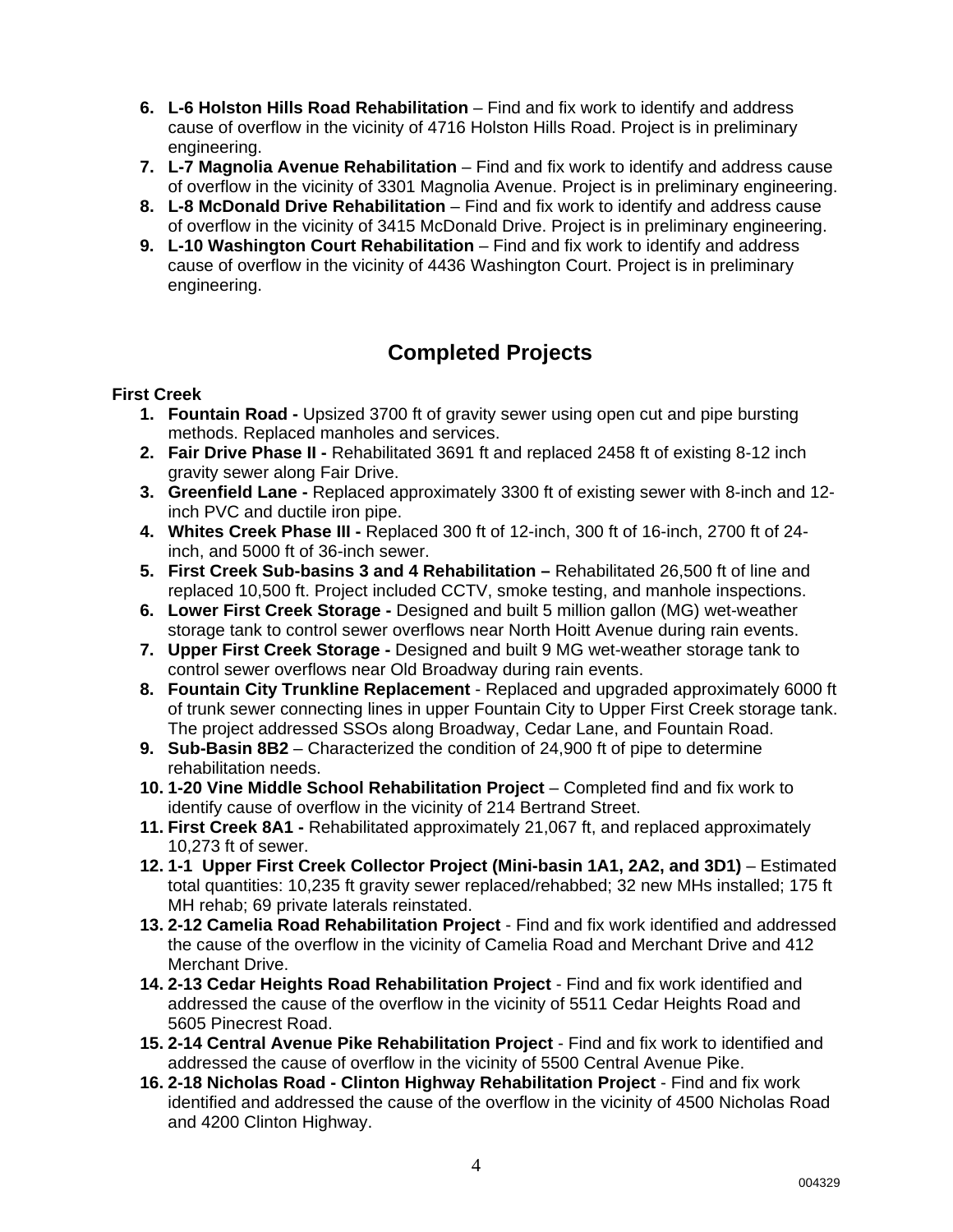6. **L-6 Holston Hills Road Rehabilitation** – Find and fix work to identify and address cause of overflow in the vicinity of 4716 Holston Hills Road. Project is in preliminary engineering.
7. **L-7 Magnolia Avenue Rehabilitation** – Find and fix work to identify and address cause of overflow in the vicinity of 3301 Magnolia Avenue. Project is in preliminary engineering.
8. **L-8 McDonald Drive Rehabilitation** – Find and fix work to identify and address cause of overflow in the vicinity of 3415 McDonald Drive. Project is in preliminary engineering.
9. **L-10 Washington Court Rehabilitation** – Find and fix work to identify and address cause of overflow in the vicinity of 4436 Washington Court. Project is in preliminary engineering.

## Completed Projects

**First Creek**

1. **Fountain Road -** Upsized 3700 ft of gravity sewer using open cut and pipe bursting methods. Replaced manholes and services.
2. **Fair Drive Phase II -** Rehabilitated 3691 ft and replaced 2458 ft of existing 8-12 inch gravity sewer along Fair Drive.
3. **Greenfield Lane -** Replaced approximately 3300 ft of existing sewer with 8-inch and 12-inch PVC and ductile iron pipe.
4. **Whites Creek Phase III -** Replaced 300 ft of 12-inch, 300 ft of 16-inch, 2700 ft of 24-inch, and 5000 ft of 36-inch sewer.
5. **First Creek Sub-basins 3 and 4 Rehabilitation –** Rehabilitated 26,500 ft of line and replaced 10,500 ft. Project included CCTV, smoke testing, and manhole inspections.
6. **Lower First Creek Storage -** Designed and built 5 million gallon (MG) wet-weather storage tank to control sewer overflows near North Hoitt Avenue during rain events.
7. **Upper First Creek Storage -** Designed and built 9 MG wet-weather storage tank to control sewer overflows near Old Broadway during rain events.
8. **Fountain City Trunkline Replacement** - Replaced and upgraded approximately 6000 ft of trunk sewer connecting lines in upper Fountain City to Upper First Creek storage tank. The project addressed SSOs along Broadway, Cedar Lane, and Fountain Road.
9. **Sub-Basin 8B2** – Characterized the condition of 24,900 ft of pipe to determine rehabilitation needs.
10. **1-20 Vine Middle School Rehabilitation Project** – Completed find and fix work to identify cause of overflow in the vicinity of 214 Bertrand Street.
11. **First Creek 8A1 -** Rehabilitated approximately 21,067 ft, and replaced approximately 10,273 ft of sewer.
12. **1-1 Upper First Creek Collector Project (Mini-basin 1A1, 2A2, and 3D1)** – Estimated total quantities: 10,235 ft gravity sewer replaced/rehabbed; 32 new MHs installed; 175 ft MH rehab; 69 private laterals reinstated.
13. **2-12 Camelia Road Rehabilitation Project** - Find and fix work identified and addressed the cause of the overflow in the vicinity of Camelia Road and Merchant Drive and 412 Merchant Drive.
14. **2-13 Cedar Heights Road Rehabilitation Project** - Find and fix work identified and addressed the cause of the overflow in the vicinity of 5511 Cedar Heights Road and 5605 Pinecrest Road.
15. **2-14 Central Avenue Pike Rehabilitation Project** - Find and fix work to identified and addressed the cause of overflow in the vicinity of 5500 Central Avenue Pike.
16. **2-18 Nicholas Road - Clinton Highway Rehabilitation Project** - Find and fix work identified and addressed the cause of the overflow in the vicinity of 4500 Nicholas Road and 4200 Clinton Highway.

004329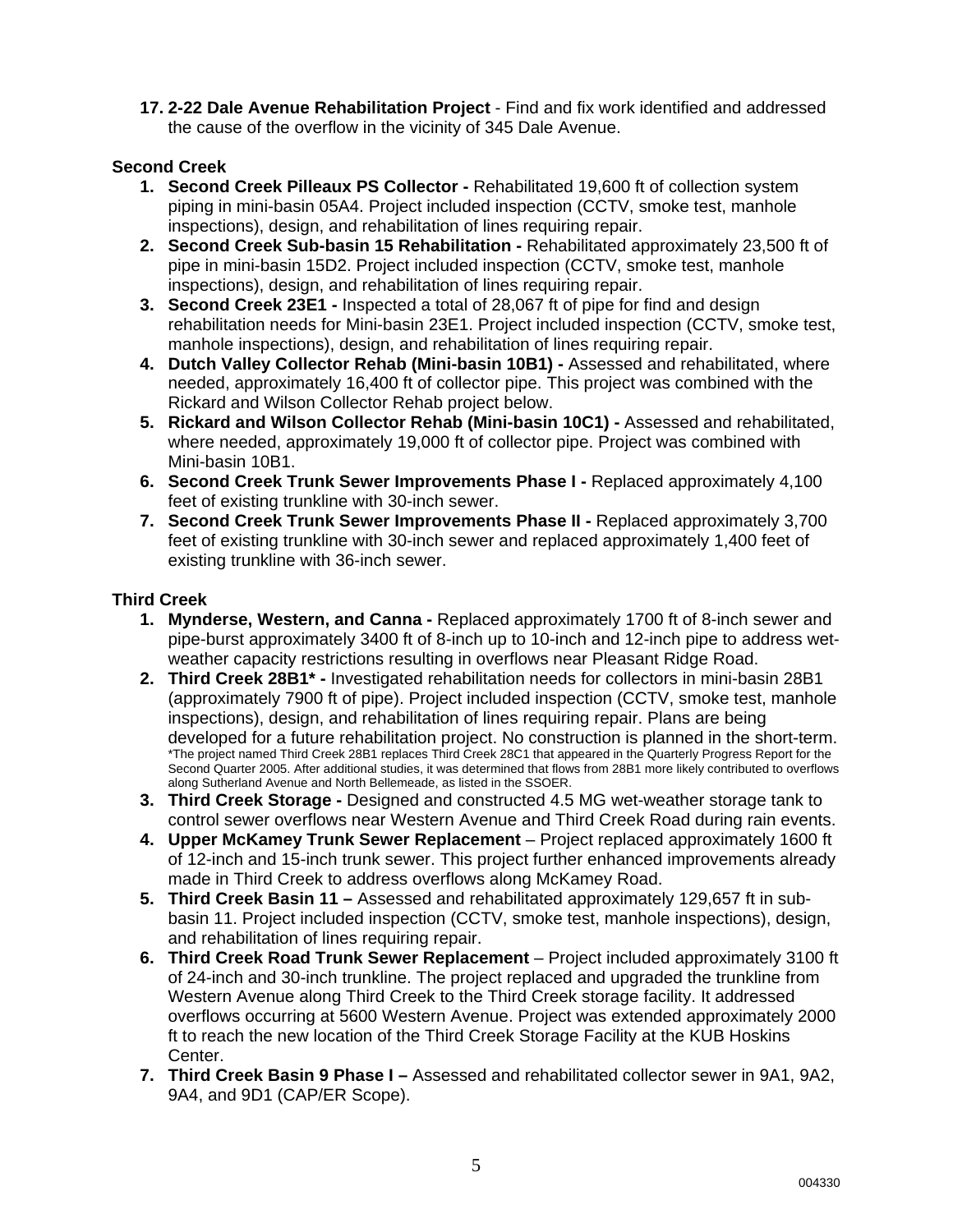17. **2-22 Dale Avenue Rehabilitation Project** - Find and fix work identified and addressed the cause of the overflow in the vicinity of 345 Dale Avenue.

### Second Creek

1. **Second Creek Pilleaux PS Collector -** Rehabilitated 19,600 ft of collection system piping in mini-basin 05A4. Project included inspection (CCTV, smoke test, manhole inspections), design, and rehabilitation of lines requiring repair.
2. **Second Creek Sub-basin 15 Rehabilitation -** Rehabilitated approximately 23,500 ft of pipe in mini-basin 15D2. Project included inspection (CCTV, smoke test, manhole inspections), design, and rehabilitation of lines requiring repair.
3. **Second Creek 23E1 -** Inspected a total of 28,067 ft of pipe for find and design rehabilitation needs for Mini-basin 23E1. Project included inspection (CCTV, smoke test, manhole inspections), design, and rehabilitation of lines requiring repair.
4. **Dutch Valley Collector Rehab (Mini-basin 10B1) -** Assessed and rehabilitated, where needed, approximately 16,400 ft of collector pipe. This project was combined with the Rickard and Wilson Collector Rehab project below.
5. **Rickard and Wilson Collector Rehab (Mini-basin 10C1) -** Assessed and rehabilitated, where needed, approximately 19,000 ft of collector pipe. Project was combined with Mini-basin 10B1.
6. **Second Creek Trunk Sewer Improvements Phase I -** Replaced approximately 4,100 feet of existing trunkline with 30-inch sewer.
7. **Second Creek Trunk Sewer Improvements Phase II -** Replaced approximately 3,700 feet of existing trunkline with 30-inch sewer and replaced approximately 1,400 feet of existing trunkline with 36-inch sewer.

### Third Creek

1. **Mynderse, Western, and Canna -** Replaced approximately 1700 ft of 8-inch sewer and pipe-burst approximately 3400 ft of 8-inch up to 10-inch and 12-inch pipe to address wet-weather capacity restrictions resulting in overflows near Pleasant Ridge Road.
2. **Third Creek 28B1\* -** Investigated rehabilitation needs for collectors in mini-basin 28B1 (approximately 7900 ft of pipe). Project included inspection (CCTV, smoke test, manhole inspections), design, and rehabilitation of lines requiring repair. Plans are being developed for a future rehabilitation project. No construction is planned in the short-term.
   \*The project named Third Creek 28B1 replaces Third Creek 28C1 that appeared in the Quarterly Progress Report for the Second Quarter 2005. After additional studies, it was determined that flows from 28B1 more likely contributed to overflows along Sutherland Avenue and North Bellemeade, as listed in the SSOER.
3. **Third Creek Storage -** Designed and constructed 4.5 MG wet-weather storage tank to control sewer overflows near Western Avenue and Third Creek Road during rain events.
4. **Upper McKamey Trunk Sewer Replacement** – Project replaced approximately 1600 ft of 12-inch and 15-inch trunk sewer. This project further enhanced improvements already made in Third Creek to address overflows along McKamey Road.
5. **Third Creek Basin 11 –** Assessed and rehabilitated approximately 129,657 ft in sub-basin 11. Project included inspection (CCTV, smoke test, manhole inspections), design, and rehabilitation of lines requiring repair.
6. **Third Creek Road Trunk Sewer Replacement** – Project included approximately 3100 ft of 24-inch and 30-inch trunkline. The project replaced and upgraded the trunkline from Western Avenue along Third Creek to the Third Creek storage facility. It addressed overflows occurring at 5600 Western Avenue. Project was extended approximately 2000 ft to reach the new location of the Third Creek Storage Facility at the KUB Hoskins Center.
7. **Third Creek Basin 9 Phase I –** Assessed and rehabilitated collector sewer in 9A1, 9A2, 9A4, and 9D1 (CAP/ER Scope).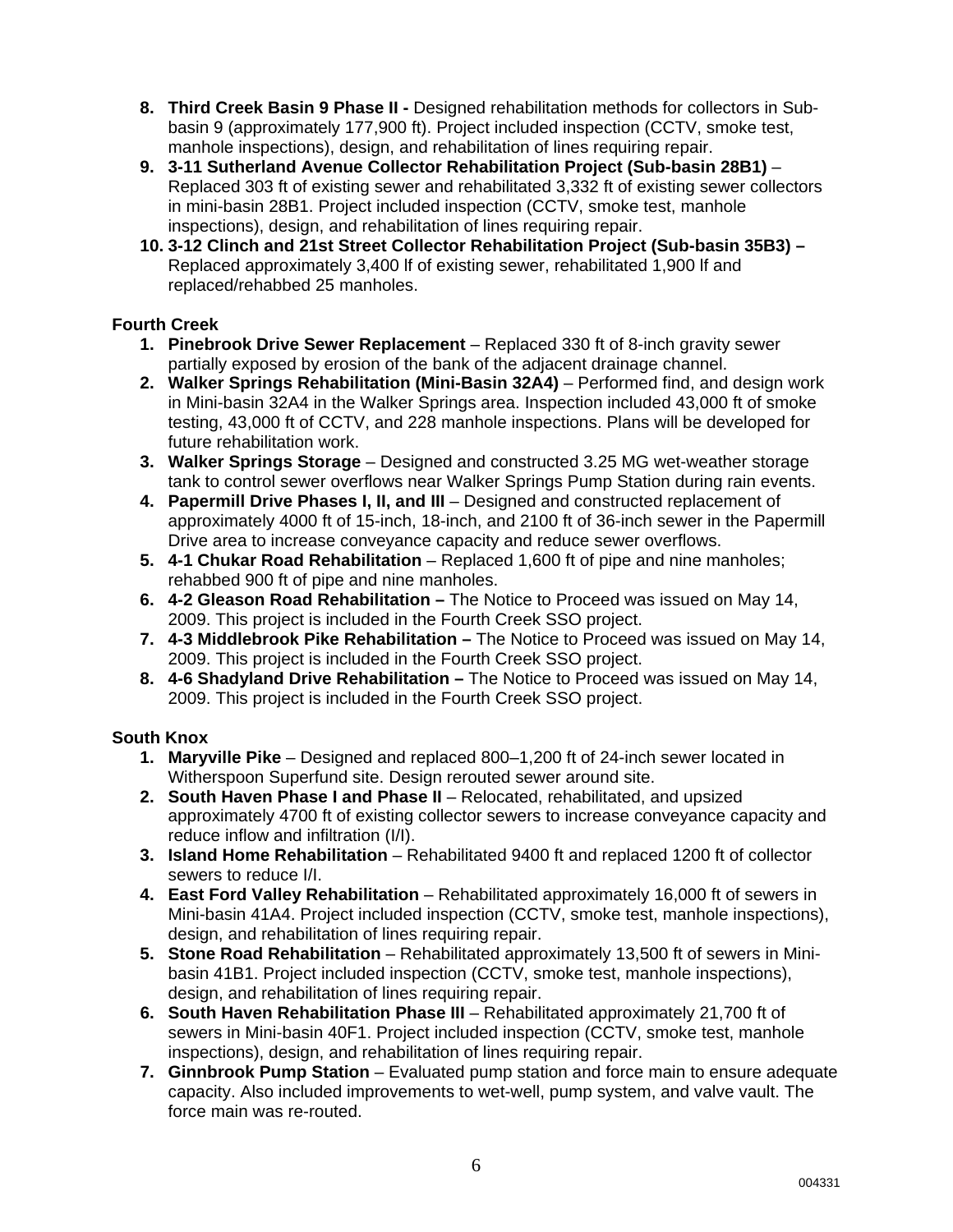8. **Third Creek Basin 9 Phase II -** Designed rehabilitation methods for collectors in Sub-basin 9 (approximately 177,900 ft). Project included inspection (CCTV, smoke test, manhole inspections), design, and rehabilitation of lines requiring repair.
9. **3-11 Sutherland Avenue Collector Rehabilitation Project (Sub-basin 28B1)** – Replaced 303 ft of existing sewer and rehabilitated 3,332 ft of existing sewer collectors in mini-basin 28B1. Project included inspection (CCTV, smoke test, manhole inspections), design, and rehabilitation of lines requiring repair.
10. **3-12 Clinch and 21st Street Collector Rehabilitation Project (Sub-basin 35B3) –** Replaced approximately 3,400 lf of existing sewer, rehabilitated 1,900 lf and replaced/rehabbed 25 manholes.

**Fourth Creek**

1. **Pinebrook Drive Sewer Replacement** – Replaced 330 ft of 8-inch gravity sewer partially exposed by erosion of the bank of the adjacent drainage channel.
2. **Walker Springs Rehabilitation (Mini-Basin 32A4)** – Performed find, and design work in Mini-basin 32A4 in the Walker Springs area. Inspection included 43,000 ft of smoke testing, 43,000 ft of CCTV, and 228 manhole inspections. Plans will be developed for future rehabilitation work.
3. **Walker Springs Storage** – Designed and constructed 3.25 MG wet-weather storage tank to control sewer overflows near Walker Springs Pump Station during rain events.
4. **Papermill Drive Phases I, II, and III** – Designed and constructed replacement of approximately 4000 ft of 15-inch, 18-inch, and 2100 ft of 36-inch sewer in the Papermill Drive area to increase conveyance capacity and reduce sewer overflows.
5. **4-1 Chukar Road Rehabilitation** – Replaced 1,600 ft of pipe and nine manholes; rehabbed 900 ft of pipe and nine manholes.
6. **4-2 Gleason Road Rehabilitation –** The Notice to Proceed was issued on May 14, 2009. This project is included in the Fourth Creek SSO project.
7. **4-3 Middlebrook Pike Rehabilitation –** The Notice to Proceed was issued on May 14, 2009. This project is included in the Fourth Creek SSO project.
8. **4-6 Shadyland Drive Rehabilitation –** The Notice to Proceed was issued on May 14, 2009. This project is included in the Fourth Creek SSO project.

**South Knox**

1. **Maryville Pike** – Designed and replaced 800–1,200 ft of 24-inch sewer located in Witherspoon Superfund site. Design rerouted sewer around site.
2. **South Haven Phase I and Phase II** – Relocated, rehabilitated, and upsized approximately 4700 ft of existing collector sewers to increase conveyance capacity and reduce inflow and infiltration (I/I).
3. **Island Home Rehabilitation** – Rehabilitated 9400 ft and replaced 1200 ft of collector sewers to reduce I/I.
4. **East Ford Valley Rehabilitation** – Rehabilitated approximately 16,000 ft of sewers in Mini-basin 41A4. Project included inspection (CCTV, smoke test, manhole inspections), design, and rehabilitation of lines requiring repair.
5. **Stone Road Rehabilitation** – Rehabilitated approximately 13,500 ft of sewers in Mini-basin 41B1. Project included inspection (CCTV, smoke test, manhole inspections), design, and rehabilitation of lines requiring repair.
6. **South Haven Rehabilitation Phase III** – Rehabilitated approximately 21,700 ft of sewers in Mini-basin 40F1. Project included inspection (CCTV, smoke test, manhole inspections), design, and rehabilitation of lines requiring repair.
7. **Ginnbrook Pump Station** – Evaluated pump station and force main to ensure adequate capacity. Also included improvements to wet-well, pump system, and valve vault. The force main was re-routed.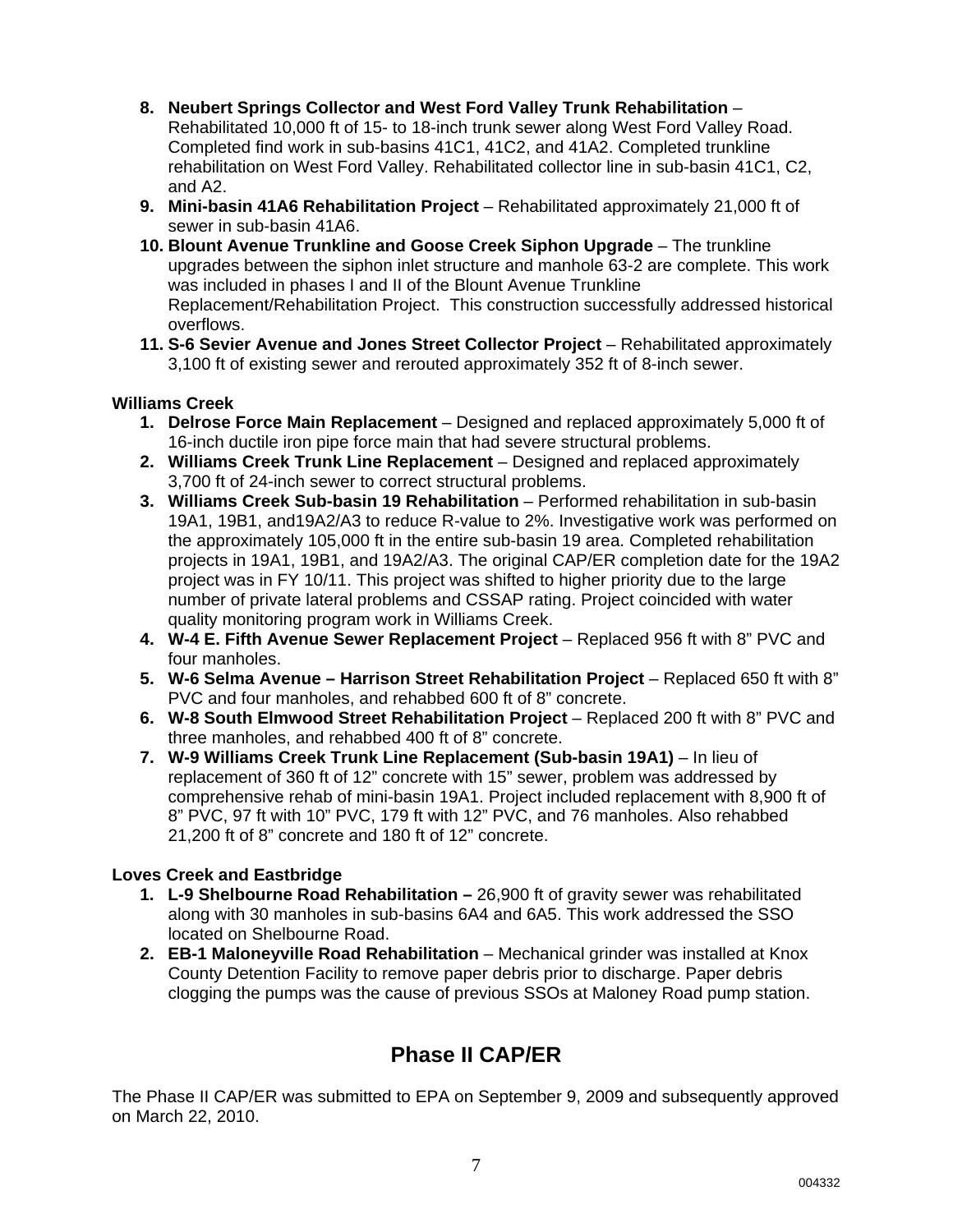8. **Neubert Springs Collector and West Ford Valley Trunk Rehabilitation** – Rehabilitated 10,000 ft of 15- to 18-inch trunk sewer along West Ford Valley Road. Completed find work in sub-basins 41C1, 41C2, and 41A2. Completed trunkline rehabilitation on West Ford Valley. Rehabilitated collector line in sub-basin 41C1, C2, and A2.
9. **Mini-basin 41A6 Rehabilitation Project** – Rehabilitated approximately 21,000 ft of sewer in sub-basin 41A6.
10. **Blount Avenue Trunkline and Goose Creek Siphon Upgrade** – The trunkline upgrades between the siphon inlet structure and manhole 63-2 are complete. This work was included in phases I and II of the Blount Avenue Trunkline Replacement/Rehabilitation Project. This construction successfully addressed historical overflows.
11. **S-6 Sevier Avenue and Jones Street Collector Project** – Rehabilitated approximately 3,100 ft of existing sewer and rerouted approximately 352 ft of 8-inch sewer.

**Williams Creek**

1. **Delrose Force Main Replacement** – Designed and replaced approximately 5,000 ft of 16-inch ductile iron pipe force main that had severe structural problems.
2. **Williams Creek Trunk Line Replacement** – Designed and replaced approximately 3,700 ft of 24-inch sewer to correct structural problems.
3. **Williams Creek Sub-basin 19 Rehabilitation** – Performed rehabilitation in sub-basin 19A1, 19B1, and19A2/A3 to reduce R-value to 2%. Investigative work was performed on the approximately 105,000 ft in the entire sub-basin 19 area. Completed rehabilitation projects in 19A1, 19B1, and 19A2/A3. The original CAP/ER completion date for the 19A2 project was in FY 10/11. This project was shifted to higher priority due to the large number of private lateral problems and CSSAP rating. Project coincided with water quality monitoring program work in Williams Creek.
4. **W-4 E. Fifth Avenue Sewer Replacement Project** – Replaced 956 ft with 8" PVC and four manholes.
5. **W-6 Selma Avenue – Harrison Street Rehabilitation Project** – Replaced 650 ft with 8" PVC and four manholes, and rehabbed 600 ft of 8" concrete.
6. **W-8 South Elmwood Street Rehabilitation Project** – Replaced 200 ft with 8" PVC and three manholes, and rehabbed 400 ft of 8" concrete.
7. **W-9 Williams Creek Trunk Line Replacement (Sub-basin 19A1)** – In lieu of replacement of 360 ft of 12" concrete with 15" sewer, problem was addressed by comprehensive rehab of mini-basin 19A1. Project included replacement with 8,900 ft of 8" PVC, 97 ft with 10" PVC, 179 ft with 12" PVC, and 76 manholes. Also rehabbed 21,200 ft of 8" concrete and 180 ft of 12" concrete.

**Loves Creek and Eastbridge**

1. **L-9 Shelbourne Road Rehabilitation –** 26,900 ft of gravity sewer was rehabilitated along with 30 manholes in sub-basins 6A4 and 6A5. This work addressed the SSO located on Shelbourne Road.
2. **EB-1 Maloneyville Road Rehabilitation** – Mechanical grinder was installed at Knox County Detention Facility to remove paper debris prior to discharge. Paper debris clogging the pumps was the cause of previous SSOs at Maloney Road pump station.

## Phase II CAP/ER

The Phase II CAP/ER was submitted to EPA on September 9, 2009 and subsequently approved on March 22, 2010.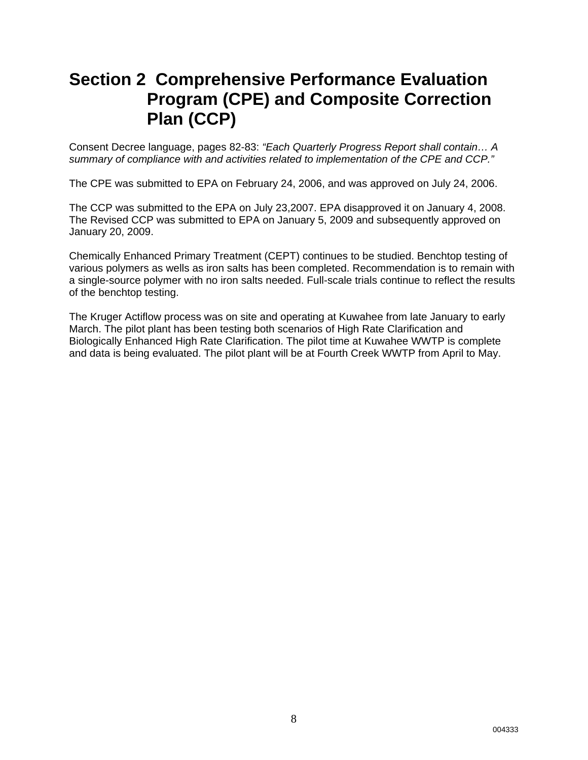# Section 2 Comprehensive Performance Evaluation Program (CPE) and Composite Correction Plan (CCP)

Consent Decree language, pages 82-83: *"Each Quarterly Progress Report shall contain… A summary of compliance with and activities related to implementation of the CPE and CCP."*

The CPE was submitted to EPA on February 24, 2006, and was approved on July 24, 2006.

The CCP was submitted to the EPA on July 23,2007. EPA disapproved it on January 4, 2008. The Revised CCP was submitted to EPA on January 5, 2009 and subsequently approved on January 20, 2009.

Chemically Enhanced Primary Treatment (CEPT) continues to be studied. Benchtop testing of various polymers as wells as iron salts has been completed. Recommendation is to remain with a single-source polymer with no iron salts needed. Full-scale trials continue to reflect the results of the benchtop testing.

The Kruger Actiflow process was on site and operating at Kuwahee from late January to early March. The pilot plant has been testing both scenarios of High Rate Clarification and Biologically Enhanced High Rate Clarification. The pilot time at Kuwahee WWTP is complete and data is being evaluated. The pilot plant will be at Fourth Creek WWTP from April to May.

004333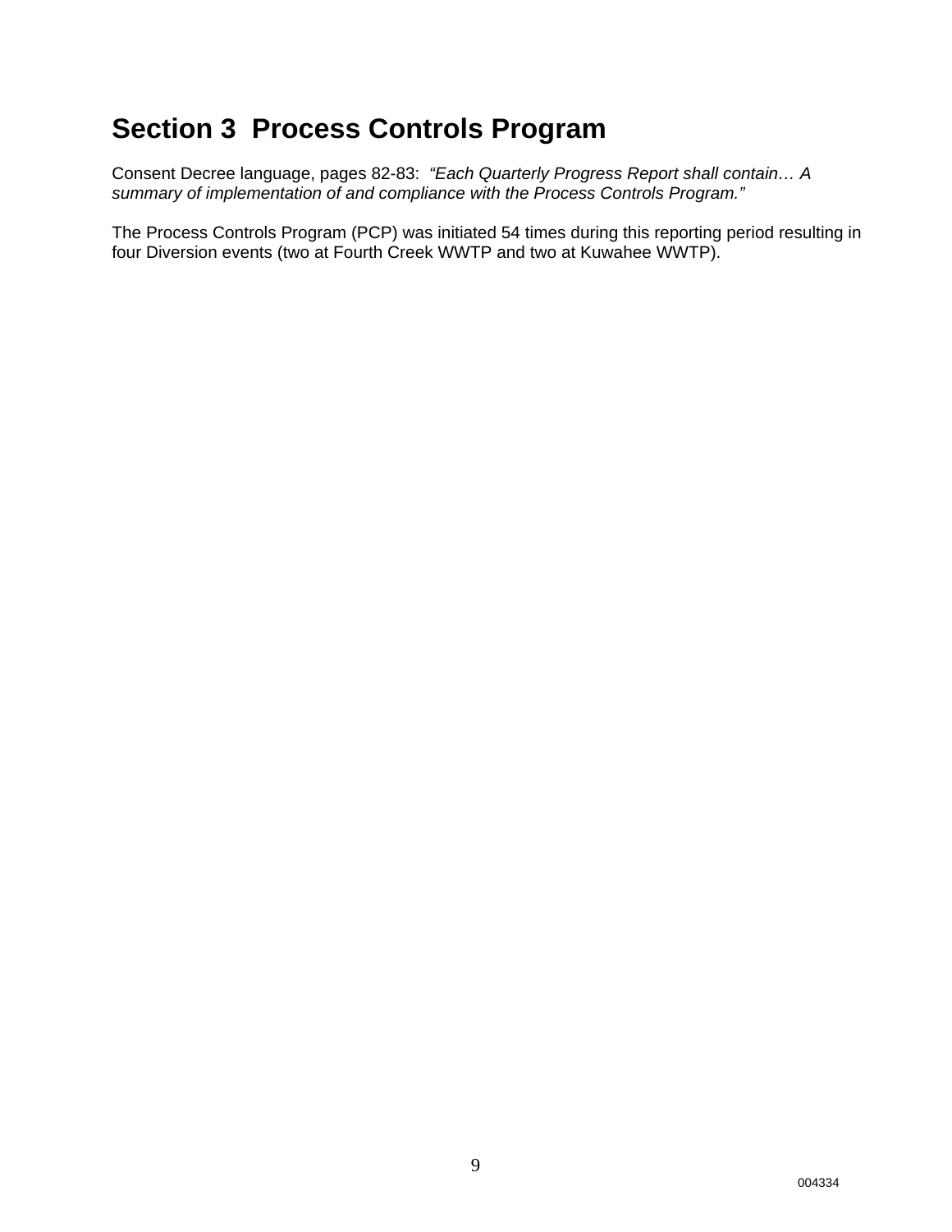# Section 3 Process Controls Program

Consent Decree language, pages 82-83: *"Each Quarterly Progress Report shall contain… A summary of implementation of and compliance with the Process Controls Program."*

The Process Controls Program (PCP) was initiated 54 times during this reporting period resulting in four Diversion events (two at Fourth Creek WWTP and two at Kuwahee WWTP).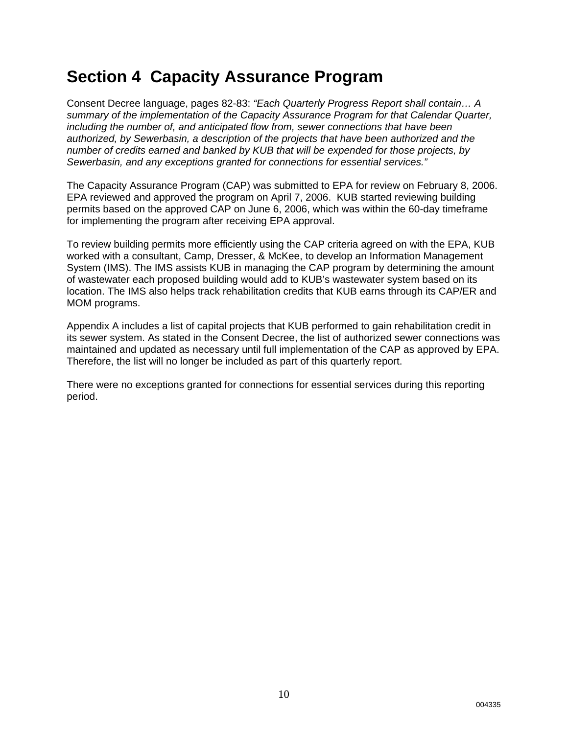# Section 4  Capacity Assurance Program

Consent Decree language, pages 82-83: *"Each Quarterly Progress Report shall contain… A summary of the implementation of the Capacity Assurance Program for that Calendar Quarter, including the number of, and anticipated flow from, sewer connections that have been authorized, by Sewerbasin, a description of the projects that have been authorized and the number of credits earned and banked by KUB that will be expended for those projects, by Sewerbasin, and any exceptions granted for connections for essential services."*

The Capacity Assurance Program (CAP) was submitted to EPA for review on February 8, 2006. EPA reviewed and approved the program on April 7, 2006.  KUB started reviewing building permits based on the approved CAP on June 6, 2006, which was within the 60-day timeframe for implementing the program after receiving EPA approval.

To review building permits more efficiently using the CAP criteria agreed on with the EPA, KUB worked with a consultant, Camp, Dresser, & McKee, to develop an Information Management System (IMS). The IMS assists KUB in managing the CAP program by determining the amount of wastewater each proposed building would add to KUB's wastewater system based on its location. The IMS also helps track rehabilitation credits that KUB earns through its CAP/ER and MOM programs.

Appendix A includes a list of capital projects that KUB performed to gain rehabilitation credit in its sewer system. As stated in the Consent Decree, the list of authorized sewer connections was maintained and updated as necessary until full implementation of the CAP as approved by EPA. Therefore, the list will no longer be included as part of this quarterly report.

There were no exceptions granted for connections for essential services during this reporting period.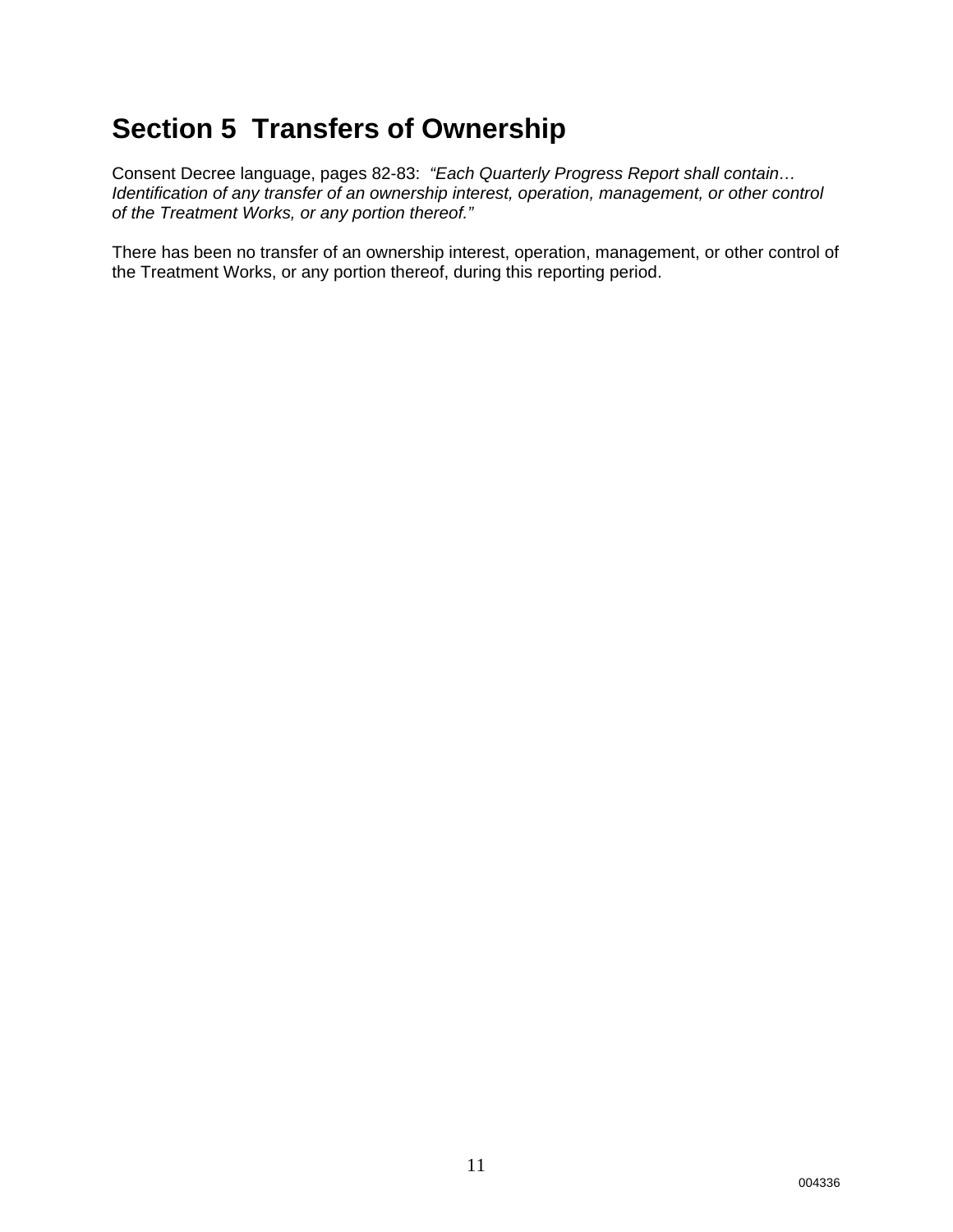# Section 5 Transfers of Ownership

Consent Decree language, pages 82-83: *"Each Quarterly Progress Report shall contain… Identification of any transfer of an ownership interest, operation, management, or other control of the Treatment Works, or any portion thereof."*

There has been no transfer of an ownership interest, operation, management, or other control of the Treatment Works, or any portion thereof, during this reporting period.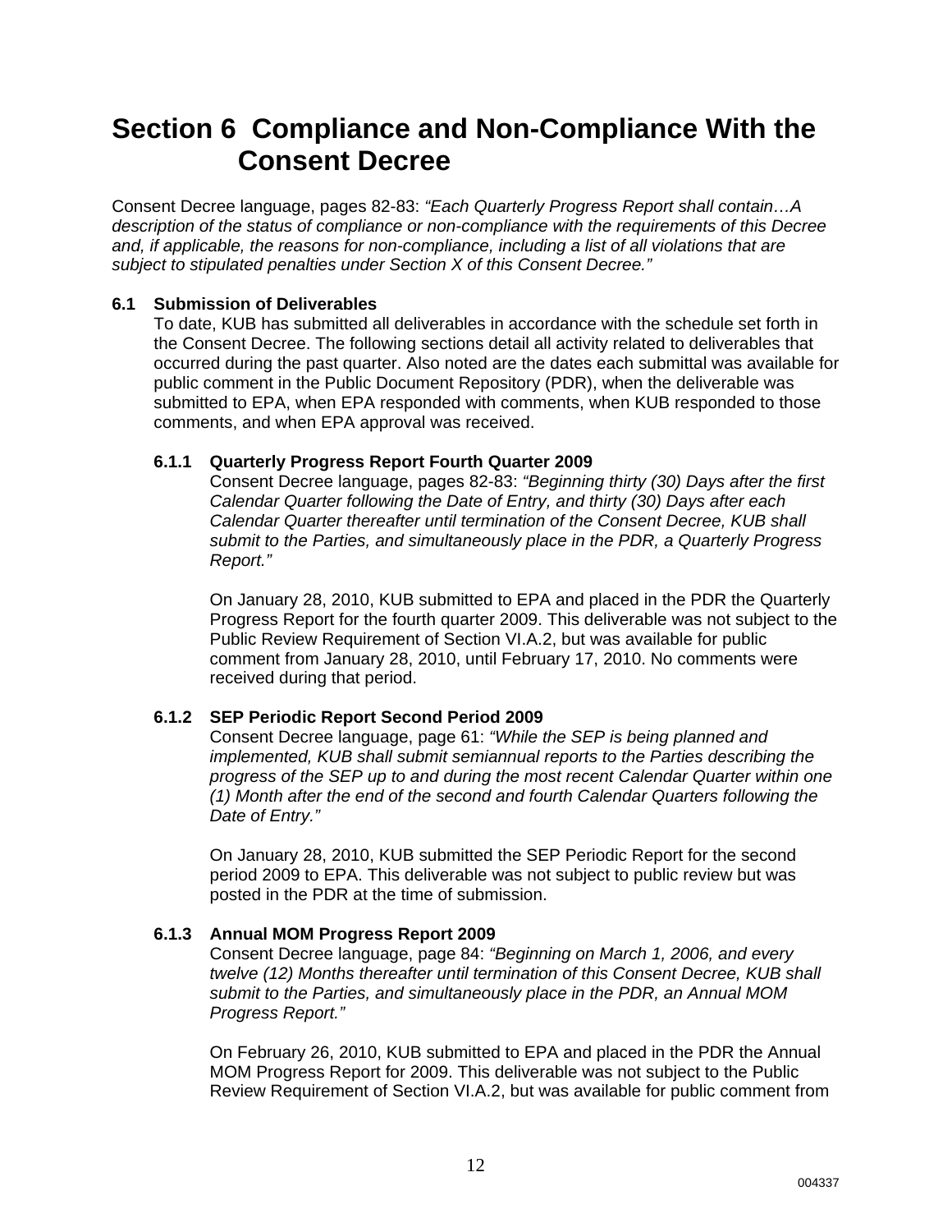# Section 6 Compliance and Non-Compliance With the Consent Decree

Consent Decree language, pages 82-83: *"Each Quarterly Progress Report shall contain…A description of the status of compliance or non-compliance with the requirements of this Decree and, if applicable, the reasons for non-compliance, including a list of all violations that are subject to stipulated penalties under Section X of this Consent Decree."*

## 6.1 Submission of Deliverables

To date, KUB has submitted all deliverables in accordance with the schedule set forth in the Consent Decree. The following sections detail all activity related to deliverables that occurred during the past quarter. Also noted are the dates each submittal was available for public comment in the Public Document Repository (PDR), when the deliverable was submitted to EPA, when EPA responded with comments, when KUB responded to those comments, and when EPA approval was received.

### 6.1.1 Quarterly Progress Report Fourth Quarter 2009

Consent Decree language, pages 82-83: *"Beginning thirty (30) Days after the first Calendar Quarter following the Date of Entry, and thirty (30) Days after each Calendar Quarter thereafter until termination of the Consent Decree, KUB shall submit to the Parties, and simultaneously place in the PDR, a Quarterly Progress Report."*

On January 28, 2010, KUB submitted to EPA and placed in the PDR the Quarterly Progress Report for the fourth quarter 2009. This deliverable was not subject to the Public Review Requirement of Section VI.A.2, but was available for public comment from January 28, 2010, until February 17, 2010. No comments were received during that period.

### 6.1.2 SEP Periodic Report Second Period 2009

Consent Decree language, page 61: *"While the SEP is being planned and implemented, KUB shall submit semiannual reports to the Parties describing the progress of the SEP up to and during the most recent Calendar Quarter within one (1) Month after the end of the second and fourth Calendar Quarters following the Date of Entry."*

On January 28, 2010, KUB submitted the SEP Periodic Report for the second period 2009 to EPA. This deliverable was not subject to public review but was posted in the PDR at the time of submission.

### 6.1.3 Annual MOM Progress Report 2009

Consent Decree language, page 84: *"Beginning on March 1, 2006, and every twelve (12) Months thereafter until termination of this Consent Decree, KUB shall submit to the Parties, and simultaneously place in the PDR, an Annual MOM Progress Report."*

On February 26, 2010, KUB submitted to EPA and placed in the PDR the Annual MOM Progress Report for 2009. This deliverable was not subject to the Public Review Requirement of Section VI.A.2, but was available for public comment from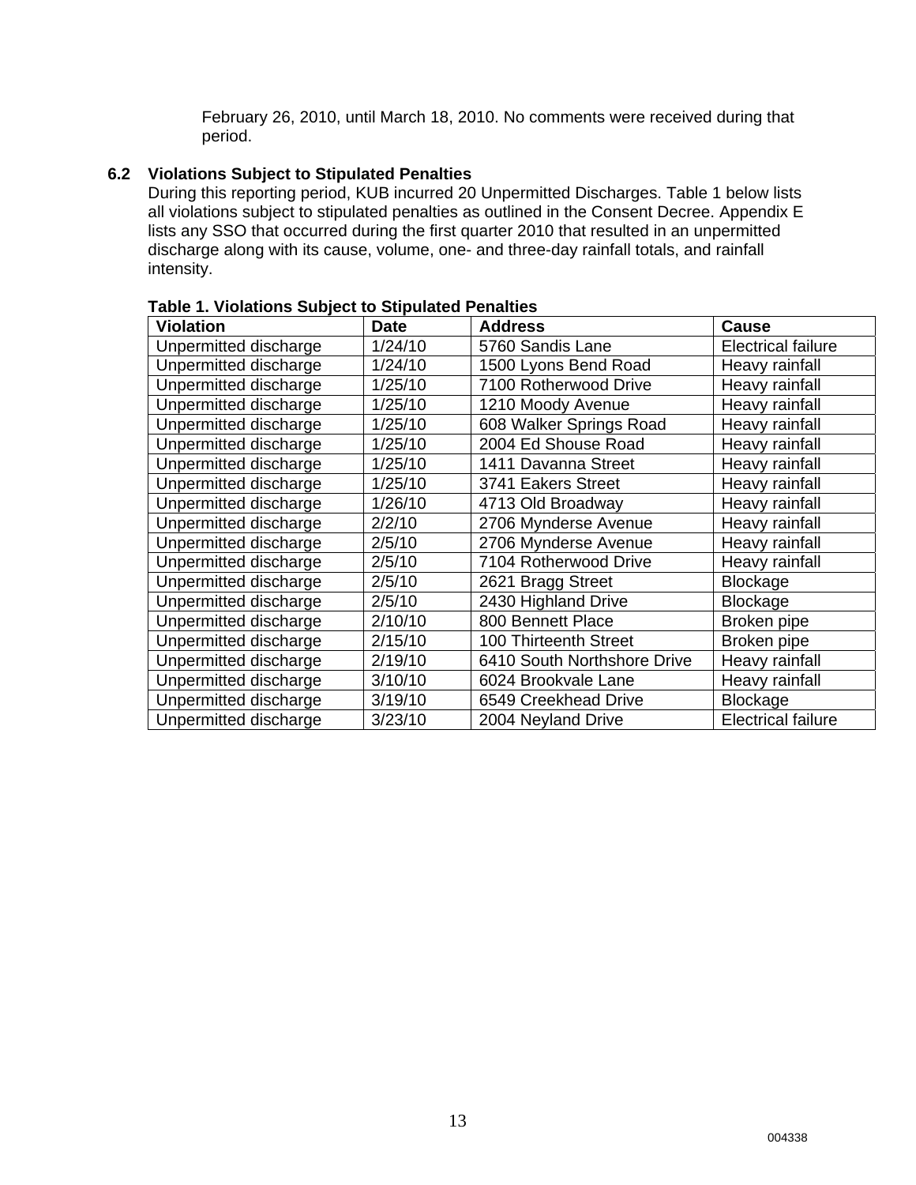February 26, 2010, until March 18, 2010. No comments were received during that period.

### 6.2 Violations Subject to Stipulated Penalties

During this reporting period, KUB incurred 20 Unpermitted Discharges. Table 1 below lists all violations subject to stipulated penalties as outlined in the Consent Decree. Appendix E lists any SSO that occurred during the first quarter 2010 that resulted in an unpermitted discharge along with its cause, volume, one- and three-day rainfall totals, and rainfall intensity.

**Table 1. Violations Subject to Stipulated Penalties**

| Violation | Date | Address | Cause |
|---|---|---|---|
| Unpermitted discharge | 1/24/10 | 5760 Sandis Lane | Electrical failure |
| Unpermitted discharge | 1/24/10 | 1500 Lyons Bend Road | Heavy rainfall |
| Unpermitted discharge | 1/25/10 | 7100 Rotherwood Drive | Heavy rainfall |
| Unpermitted discharge | 1/25/10 | 1210 Moody Avenue | Heavy rainfall |
| Unpermitted discharge | 1/25/10 | 608 Walker Springs Road | Heavy rainfall |
| Unpermitted discharge | 1/25/10 | 2004 Ed Shouse Road | Heavy rainfall |
| Unpermitted discharge | 1/25/10 | 1411 Davanna Street | Heavy rainfall |
| Unpermitted discharge | 1/25/10 | 3741 Eakers Street | Heavy rainfall |
| Unpermitted discharge | 1/26/10 | 4713 Old Broadway | Heavy rainfall |
| Unpermitted discharge | 2/2/10 | 2706 Mynderse Avenue | Heavy rainfall |
| Unpermitted discharge | 2/5/10 | 2706 Mynderse Avenue | Heavy rainfall |
| Unpermitted discharge | 2/5/10 | 7104 Rotherwood Drive | Heavy rainfall |
| Unpermitted discharge | 2/5/10 | 2621 Bragg Street | Blockage |
| Unpermitted discharge | 2/5/10 | 2430 Highland Drive | Blockage |
| Unpermitted discharge | 2/10/10 | 800 Bennett Place | Broken pipe |
| Unpermitted discharge | 2/15/10 | 100 Thirteenth Street | Broken pipe |
| Unpermitted discharge | 2/19/10 | 6410 South Northshore Drive | Heavy rainfall |
| Unpermitted discharge | 3/10/10 | 6024 Brookvale Lane | Heavy rainfall |
| Unpermitted discharge | 3/19/10 | 6549 Creekhead Drive | Blockage |
| Unpermitted discharge | 3/23/10 | 2004 Neyland Drive | Electrical failure |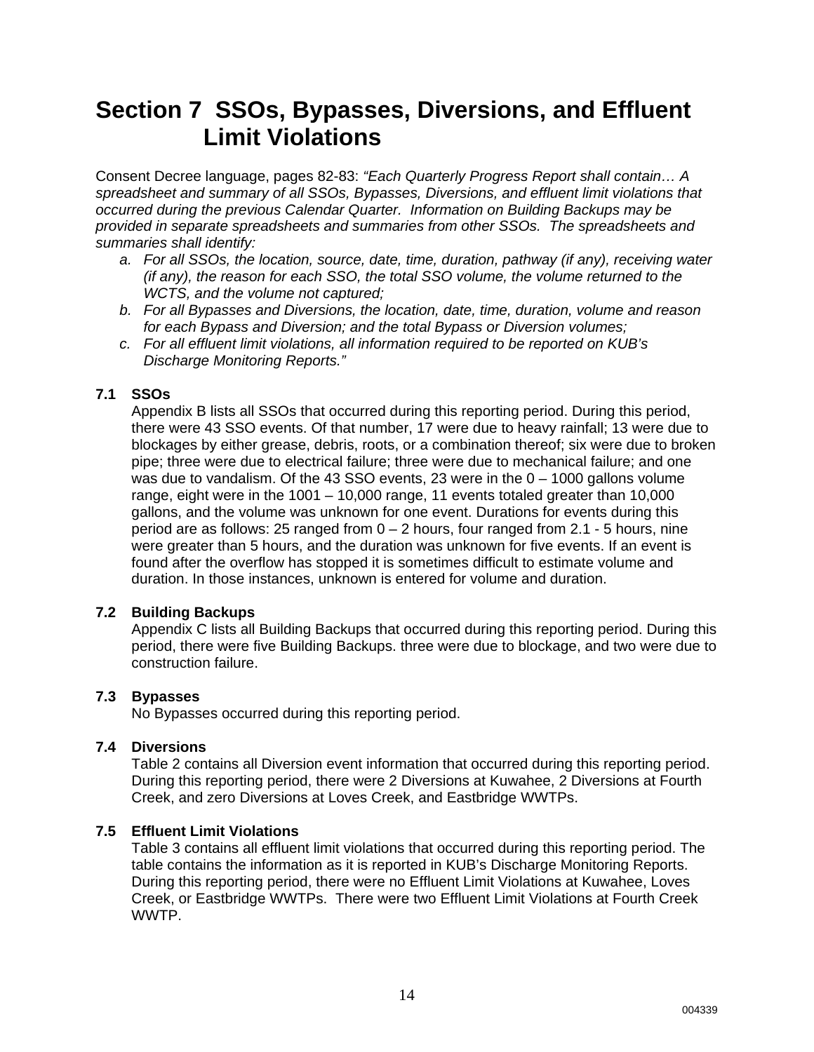# Section 7 SSOs, Bypasses, Diversions, and Effluent Limit Violations

Consent Decree language, pages 82-83: *"Each Quarterly Progress Report shall contain… A spreadsheet and summary of all SSOs, Bypasses, Diversions, and effluent limit violations that occurred during the previous Calendar Quarter. Information on Building Backups may be provided in separate spreadsheets and summaries from other SSOs. The spreadsheets and summaries shall identify:*

a. *For all SSOs, the location, source, date, time, duration, pathway (if any), receiving water (if any), the reason for each SSO, the total SSO volume, the volume returned to the WCTS, and the volume not captured;*
b. *For all Bypasses and Diversions, the location, date, time, duration, volume and reason for each Bypass and Diversion; and the total Bypass or Diversion volumes;*
c. *For all effluent limit violations, all information required to be reported on KUB's Discharge Monitoring Reports."*

## 7.1 SSOs

Appendix B lists all SSOs that occurred during this reporting period. During this period, there were 43 SSO events. Of that number, 17 were due to heavy rainfall; 13 were due to blockages by either grease, debris, roots, or a combination thereof; six were due to broken pipe; three were due to electrical failure; three were due to mechanical failure; and one was due to vandalism. Of the 43 SSO events, 23 were in the 0 – 1000 gallons volume range, eight were in the 1001 – 10,000 range, 11 events totaled greater than 10,000 gallons, and the volume was unknown for one event. Durations for events during this period are as follows: 25 ranged from 0 – 2 hours, four ranged from 2.1 - 5 hours, nine were greater than 5 hours, and the duration was unknown for five events. If an event is found after the overflow has stopped it is sometimes difficult to estimate volume and duration. In those instances, unknown is entered for volume and duration.

## 7.2 Building Backups

Appendix C lists all Building Backups that occurred during this reporting period. During this period, there were five Building Backups. three were due to blockage, and two were due to construction failure.

## 7.3 Bypasses

No Bypasses occurred during this reporting period.

## 7.4 Diversions

Table 2 contains all Diversion event information that occurred during this reporting period. During this reporting period, there were 2 Diversions at Kuwahee, 2 Diversions at Fourth Creek, and zero Diversions at Loves Creek, and Eastbridge WWTPs.

## 7.5 Effluent Limit Violations

Table 3 contains all effluent limit violations that occurred during this reporting period. The table contains the information as it is reported in KUB's Discharge Monitoring Reports. During this reporting period, there were no Effluent Limit Violations at Kuwahee, Loves Creek, or Eastbridge WWTPs. There were two Effluent Limit Violations at Fourth Creek WWTP.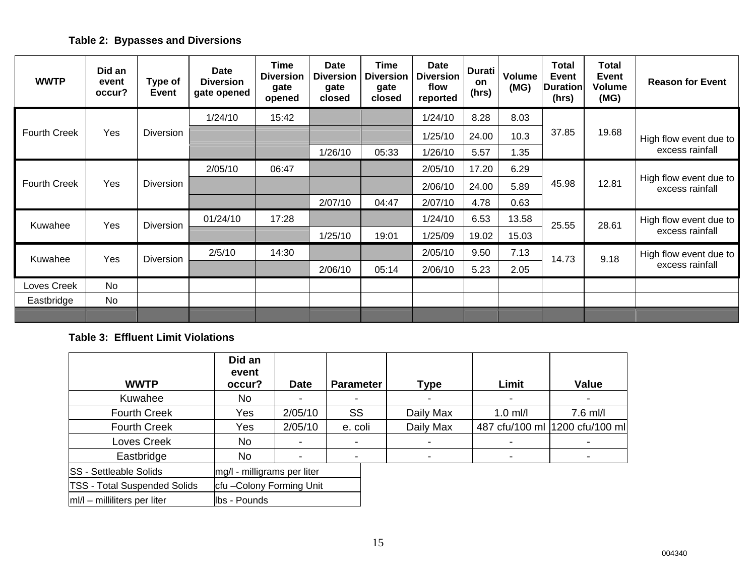**Table 2: Bypasses and Diversions**

| WWTP | Did an event occur? | Type of Event | Date Diversion gate opened | Time Diversion gate opened | Date Diversion gate closed | Time Diversion gate closed | Date Diversion flow reported | Duration (hrs) | Volume (MG) | Total Event Duration (hrs) | Total Event Volume (MG) | Reason for Event |
|---|---|---|---|---|---|---|---|---|---|---|---|---|
| Fourth Creek | Yes | Diversion | 1/24/10 | 15:42 | | | 1/24/10 | 8.28 | 8.03 | 37.85 | 19.68 | High flow event due to excess rainfall |
| | | | | | | | 1/25/10 | 24.00 | 10.3 | | | |
| | | | | | 1/26/10 | 05:33 | 1/26/10 | 5.57 | 1.35 | | | |
| Fourth Creek | Yes | Diversion | 2/05/10 | 06:47 | | | 2/05/10 | 17.20 | 6.29 | 45.98 | 12.81 | High flow event due to excess rainfall |
| | | | | | | | 2/06/10 | 24.00 | 5.89 | | | |
| | | | | | 2/07/10 | 04:47 | 2/07/10 | 4.78 | 0.63 | | | |
| Kuwahee | Yes | Diversion | 01/24/10 | 17:28 | | | 1/24/10 | 6.53 | 13.58 | 25.55 | 28.61 | High flow event due to excess rainfall |
| | | | | | 1/25/10 | 19:01 | 1/25/09 | 19.02 | 15.03 | | | |
| Kuwahee | Yes | Diversion | 2/5/10 | 14:30 | | | 2/05/10 | 9.50 | 7.13 | 14.73 | 9.18 | High flow event due to excess rainfall |
| | | | | | 2/06/10 | 05:14 | 2/06/10 | 5.23 | 2.05 | | | |
| Loves Creek | No | | | | | | | | | | | |
| Eastbridge | No | | | | | | | | | | | |

**Table 3: Effluent Limit Violations**

| WWTP | Did an event occur? | Date | Parameter | Type | Limit | Value |
|---|---|---|---|---|---|---|
| Kuwahee | No | - | - | - | - | - |
| Fourth Creek | Yes | 2/05/10 | SS | Daily Max | 1.0 ml/l | 7.6 ml/l |
| Fourth Creek | Yes | 2/05/10 | e. coli | Daily Max | 487 cfu/100 ml | 1200 cfu/100 ml |
| Loves Creek | No | - | - | - | - | - |
| Eastbridge | No | - | - | - | - | - |

| | |
|---|---|
| SS - Settleable Solids | mg/l - milligrams per liter |
| TSS - Total Suspended Solids | cfu –Colony Forming Unit |
| ml/l – milliliters per liter | lbs - Pounds |

004340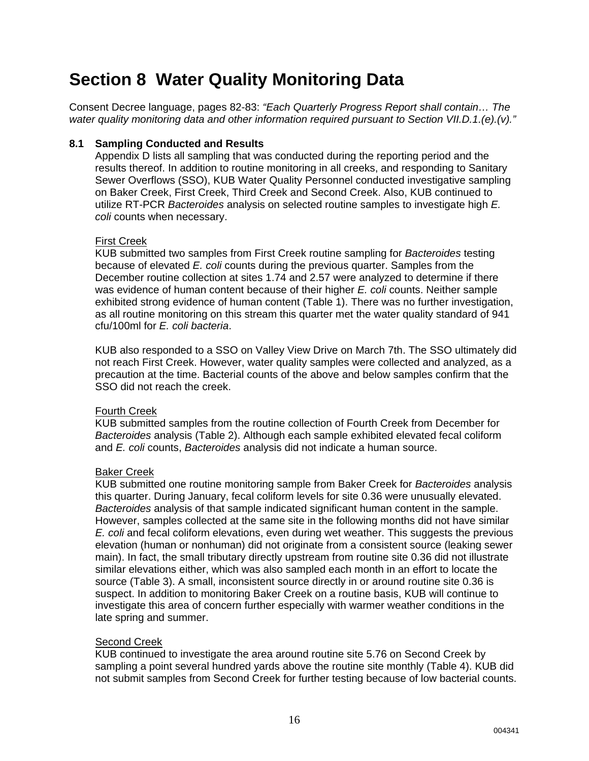# Section 8 Water Quality Monitoring Data

Consent Decree language, pages 82-83: *"Each Quarterly Progress Report shall contain… The water quality monitoring data and other information required pursuant to Section VII.D.1.(e).(v)."*

### 8.1 Sampling Conducted and Results

Appendix D lists all sampling that was conducted during the reporting period and the results thereof. In addition to routine monitoring in all creeks, and responding to Sanitary Sewer Overflows (SSO), KUB Water Quality Personnel conducted investigative sampling on Baker Creek, First Creek, Third Creek and Second Creek. Also, KUB continued to utilize RT-PCR *Bacteroides* analysis on selected routine samples to investigate high *E. coli* counts when necessary.

First Creek

KUB submitted two samples from First Creek routine sampling for *Bacteroides* testing because of elevated *E. coli* counts during the previous quarter. Samples from the December routine collection at sites 1.74 and 2.57 were analyzed to determine if there was evidence of human content because of their higher *E. coli* counts. Neither sample exhibited strong evidence of human content (Table 1). There was no further investigation, as all routine monitoring on this stream this quarter met the water quality standard of 941 cfu/100ml for *E. coli bacteria*.

KUB also responded to a SSO on Valley View Drive on March 7th. The SSO ultimately did not reach First Creek. However, water quality samples were collected and analyzed, as a precaution at the time. Bacterial counts of the above and below samples confirm that the SSO did not reach the creek.

Fourth Creek

KUB submitted samples from the routine collection of Fourth Creek from December for *Bacteroides* analysis (Table 2). Although each sample exhibited elevated fecal coliform and *E. coli* counts, *Bacteroides* analysis did not indicate a human source.

Baker Creek

KUB submitted one routine monitoring sample from Baker Creek for *Bacteroides* analysis this quarter. During January, fecal coliform levels for site 0.36 were unusually elevated. *Bacteroides* analysis of that sample indicated significant human content in the sample. However, samples collected at the same site in the following months did not have similar *E. coli* and fecal coliform elevations, even during wet weather. This suggests the previous elevation (human or nonhuman) did not originate from a consistent source (leaking sewer main). In fact, the small tributary directly upstream from routine site 0.36 did not illustrate similar elevations either, which was also sampled each month in an effort to locate the source (Table 3). A small, inconsistent source directly in or around routine site 0.36 is suspect. In addition to monitoring Baker Creek on a routine basis, KUB will continue to investigate this area of concern further especially with warmer weather conditions in the late spring and summer.

Second Creek

KUB continued to investigate the area around routine site 5.76 on Second Creek by sampling a point several hundred yards above the routine site monthly (Table 4). KUB did not submit samples from Second Creek for further testing because of low bacterial counts.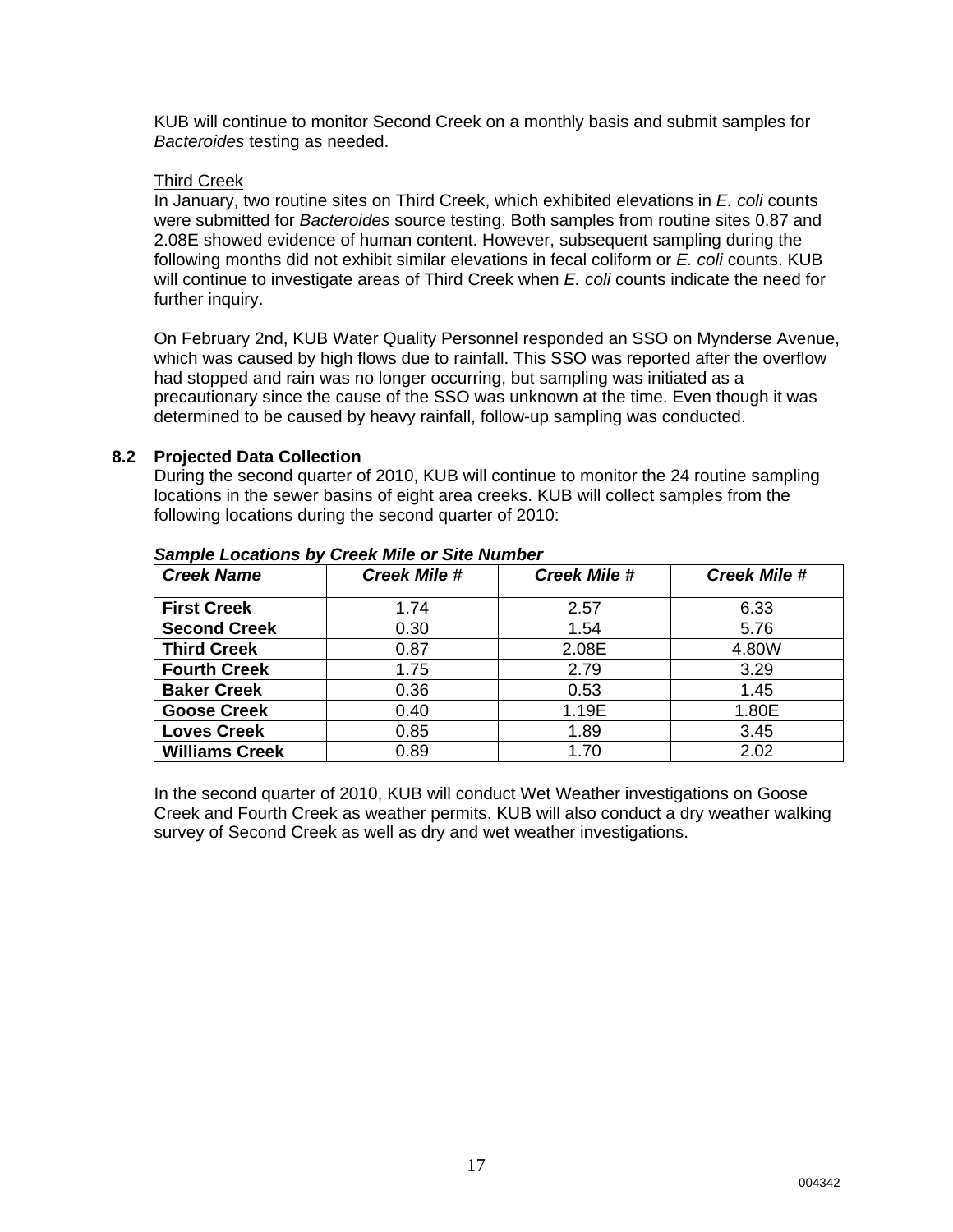KUB will continue to monitor Second Creek on a monthly basis and submit samples for *Bacteroides* testing as needed.

<u>Third Creek</u>

In January, two routine sites on Third Creek, which exhibited elevations in *E. coli* counts were submitted for *Bacteroides* source testing. Both samples from routine sites 0.87 and 2.08E showed evidence of human content. However, subsequent sampling during the following months did not exhibit similar elevations in fecal coliform or *E. coli* counts. KUB will continue to investigate areas of Third Creek when *E. coli* counts indicate the need for further inquiry.

On February 2nd, KUB Water Quality Personnel responded an SSO on Mynderse Avenue, which was caused by high flows due to rainfall. This SSO was reported after the overflow had stopped and rain was no longer occurring, but sampling was initiated as a precautionary since the cause of the SSO was unknown at the time. Even though it was determined to be caused by heavy rainfall, follow-up sampling was conducted.

## 8.2 Projected Data Collection

During the second quarter of 2010, KUB will continue to monitor the 24 routine sampling locations in the sewer basins of eight area creeks. KUB will collect samples from the following locations during the second quarter of 2010:

***Sample Locations by Creek Mile or Site Number***

| *Creek Name* | *Creek Mile #* | *Creek Mile #* | *Creek Mile #* |
|---|---|---|---|
| **First Creek** | 1.74 | 2.57 | 6.33 |
| **Second Creek** | 0.30 | 1.54 | 5.76 |
| **Third Creek** | 0.87 | 2.08E | 4.80W |
| **Fourth Creek** | 1.75 | 2.79 | 3.29 |
| **Baker Creek** | 0.36 | 0.53 | 1.45 |
| **Goose Creek** | 0.40 | 1.19E | 1.80E |
| **Loves Creek** | 0.85 | 1.89 | 3.45 |
| **Williams Creek** | 0.89 | 1.70 | 2.02 |

In the second quarter of 2010, KUB will conduct Wet Weather investigations on Goose Creek and Fourth Creek as weather permits. KUB will also conduct a dry weather walking survey of Second Creek as well as dry and wet weather investigations.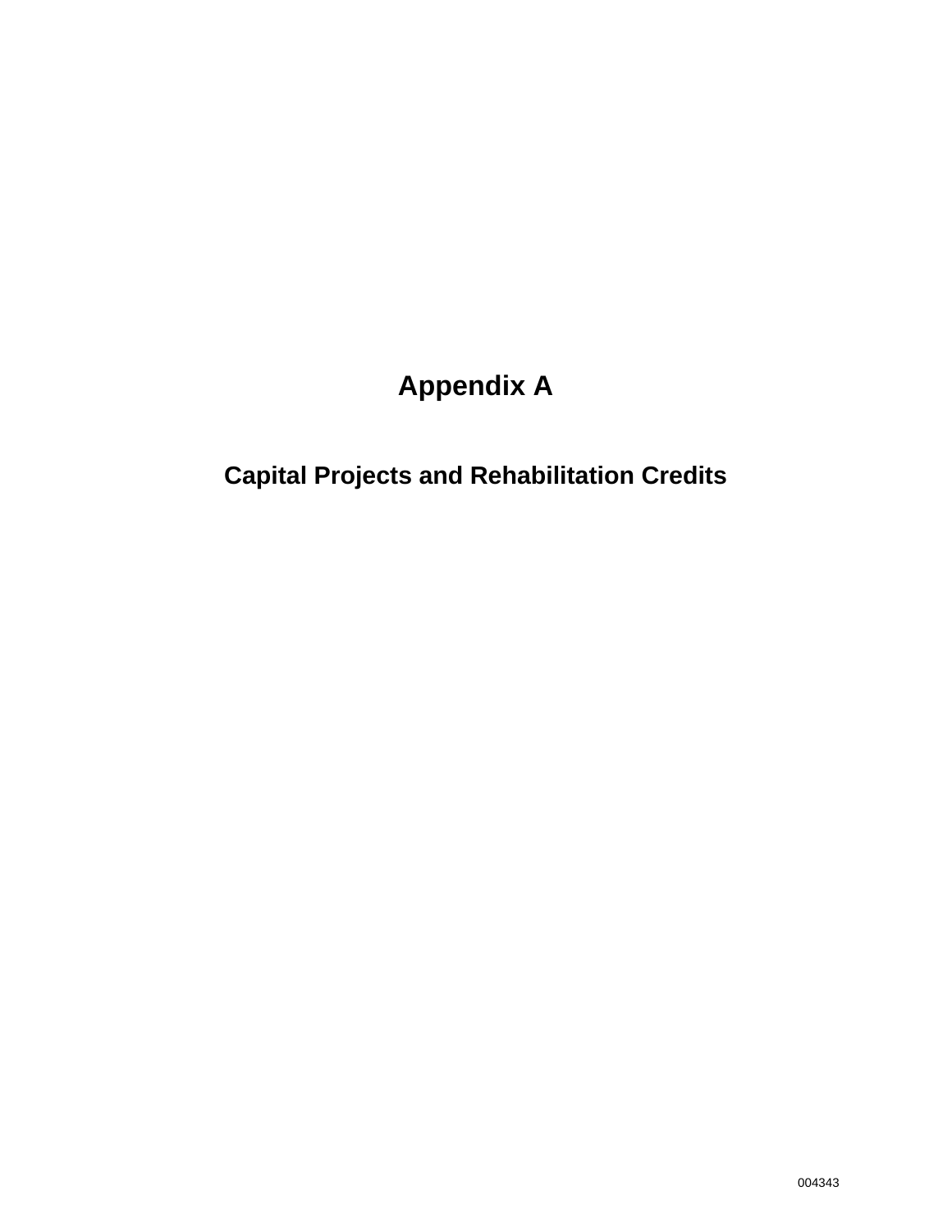# Appendix A

## Capital Projects and Rehabilitation Credits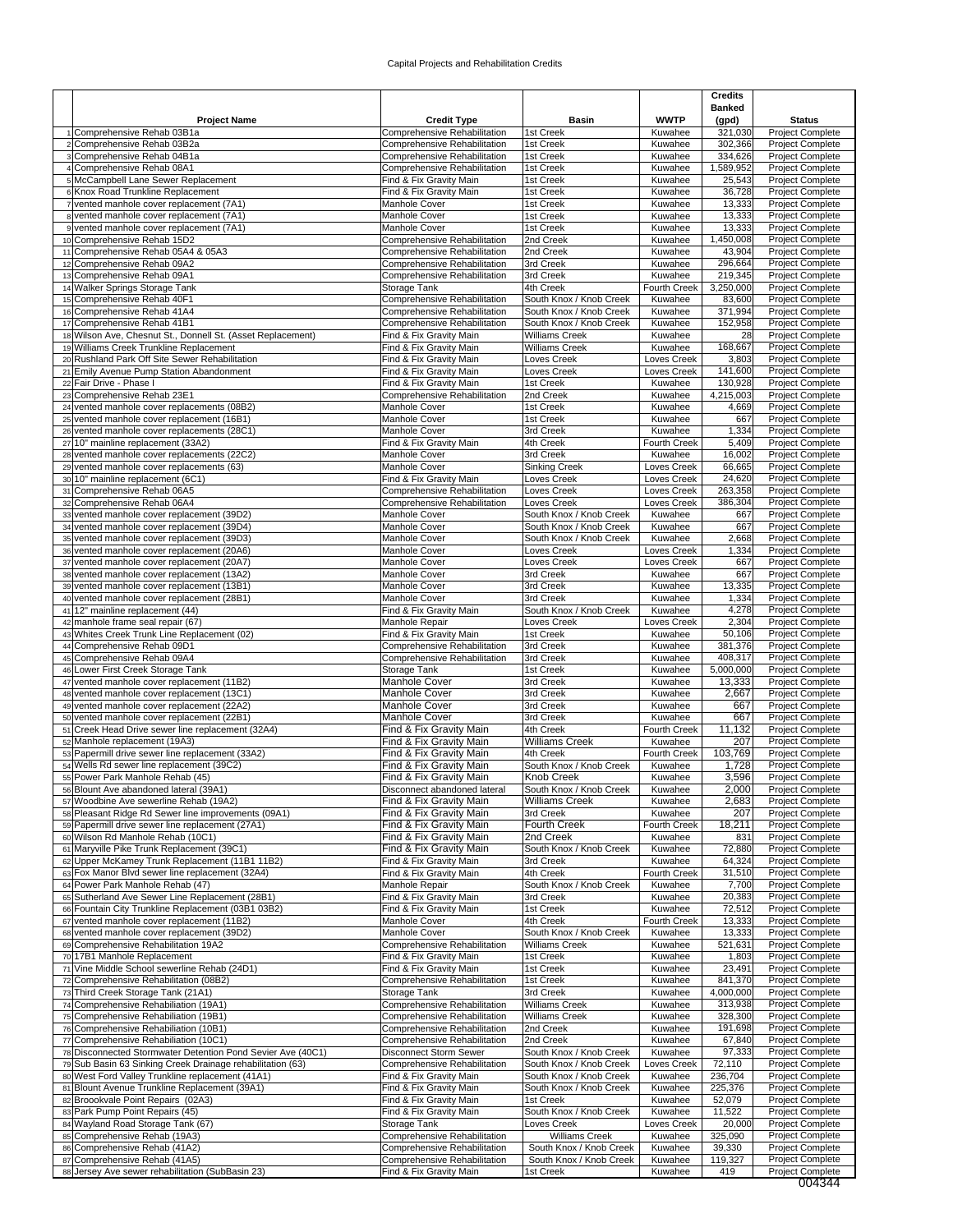# Capital Projects and Rehabilitation Credits

| | Project Name | Credit Type | Basin | WWTP | Credits Banked (gpd) | Status |
|---|---|---|---|---|---|---|
| 1 | Comprehensive Rehab 03B1a | Comprehensive Rehabilitation | 1st Creek | Kuwahee | 321,030 | Project Complete |
| 2 | Comprehensive Rehab 03B2a | Comprehensive Rehabilitation | 1st Creek | Kuwahee | 302,366 | Project Complete |
| 3 | Comprehensive Rehab 04B1a | Comprehensive Rehabilitation | 1st Creek | Kuwahee | 334,626 | Project Complete |
| 4 | Comprehensive Rehab 08A1 | Comprehensive Rehabilitation | 1st Creek | Kuwahee | 1,589,952 | Project Complete |
| 5 | McCampbell Lane Sewer Replacement | Find & Fix Gravity Main | 1st Creek | Kuwahee | 25,543 | Project Complete |
| 6 | Knox Road Trunkline Replacement | Find & Fix Gravity Main | 1st Creek | Kuwahee | 36,728 | Project Complete |
| 7 | vented manhole cover replacement (7A1) | Manhole Cover | 1st Creek | Kuwahee | 13,333 | Project Complete |
| 8 | vented manhole cover replacement (7A1) | Manhole Cover | 1st Creek | Kuwahee | 13,333 | Project Complete |
| 9 | vented manhole cover replacement (7A1) | Manhole Cover | 1st Creek | Kuwahee | 13,333 | Project Complete |
| 10 | Comprehensive Rehab 15D2 | Comprehensive Rehabilitation | 2nd Creek | Kuwahee | 1,450,008 | Project Complete |
| 11 | Comprehensive Rehab 05A4 & 05A3 | Comprehensive Rehabilitation | 2nd Creek | Kuwahee | 43,904 | Project Complete |
| 12 | Comprehensive Rehab 09A2 | Comprehensive Rehabilitation | 3rd Creek | Kuwahee | 296,664 | Project Complete |
| 13 | Comprehensive Rehab 09A1 | Comprehensive Rehabilitation | 3rd Creek | Kuwahee | 219,345 | Project Complete |
| 14 | Walker Springs Storage Tank | Storage Tank | 4th Creek | Fourth Creek | 3,250,000 | Project Complete |
| 15 | Comprehensive Rehab 40F1 | Comprehensive Rehabilitation | South Knox / Knob Creek | Kuwahee | 83,600 | Project Complete |
| 16 | Comprehensive Rehab 41A4 | Comprehensive Rehabilitation | South Knox / Knob Creek | Kuwahee | 371,994 | Project Complete |
| 17 | Comprehensive Rehab 41B1 | Comprehensive Rehabilitation | South Knox / Knob Creek | Kuwahee | 152,958 | Project Complete |
| 18 | Wilson Ave, Chesnut St., Donnell St. (Asset Replacement) | Find & Fix Gravity Main | Williams Creek | Kuwahee | 28 | Project Complete |
| 19 | Williams Creek Trunkline Replacement | Find & Fix Gravity Main | Williams Creek | Kuwahee | 168,667 | Project Complete |
| 20 | Rushland Park Off Site Sewer Rehabilitation | Find & Fix Gravity Main | Loves Creek | Loves Creek | 3,803 | Project Complete |
| 21 | Emily Avenue Pump Station Abandonment | Find & Fix Gravity Main | Loves Creek | Loves Creek | 141,600 | Project Complete |
| 22 | Fair Drive - Phase I | Find & Fix Gravity Main | 1st Creek | Kuwahee | 130,928 | Project Complete |
| 23 | Comprehensive Rehab 23E1 | Comprehensive Rehabilitation | 2nd Creek | Kuwahee | 4,215,003 | Project Complete |
| 24 | vented manhole cover replacements (08B2) | Manhole Cover | 1st Creek | Kuwahee | 4,669 | Project Complete |
| 25 | vented manhole cover replacement (16B1) | Manhole Cover | 1st Creek | Kuwahee | 667 | Project Complete |
| 26 | vented manhole cover replacements (28C1) | Manhole Cover | 3rd Creek | Kuwahee | 1,334 | Project Complete |
| 27 | 10" mainline replacement (33A2) | Find & Fix Gravity Main | 4th Creek | Fourth Creek | 5,409 | Project Complete |
| 28 | vented manhole cover replacements (22C2) | Manhole Cover | 3rd Creek | Kuwahee | 16,002 | Project Complete |
| 29 | vented manhole cover replacements (63) | Manhole Cover | Sinking Creek | Loves Creek | 66,665 | Project Complete |
| 30 | 10" mainline replacement (6C1) | Find & Fix Gravity Main | Loves Creek | Loves Creek | 24,620 | Project Complete |
| 31 | Comprehensive Rehab 06A5 | Comprehensive Rehabilitation | Loves Creek | Loves Creek | 263,358 | Project Complete |
| 32 | Comprehensive Rehab 06A4 | Comprehensive Rehabilitation | Loves Creek | Loves Creek | 386,304 | Project Complete |
| 33 | vented manhole cover replacement (39D2) | Manhole Cover | South Knox / Knob Creek | Kuwahee | 667 | Project Complete |
| 34 | vented manhole cover replacement (39D4) | Manhole Cover | South Knox / Knob Creek | Kuwahee | 667 | Project Complete |
| 35 | vented manhole cover replacement (39D3) | Manhole Cover | South Knox / Knob Creek | Kuwahee | 2,668 | Project Complete |
| 36 | vented manhole cover replacement (20A6) | Manhole Cover | Loves Creek | Loves Creek | 1,334 | Project Complete |
| 37 | vented manhole cover replacement (20A7) | Manhole Cover | Loves Creek | Loves Creek | 667 | Project Complete |
| 38 | vented manhole cover replacement (13A2) | Manhole Cover | 3rd Creek | Kuwahee | 667 | Project Complete |
| 39 | vented manhole cover replacement (13B1) | Manhole Cover | 3rd Creek | Kuwahee | 13,335 | Project Complete |
| 40 | vented manhole cover replacement (28B1) | Manhole Cover | 3rd Creek | Kuwahee | 1,334 | Project Complete |
| 41 | 12" mainline replacement (44) | Find & Fix Gravity Main | South Knox / Knob Creek | Kuwahee | 4,278 | Project Complete |
| 42 | manhole frame seal repair (67) | Manhole Repair | Loves Creek | Loves Creek | 2,304 | Project Complete |
| 43 | Whites Creek Trunk Line Replacement (02) | Find & Fix Gravity Main | 1st Creek | Kuwahee | 50,106 | Project Complete |
| 44 | Comprehensive Rehab 09D1 | Comprehensive Rehabilitation | 3rd Creek | Kuwahee | 381,376 | Project Complete |
| 45 | Comprehensive Rehab 09A4 | Comprehensive Rehabilitation | 3rd Creek | Kuwahee | 408,317 | Project Complete |
| 46 | Lower First Creek Storage Tank | Storage Tank | 1st Creek | Kuwahee | 5,000,000 | Project Complete |
| 47 | vented manhole cover replacement (11B2) | Manhole Cover | 3rd Creek | Kuwahee | 13,333 | Project Complete |
| 48 | vented manhole cover replacement (13C1) | Manhole Cover | 3rd Creek | Kuwahee | 2,667 | Project Complete |
| 49 | vented manhole cover replacement (22A2) | Manhole Cover | 3rd Creek | Kuwahee | 667 | Project Complete |
| 50 | vented manhole cover replacement (22B1) | Manhole Cover | 3rd Creek | Kuwahee | 667 | Project Complete |
| 51 | Creek Head Drive sewer line replacement (32A4) | Find & Fix Gravity Main | 4th Creek | Fourth Creek | 11,132 | Project Complete |
| 52 | Manhole replacement (19A3) | Find & Fix Gravity Main | Williams Creek | Kuwahee | 207 | Project Complete |
| 53 | Papermill drive sewer line replacement (33A2) | Find & Fix Gravity Main | 4th Creek | Fourth Creek | 103,769 | Project Complete |
| 54 | Wells Rd sewer line replacement (39C2) | Find & Fix Gravity Main | South Knox / Knob Creek | Kuwahee | 1,728 | Project Complete |
| 55 | Power Park Manhole Rehab (45) | Find & Fix Gravity Main | Knob Creek | Kuwahee | 3,596 | Project Complete |
| 56 | Blount Ave abandoned lateral (39A1) | Disconnect abandoned lateral | South Knox / Knob Creek | Kuwahee | 2,000 | Project Complete |
| 57 | Woodbine Ave sewerline Rehab (19A2) | Find & Fix Gravity Main | Williams Creek | Kuwahee | 2,683 | Project Complete |
| 58 | Pleasant Ridge Rd Sewer line improvements (09A1) | Find & Fix Gravity Main | 3rd Creek | Kuwahee | 207 | Project Complete |
| 59 | Papermill drive sewer line replacement (27A1) | Find & Fix Gravity Main | Fourth Creek | Fourth Creek | 18,211 | Project Complete |
| 60 | Wilson Rd Manhole Rehab (10C1) | Find & Fix Gravity Main | 2nd Creek | Kuwahee | 831 | Project Complete |
| 61 | Maryville Pike Trunk Replacement (39C1) | Find & Fix Gravity Main | South Knox / Knob Creek | Kuwahee | 72,880 | Project Complete |
| 62 | Upper McKamey Trunk Replacement (11B1 11B2) | Find & Fix Gravity Main | 3rd Creek | Kuwahee | 64,324 | Project Complete |
| 63 | Fox Manor Blvd sewer line replacement (32A4) | Find & Fix Gravity Main | 4th Creek | Fourth Creek | 31,510 | Project Complete |
| 64 | Power Park Manhole Rehab (47) | Manhole Repair | South Knox / Knob Creek | Kuwahee | 7,700 | Project Complete |
| 65 | Sutherland Ave Sewer Line Replacement (28B1) | Find & Fix Gravity Main | 3rd Creek | Kuwahee | 20,383 | Project Complete |
| 66 | Fountain City Trunkline Replacement (03B1 03B2) | Find & Fix Gravity Main | 1st Creek | Kuwahee | 72,512 | Project Complete |
| 67 | vented manhole cover replacement (11B2) | Manhole Cover | 4th Creek | Fourth Creek | 13,333 | Project Complete |
| 68 | vented manhole cover replacement (39D2) | Manhole Cover | South Knox / Knob Creek | Kuwahee | 13,333 | Project Complete |
| 69 | Comprehensive Rehabilitation 19A2 | Comprehensive Rehabilitation | Williams Creek | Kuwahee | 521,631 | Project Complete |
| 70 | 17B1 Manhole Replacement | Find & Fix Gravity Main | 1st Creek | Kuwahee | 1,803 | Project Complete |
| 71 | Vine Middle School sewerline Rehab (24D1) | Find & Fix Gravity Main | 1st Creek | Kuwahee | 23,491 | Project Complete |
| 72 | Comprehensive Rehabilitation (08B2) | Comprehensive Rehabilitation | 1st Creek | Kuwahee | 841,370 | Project Complete |
| 73 | Third Creek Storage Tank (21A1) | Storage Tank | 3rd Creek | Kuwahee | 4,000,000 | Project Complete |
| 74 | Comprehensive Rehabiliation (19A1) | Comprehensive Rehabilitation | Williams Creek | Kuwahee | 313,938 | Project Complete |
| 75 | Comprehensive Rehabiliation (19B1) | Comprehensive Rehabilitation | Williams Creek | Kuwahee | 328,300 | Project Complete |
| 76 | Comprehensive Rehabiliation (10B1) | Comprehensive Rehabilitation | 2nd Creek | Kuwahee | 191,698 | Project Complete |
| 77 | Comprehensive Rehabiliation (10C1) | Comprehensive Rehabilitation | 2nd Creek | Kuwahee | 67,840 | Project Complete |
| 78 | Disconnected Stormwater Detention Pond Sevier Ave (40C1) | Disconnect Storm Sewer | South Knox / Knob Creek | Kuwahee | 97,333 | Project Complete |
| 79 | Sub Basin 63 Sinking Creek Drainage rehabilitation (63) | Comprehensive Rehabilitation | South Knox / Knob Creek | Loves Creek | 72,110 | Project Complete |
| 80 | West Ford Valley Trunkline replacement (41A1) | Find & Fix Gravity Main | South Knox / Knob Creek | Kuwahee | 236,704 | Project Complete |
| 81 | Blount Avenue Trunkline Replacement (39A1) | Find & Fix Gravity Main | South Knox / Knob Creek | Kuwahee | 225,376 | Project Complete |
| 82 | Broookvale Point Repairs (02A3) | Find & Fix Gravity Main | 1st Creek | Kuwahee | 52,079 | Project Complete |
| 83 | Park Pump Point Repairs (45) | Find & Fix Gravity Main | South Knox / Knob Creek | Kuwahee | 11,522 | Project Complete |
| 84 | Wayland Road Storage Tank (67) | Storage Tank | Loves Creek | Loves Creek | 20,000 | Project Complete |
| 85 | Comprehensive Rehab (19A3) | Comprehensive Rehabilitation | Williams Creek | Kuwahee | 325,090 | Project Complete |
| 86 | Comprehensive Rehab (41A2) | Comprehensive Rehabilitation | South Knox / Knob Creek | Kuwahee | 39,330 | Project Complete |
| 87 | Comprehensive Rehab (41A5) | Comprehensive Rehabilitation | South Knox / Knob Creek | Kuwahee | 119,327 | Project Complete |
| 88 | Jersey Ave sewer rehabilitation (SubBasin 23) | Find & Fix Gravity Main | 1st Creek | Kuwahee | 419 | Project Complete |

004344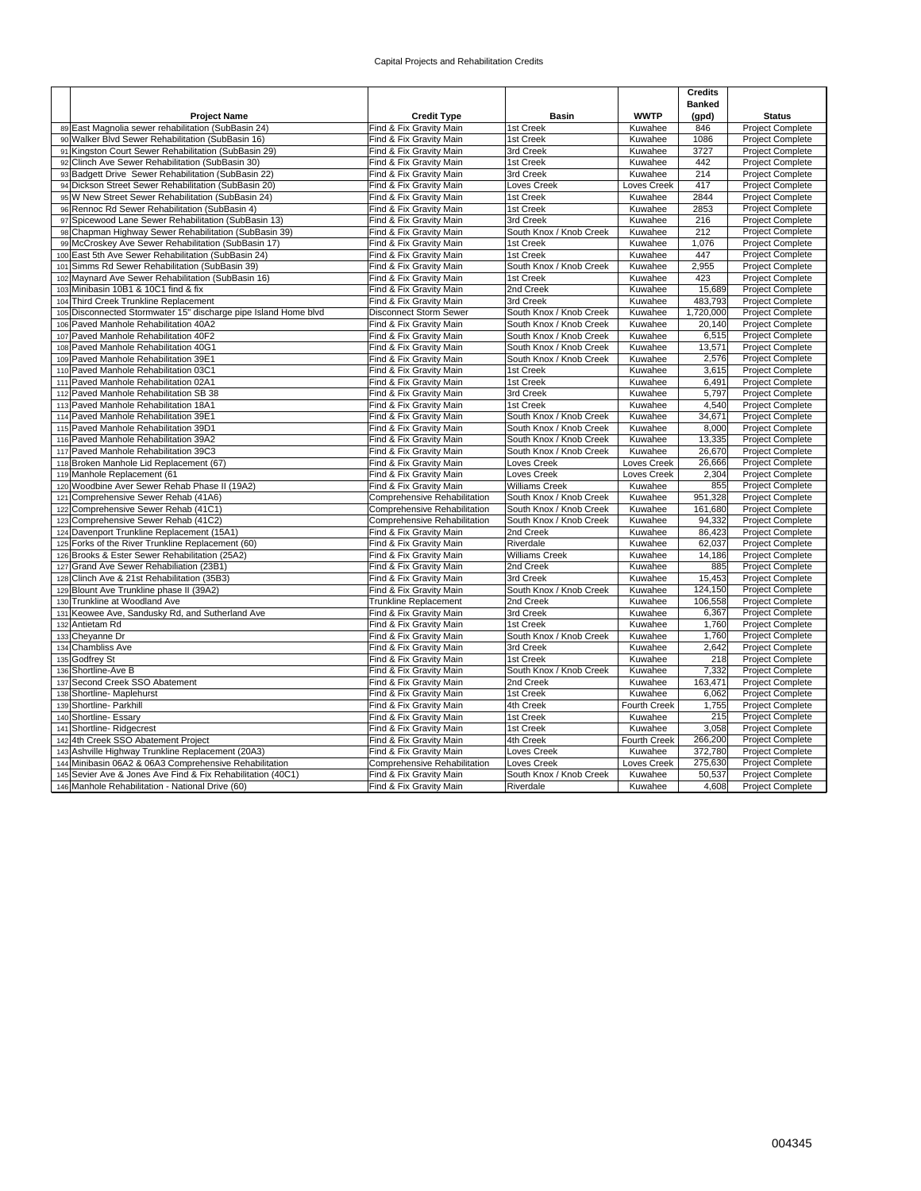Capital Projects and Rehabilitation Credits

| | Project Name | Credit Type | Basin | WWTP | Credits Banked (gpd) | Status |
|---|---|---|---|---|---|---|
| 89 | East Magnolia sewer rehabilitation (SubBasin 24) | Find & Fix Gravity Main | 1st Creek | Kuwahee | 846 | Project Complete |
| 90 | Walker Blvd Sewer Rehabilitation (SubBasin 16) | Find & Fix Gravity Main | 1st Creek | Kuwahee | 1086 | Project Complete |
| 91 | Kingston Court Sewer Rehabilitation (SubBasin 29) | Find & Fix Gravity Main | 3rd Creek | Kuwahee | 3727 | Project Complete |
| 92 | Clinch Ave Sewer Rehabilitation (SubBasin 30) | Find & Fix Gravity Main | 1st Creek | Kuwahee | 442 | Project Complete |
| 93 | Badgett Drive Sewer Rehabilitation (SubBasin 22) | Find & Fix Gravity Main | 3rd Creek | Kuwahee | 214 | Project Complete |
| 94 | Dickson Street Sewer Rehabilitation (SubBasin 20) | Find & Fix Gravity Main | Loves Creek | Loves Creek | 417 | Project Complete |
| 95 | W New Street Sewer Rehabilitation (SubBasin 24) | Find & Fix Gravity Main | 1st Creek | Kuwahee | 2844 | Project Complete |
| 96 | Rennoc Rd Sewer Rehabilitation (SubBasin 4) | Find & Fix Gravity Main | 1st Creek | Kuwahee | 2853 | Project Complete |
| 97 | Spicewood Lane Sewer Rehabilitation (SubBasin 13) | Find & Fix Gravity Main | 3rd Creek | Kuwahee | 216 | Project Complete |
| 98 | Chapman Highway Sewer Rehabilitation (SubBasin 39) | Find & Fix Gravity Main | South Knox / Knob Creek | Kuwahee | 212 | Project Complete |
| 99 | McCroskey Ave Sewer Rehabilitation (SubBasin 17) | Find & Fix Gravity Main | 1st Creek | Kuwahee | 1,076 | Project Complete |
| 100 | East 5th Ave Sewer Rehabilitation (SubBasin 24) | Find & Fix Gravity Main | 1st Creek | Kuwahee | 447 | Project Complete |
| 101 | Simms Rd Sewer Rehabilitation (SubBasin 39) | Find & Fix Gravity Main | South Knox / Knob Creek | Kuwahee | 2,955 | Project Complete |
| 102 | Maynard Ave Sewer Rehabilitation (SubBasin 16) | Find & Fix Gravity Main | 1st Creek | Kuwahee | 423 | Project Complete |
| 103 | Minibasin 10B1 & 10C1 find & fix | Find & Fix Gravity Main | 2nd Creek | Kuwahee | 15,689 | Project Complete |
| 104 | Third Creek Trunkline Replacement | Find & Fix Gravity Main | 3rd Creek | Kuwahee | 483,793 | Project Complete |
| 105 | Disconnected Stormwater 15" discharge pipe Island Home blvd | Disconnect Storm Sewer | South Knox / Knob Creek | Kuwahee | 1,720,000 | Project Complete |
| 106 | Paved Manhole Rehabilitation 40A2 | Find & Fix Gravity Main | South Knox / Knob Creek | Kuwahee | 20,140 | Project Complete |
| 107 | Paved Manhole Rehabilitation 40F2 | Find & Fix Gravity Main | South Knox / Knob Creek | Kuwahee | 6,515 | Project Complete |
| 108 | Paved Manhole Rehabilitation 40G1 | Find & Fix Gravity Main | South Knox / Knob Creek | Kuwahee | 13,571 | Project Complete |
| 109 | Paved Manhole Rehabilitation 39E1 | Find & Fix Gravity Main | South Knox / Knob Creek | Kuwahee | 2,576 | Project Complete |
| 110 | Paved Manhole Rehabilitation 03C1 | Find & Fix Gravity Main | 1st Creek | Kuwahee | 3,615 | Project Complete |
| 111 | Paved Manhole Rehabilitation 02A1 | Find & Fix Gravity Main | 1st Creek | Kuwahee | 6,491 | Project Complete |
| 112 | Paved Manhole Rehabilitation SB 38 | Find & Fix Gravity Main | 3rd Creek | Kuwahee | 5,797 | Project Complete |
| 113 | Paved Manhole Rehabilitation 18A1 | Find & Fix Gravity Main | 1st Creek | Kuwahee | 4,540 | Project Complete |
| 114 | Paved Manhole Rehabilitation 39E1 | Find & Fix Gravity Main | South Knox / Knob Creek | Kuwahee | 34,671 | Project Complete |
| 115 | Paved Manhole Rehabilitation 39D1 | Find & Fix Gravity Main | South Knox / Knob Creek | Kuwahee | 8,000 | Project Complete |
| 116 | Paved Manhole Rehabilitation 39A2 | Find & Fix Gravity Main | South Knox / Knob Creek | Kuwahee | 13,335 | Project Complete |
| 117 | Paved Manhole Rehabilitation 39C3 | Find & Fix Gravity Main | South Knox / Knob Creek | Kuwahee | 26,670 | Project Complete |
| 118 | Broken Manhole Lid Replacement (67) | Find & Fix Gravity Main | Loves Creek | Loves Creek | 26,666 | Project Complete |
| 119 | Manhole Replacement (61 | Find & Fix Gravity Main | Loves Creek | Loves Creek | 2,304 | Project Complete |
| 120 | Woodbine Aver Sewer Rehab Phase II (19A2) | Find & Fix Gravity Main | Williams Creek | Kuwahee | 855 | Project Complete |
| 121 | Comprehensive Sewer Rehab (41A6) | Comprehensive Rehabilitation | South Knox / Knob Creek | Kuwahee | 951,328 | Project Complete |
| 122 | Comprehensive Sewer Rehab (41C1) | Comprehensive Rehabilitation | South Knox / Knob Creek | Kuwahee | 161,680 | Project Complete |
| 123 | Comprehensive Sewer Rehab (41C2) | Comprehensive Rehabilitation | South Knox / Knob Creek | Kuwahee | 94,332 | Project Complete |
| 124 | Davenport Trunkline Replacement (15A1) | Find & Fix Gravity Main | 2nd Creek | Kuwahee | 86,423 | Project Complete |
| 125 | Forks of the River Trunkline Replacement (60) | Find & Fix Gravity Main | Riverdale | Kuwahee | 62,037 | Project Complete |
| 126 | Brooks & Ester Sewer Rehabilitation (25A2) | Find & Fix Gravity Main | Williams Creek | Kuwahee | 14,186 | Project Complete |
| 127 | Grand Ave Sewer Rehabiliation (23B1) | Find & Fix Gravity Main | 2nd Creek | Kuwahee | 885 | Project Complete |
| 128 | Clinch Ave & 21st Rehabilitation (35B3) | Find & Fix Gravity Main | 3rd Creek | Kuwahee | 15,453 | Project Complete |
| 129 | Blount Ave Trunkline phase II (39A2) | Find & Fix Gravity Main | South Knox / Knob Creek | Kuwahee | 124,150 | Project Complete |
| 130 | Trunkline at Woodland Ave | Trunkline Replacement | 2nd Creek | Kuwahee | 106,558 | Project Complete |
| 131 | Keowee Ave, Sandusky Rd, and Sutherland Ave | Find & Fix Gravity Main | 3rd Creek | Kuwahee | 6,367 | Project Complete |
| 132 | Antietam Rd | Find & Fix Gravity Main | 1st Creek | Kuwahee | 1,760 | Project Complete |
| 133 | Cheyanne Dr | Find & Fix Gravity Main | South Knox / Knob Creek | Kuwahee | 1,760 | Project Complete |
| 134 | Chambliss Ave | Find & Fix Gravity Main | 3rd Creek | Kuwahee | 2,642 | Project Complete |
| 135 | Godfrey St | Find & Fix Gravity Main | 1st Creek | Kuwahee | 218 | Project Complete |
| 136 | Shortline-Ave B | Find & Fix Gravity Main | South Knox / Knob Creek | Kuwahee | 7,332 | Project Complete |
| 137 | Second Creek SSO Abatement | Find & Fix Gravity Main | 2nd Creek | Kuwahee | 163,471 | Project Complete |
| 138 | Shortline- Maplehurst | Find & Fix Gravity Main | 1st Creek | Kuwahee | 6,062 | Project Complete |
| 139 | Shortline- Parkhill | Find & Fix Gravity Main | 4th Creek | Fourth Creek | 1,755 | Project Complete |
| 140 | Shortline- Essary | Find & Fix Gravity Main | 1st Creek | Kuwahee | 215 | Project Complete |
| 141 | Shortline- Ridgecrest | Find & Fix Gravity Main | 1st Creek | Kuwahee | 3,058 | Project Complete |
| 142 | 4th Creek SSO Abatement Project | Find & Fix Gravity Main | 4th Creek | Fourth Creek | 266,200 | Project Complete |
| 143 | Ashville Highway Trunkline Replacement (20A3) | Find & Fix Gravity Main | Loves Creek | Kuwahee | 372,780 | Project Complete |
| 144 | Minibasin 06A2 & 06A3 Comprehensive Rehabilitation | Comprehensive Rehabilitation | Loves Creek | Loves Creek | 275,630 | Project Complete |
| 145 | Sevier Ave & Jones Ave Find & Fix Rehabilitation (40C1) | Find & Fix Gravity Main | South Knox / Knob Creek | Kuwahee | 50,537 | Project Complete |
| 146 | Manhole Rehabilitation - National Drive (60) | Find & Fix Gravity Main | Riverdale | Kuwahee | 4,608 | Project Complete |

004345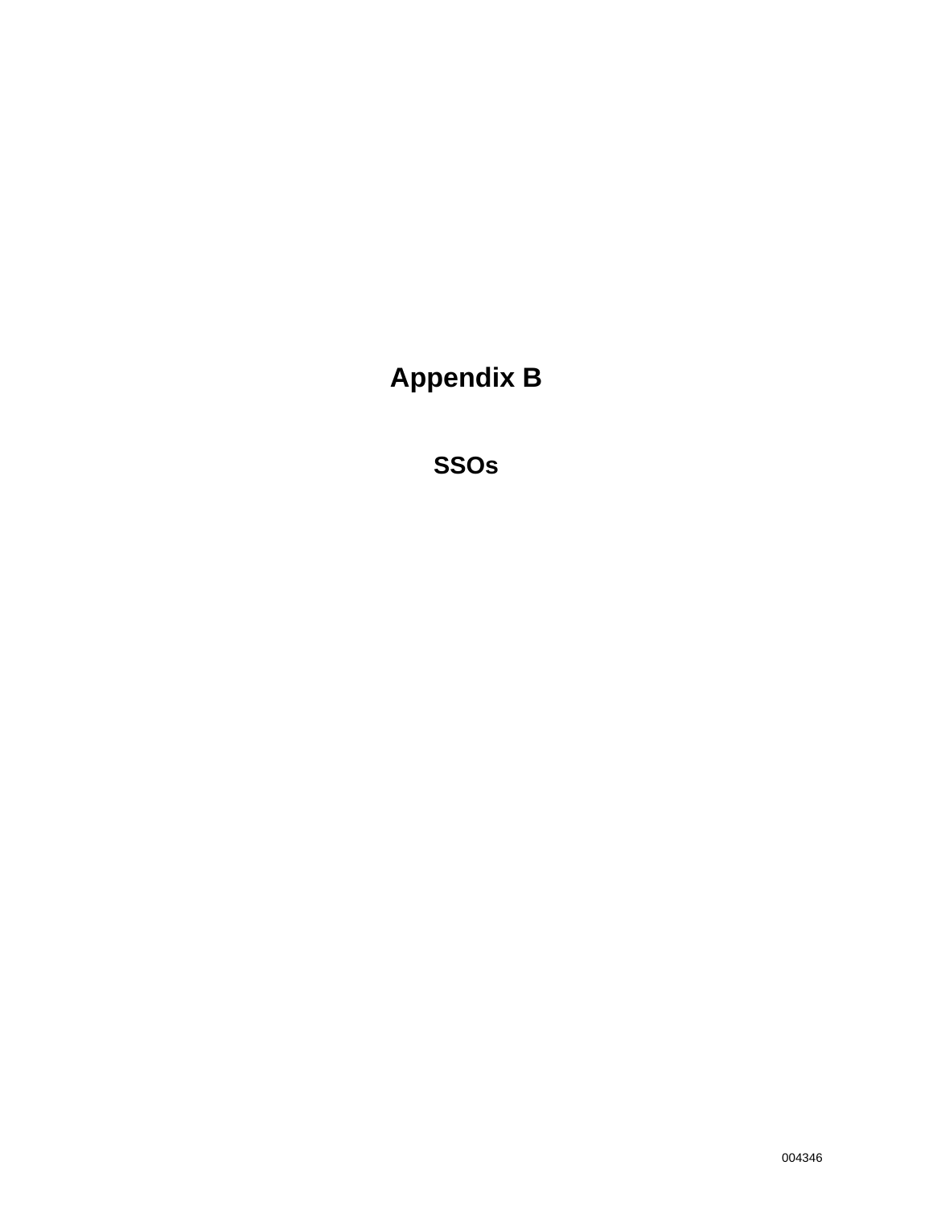# Appendix B

## SSOs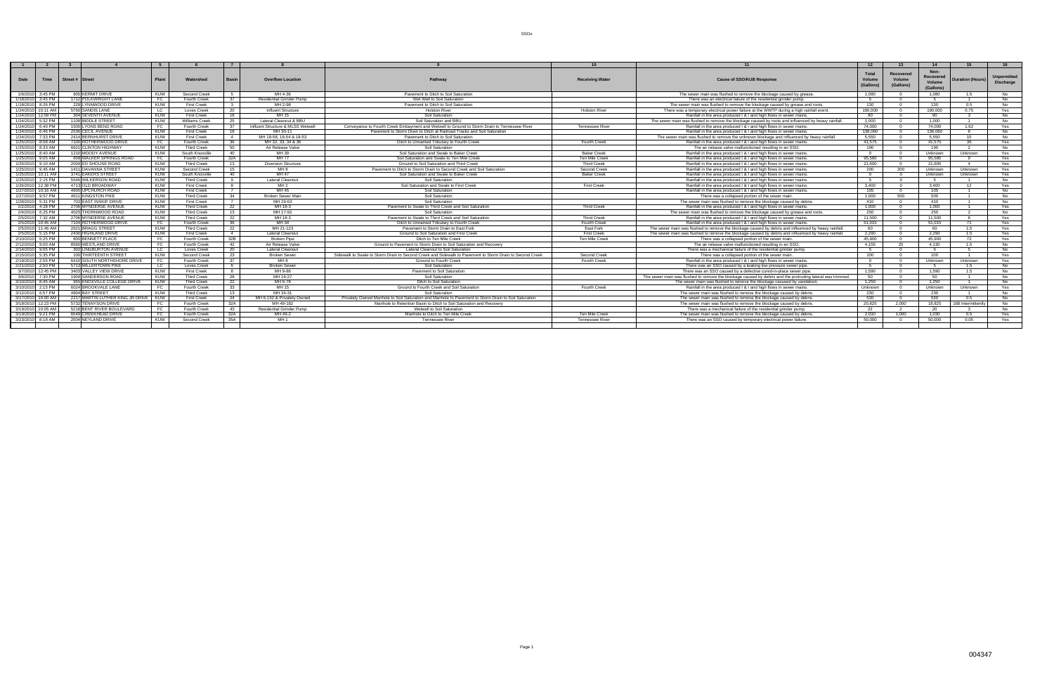| 1 | 2 | 3 | 4 | 5 | 6 | 7 | 8 | 9 | 10 | 11 | 12 | 13 | 14 | 15 | 16 |
|---|---|---|---|---|---|---|---|---|---|---|---|---|---|---|---|
| Date | Time | Street # | Street | Plant | Watershed | Basin | Overflow Location | Pathway | Receiving Water | Cause of SSO/KUB Response | Total Volume (Gallons) | Recovered Volume (Gallons) | Non-Recovered Volume (Gallons) | Duration (Hours) | Unpermitted Discharge |
| 1/6/2010 | 3:45 PM | 905 | KERMIT DRIVE | KUW | Second Creek | 5 | MH 4-36 | Pavement to Ditch to Soil Saturation | | The sewer main was flushed to remove the blockage caused by grease. | 1,080 | 0 | 1,080 | 1.5 | No |
| 1/18/2010 | 3:45 PM | 1712 | POLKWRIGHT LANE | FC | Fourth Creek | 37 | Residential Grinder Pump | Wet Well to Soil Saturation | | There was an electrical failure of the residential grinder pump. | 5 | 0 | 5 | 1 | No |
| 1/18/2010 | 8:26 PM | 226 | LYNNWOOD DRIVE | KUW | First Creek | 3 | MH 2-98 | Pavement to Ditch to Soil Saturation | | The sewer main was flushed to remove the blockage caused by grease and roots. | 130 | 0 | 130 | 0.5 | No |
| 1/24/2010 | 10:11 AM | 5768 | SANDIS LANE | LC | Loves Creek | 20 | Influent Structure | Holston River | Holston River | There was a temporary electrical power failure at the WWTP during a high rainfall event. | 190,000 | 0 | 190,000 | 0.75 | Yes |
| 1/24/2010 | 12:09 PM | 304 | SEVENTH AVENUE | KUW | First Creek | 18 | MH 15 | Soil Saturation | | Rainfall in the area produced I & I and high flows in sewer mains. | 90 | 0 | 90 | 3 | No |
| 1/24/2010 | 5:32 PM | 1109 | BIDDLE STREET | KUW | Williams Creek | 25 | Lateral Cleanout & BBU | Soil Saturation and BBU | | The sewer main was flushed to remove the blockage caused by roots and influenced by heavy rainfall. | 1,000 | 0 | 1,000 | 1 | No |
| 1/24/2010 | 6:40 PM | 1550 | LYONS BEND ROAD | FC | Fourth Creek | 37 | Influent Structure & MLSS Wetwell | Conveyance to Fourth Creek Embayment and Wetwell to Ground to Storm Drain to Tennessee River | Tennessee River | Rainfall in the area produced I & I and high flows in sewer mains. | 74,000 | 0 | 74,000 | 1.62 | Yes |
| 1/24/2010 | 6:46 PM | 2538 | CECIL AVENUE | KUW | First Creek | 18 | MH 20-11 | Pavement to Storm Drain to Ditch at Railroad Tracks and Soil Saturation | | Rainfall in the area produced I & I and high flows in sewer mains. | 138,060 | 0 | 138,060 | 8 | No |
| 1/24/2010 | 7:33 PM | 2414 | BERNHURST DRIVE | KUW | First Creek | 4 | MH 18-58, 18-54 & 18-53 | Pavement to Ditch to Soil Saturation | | The sewer main was flushed to remove the unknown blockage and influenced by heavy rainfall. | 5,550 | 0 | 5,550 | 10 | No |
| 1/25/2010 | 8:08 AM | 7100 | ROTHERWOOD DRIVE | FC | Fourth Creek | 36 | MH 32, 33, 34 & 36 | Ditch to Unnamed Tributary to Fourth Creek | Fourth Creek | Rainfall in the area produced I & I and high flows in sewer mains. | 41,575 | 0 | 41,575 | 36 | Yes |
| 1/25/2010 | 8:33 AM | 6621 | CLINTON HIGHWAY | KUW | Third Creek | 50 | Air Release Valve | Soil Saturation | | The air release valve malfunctioned resulting in an SSO. | 190 | 0 | 190 | 2 | No |
| 1/25/2010 | 8:40 AM | 1210 | MOODY AVENUE | KUW | South Knoxville | 40 | MH 39 | Soil Saturation and Swale to Baker Creek | Baker Creek | Rainfall in the area produced I & I and high flows in sewer mains. | 0 | 0 | Unknown | Unknown | Yes |
| 1/25/2010 | 9:05 AM | 609 | WALKER SPRINGS ROAD | FC | Fourth Creek | 32A | MH 77 | Soil Saturation and Swale to Ten Mile Creek | Ten Mile Creek | Rainfall in the area produced I & I and high flows in sewer mains. | 95,580 | 0 | 95,580 | 9 | Yes |
| 1/25/2010 | 9:10 AM | 2004 | ED SHOUSE ROAD | KUW | Third Creek | 13 | Diversion Structure | Ground to Soil Saturation and Third Creek | Third Creek | Rainfall in the area produced I & I and high flows in sewer mains. | 21,600 | 0 | 21,600 | 4 | Yes |
| 1/25/2010 | 9:45 AM | 1411 | DAVANNA STREET | KUW | Second Creek | 15 | MH 8 | Pavement to Ditch to Storm Drain to Second Creek and Soil Saturation | Second Creek | Rainfall in the area produced I & I and high flows in sewer mains. | 200 | 200 | Unknown | Unknown | Yes |
| 1/25/2010 | 10:11 AM | 3741 | EAKERS STREET | KUW | South Knoxville | 40 | MH 47 | Soil Saturation and Swale to Baker Creek | Baker Creek | Rainfall in the area produced I & I and high flows in sewer mains. | 0 | 0 | Unknown | Unknown | Yes |
| 1/25/2010 | 2:15 PM | 5546 | WILKERSON ROAD | KUW | Third Creek | 9 | Lateral Cleanout | Soil Saturation | | Rainfall in the area produced I & I and high flows in sewer mains. | 5 | 0 | 5 | 1 | No |
| 1/26/2010 | 12:38 PM | 4713 | OLD BROADWAY | KUW | First Creek | 8 | MH 2 | Soil Saturation and Swale to First Creek | First Creek | Rainfall in the area produced I & I and high flows in sewer mains. | 3,400 | 0 | 3,400 | 12 | Yes |
| 1/27/2010 | 10:16 AM | 4606 | UPCHURCH ROAD | KUW | First Creek | 7 | MH 45 | Soil Saturation | | Rainfall in the area produced I & I and high flows in sewer mains. | 105 | 0 | 105 | 1 | No |
| 1/27/2010 | 9:57 PM | 4611 | KINGSTON PIKE | KUW | Third Creek | 34 | Broken Sewer Main | Soil Saturation | | There was a collapsed portion of the sewer main. | 1,000 | 500 | 500 | 1 | No |
| 1/28/2010 | 5:31 PM | 702 | EAST INSKIP DRIVE | KUW | First Creek | 7 | MH 29-63 | Soil Saturation | | The sewer main was flushed to remove the blockage caused by debris. | 410 | 0 | 410 | 1 | No |
| 2/2/2010 | 4:28 PM | 2706 | MYNDERSE AVENUE | KUW | Third Creek | 22 | MH 18-3 | Pavement to Swale to Third Creek and Soil Saturation | Third Creek | Rainfall in the area produced I & I and high flows in sewer mains. | 1,000 | 0 | 1,000 | 1 | Yes |
| 2/4/2010 | 6:25 PM | 4025 | THORNWOOD ROAD | KUW | Third Creek | 13 | MH 17-92 | Soil Saturation | | The sewer main was flushed to remove the blockage caused by grease and roots. | 250 | 0 | 250 | 2 | No |
| 2/5/2010 | 7:32 AM | 2706 | MYNDERSE AVENUE | KUW | Third Creek | 22 | MH 18-3 | Pavement to Swale to Third Creek and Soil Saturation | Third Creek | Rainfall in the area produced I & I and high flows in sewer mains. | 11,500 | 0 | 11,500 | 8 | Yes |
| 2/5/2010 | 10:45 AM | 7104 | ROTHERWOOD DRIVE | FC | Fourth Creek | 36 | MH 34 | Ditch to Unnamed Tributary to Fourth Creek | Fourth Creek | Rainfall in the area produced I & I and high flows in sewer mains. | 51,015 | 0 | 51,015 | 71 | Yes |
| 2/5/2010 | 11:46 AM | 2621 | BRAGG STREET | KUW | Third Creek | 22 | MH 21-123 | Pavement to Storm Drain to East Fork | East Fork | The sewer main was flushed to remove the blockage caused by debris and influenced by heavy rainfall. | 60 | 0 | 60 | 1.5 | Yes |
| 2/5/2010 | 5:15 PM | 2430 | HIGHLAND DRIVE | KUW | First Creek | 4 | Lateral Cleanout | Ground to Soil Saturation and First Creek | First Creek | The sewer main was flushed to remove the blockage caused by debris and influenced by heavy rainfall. | 2,290 | 0 | 2,290 | 1.5 | Yes |
| 2/10/2010 | 6:25 PM | 800 | BENNETT PLACE | FC | Fourth Creek | 32B | Broken Pipe | Ditch to Ten Mile Creek | Ten Mile Creek | There was a collapsed portion of the sewer main. | 45,900 | 0 | 45,900 | 72 | Yes |
| 2/12/2010 | 9:00 AM | 8560 | WESTLAND DRIVE | FC | Fourth Creek | 42 | Air Release Valve | Ground to Pavement to Storm Drain to Soil Saturation and Recovery | | The air release valve malfunctioned resulting in an SSO. | 4,155 | 25 | 4,130 | 1.5 | No |
| 2/14/2010 | 9:05 PM | 302 | LINGBURTON AVENUE | LC | Loves Creek | 20 | Lateral Cleanout | Lateral Cleanout to Soil Saturation | | There was a mechanical failure of the residential grinder pump. | 5 | 0 | 5 | 5 | No |
| 2/15/2010 | 5:35 PM | 100 | THIRTEENTH STREET | KUW | Second Creek | 23 | Broken Sewer | Sidewalk to Swale to Storm Drain to Second Creek and Sidewalk to Pavement to Storm Drain to Second Creek | Second Creek | There was a collapsed portion of the sewer main. | 100 | 0 | 100 | 1 | Yes |
| 2/19/2010 | 2:55 PM | 6410 | SOUTH NORTHSHORE DRIVE | FC | Fourth Creek | 37 | MH 8 | Ground to Fourth Creek | Fourth Creek | Rainfall in the area produced I & I and high flows in sewer mains. | 0 | 0 | Unknown | Unknown | Yes |
| 2/21/2010 | 2:50 PM | 5710 | MILLERTOWN PIKE | LC | Loves Creek | 6 | Broken Sewer | Soil Saturation | | There was an SSO caused by a leaking low pressure sewer pipe. | 5 | 0 | 5 | 1.5 | No |
| 3/7/2010 | 12:45 PM | 3403 | VALLEY VIEW DRIVE | KUW | First Creek | 8 | MH 9-86 | Pavement to Soil Saturation | | There was an SSO caused by a defective cured-in-place sewer pipe. | 1,590 | 0 | 1,590 | 1.5 | No |
| 3/8/2010 | 7:30 PM | 1904 | SANDERSON ROAD | KUW | Third Creek | 28 | MH 16-27 | Soil Saturation | | The sewer main was flushed to remove the blockage caused by debris and the protruding lateral was trimmed. | 50 | 0 | 50 | 1 | No |
| 3/10/2010 | 8:45 AM | 955 | KNOXVILLE COLLEGE DRIVE | KUW | Third Creek | 22 | MH 6-78 | Ditch to Soil Saturation | | The sewer main was flushed to remove the blockage caused by vandalism. | 1,250 | 0 | 1,250 | 1 | No |
| 3/10/2010 | 2:15 PM | 6024 | BROOKVALE LANE | FC | Fourth Creek | 33 | MH 15 | Ground to Fourth Creek and Soil Saturation | Fourth Creek | Rainfall in the area produced I & I and high flows in sewer mains. | Unknown | 0 | Unknown | Unknown | Yes |
| 3/12/2010 | 6:57 PM | 4804 | BAY STREET | KUW | Third Creek | 13 | MH 34-31 | Soil Saturation | | The sewer main was flushed to remove the blockage caused by debris. | 230 | 0 | 230 | 1 | No |
| 3/17/2010 | 10:00 AM | 2217 | MARTIN LUTHER KING JR DRIVE | KUW | First Creek | 24 | MH 6-152 & Privately Owned | Privately Owned Manhole to Soil Saturation and Manhole to Pavement to Storm Drain to Soil Saturation | | The sewer main was flushed to remove the blockage caused by debris. | 530 | 0 | 530 | 0.5 | No |
| 3/18/2010 | 12:23 PM | 5732 | TENNYSON DRIVE | FC | Fourth Creek | 32A | MH 49-182 | Manhole to Retention Basin to Ditch to Soil Saturation and Recovery | | The sewer main was flushed to remove the blockage caused by debris. | 20,825 | 2,000 | 18,825 | 168 Intermittently | No |
| 3/19/2010 | 10:05 AM | 5218 | BENT RIVER BOULEVARD | FC | Fourth Creek | 43 | Residential Grinder Pump | Wetwell to Soil Saturation | | There was a mechanical failure of the residential grinder pump. | 22 | 2 | 20 | 3 | No |
| 3/19/2010 | 9:21 PM | 6549 | CREEKHEAD DRIVE | FC | Fourth Creek | 32A | MH 49-2 | Manhole to Ditch to Ten Mile Creek | Ten Mile Creek | The sewer main was flushed to remove the blockage caused by debris. | 2,030 | 1,000 | 1,030 | 0.5 | Yes |
| 3/23/2010 | 8:18 AM | 2004 | NEYLAND DRIVE | KUW | Second Creek | 35A | MH 1 | Tennessee River | Tennessee River | There was an SSO caused by temporary electrical power failure. | 50,000 | 0 | 50,000 | 0.05 | Yes |

004347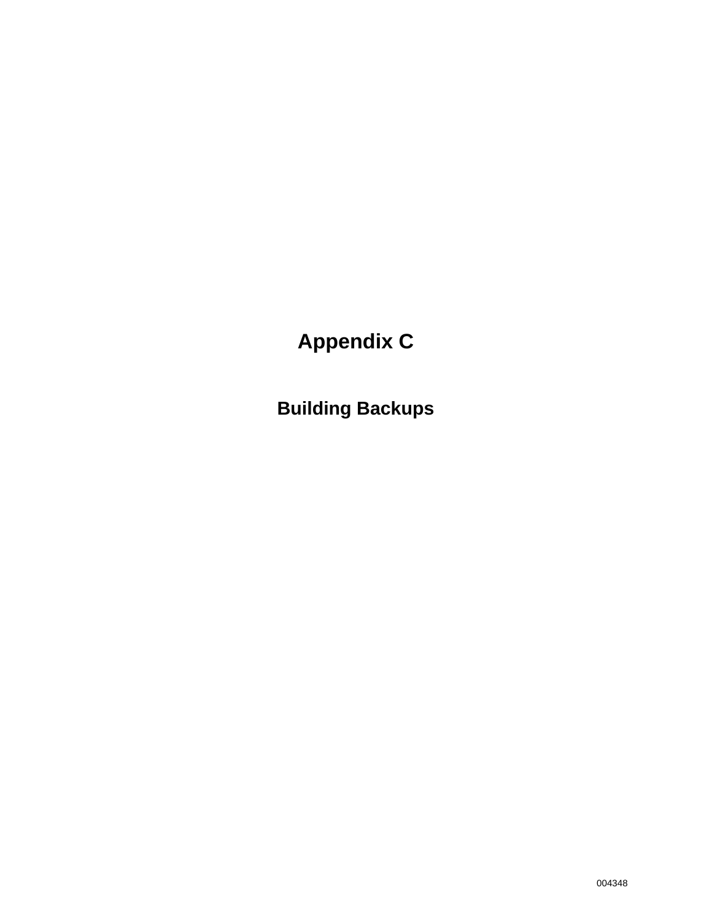# Appendix C

## Building Backups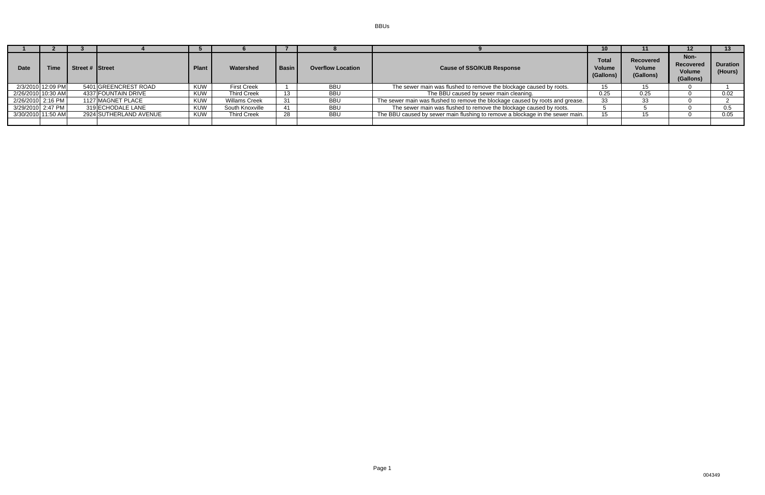# BBUs

| 1 | 2 | 3 | 4 | 5 | 6 | 7 | 8 | 9 | 10 | 11 | 12 | 13 |
|---|---|---|---|---|---|---|---|---|---|---|---|---|
| Date | Time | Street # | Street | Plant | Watershed | Basin | Overflow Location | Cause of SSO/KUB Response | Total Volume (Gallons) | Recovered Volume (Gallons) | Non-Recovered Volume (Gallons) | Duration (Hours) |
| 2/3/2010 | 12:09 PM | 5401 | GREENCREST ROAD | KUW | First Creek | 1 | BBU | The sewer main was flushed to remove the blockage caused by roots. | 15 | 15 | 0 | 1 |
| 2/26/2010 | 10:30 AM | 4337 | FOUNTAIN DRIVE | KUW | Third Creek | 13 | BBU | The BBU caused by sewer main cleaning. | 0.25 | 0.25 | 0 | 0.02 |
| 2/26/2010 | 2:16 PM | 1127 | MAGNET PLACE | KUW | Willams Creek | 31 | BBU | The sewer main was flushed to remove the blockage caused by roots and grease. | 33 | 33 | 0 | 2 |
| 3/29/2010 | 2:47 PM | 319 | ECHODALE LANE | KUW | South Knoxville | 41 | BBU | The sewer main was flushed to remove the blockage caused by roots. | 5 | 5 | 0 | 0.5 |
| 3/30/2010 | 11:50 AM | 2924 | SUTHERLAND AVENUE | KUW | Third Creek | 28 | BBU | The BBU caused by sewer main flushing to remove a blockage in the sewer main. | 15 | 15 | 0 | 0.05 |

004349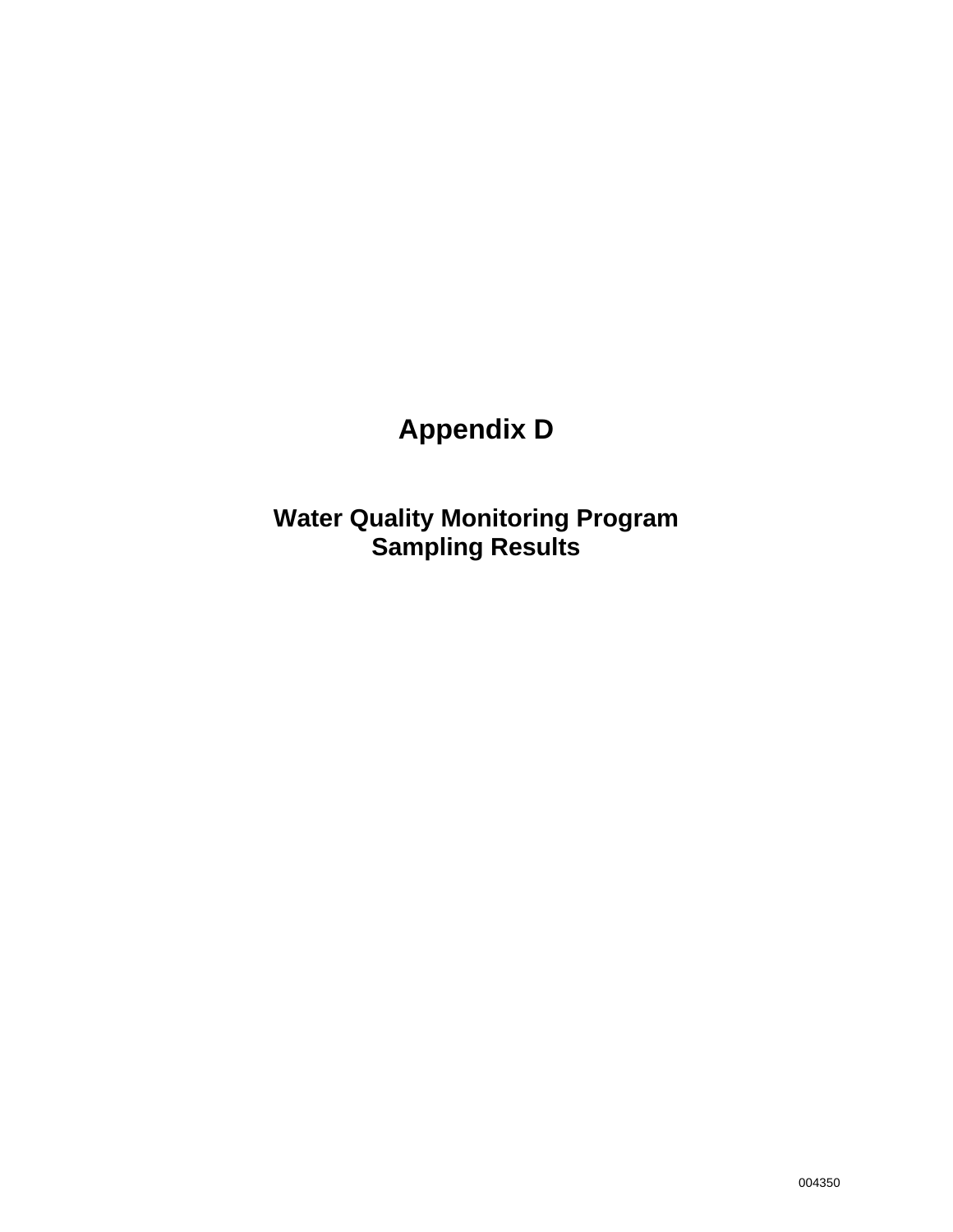# Appendix D

## Water Quality Monitoring Program Sampling Results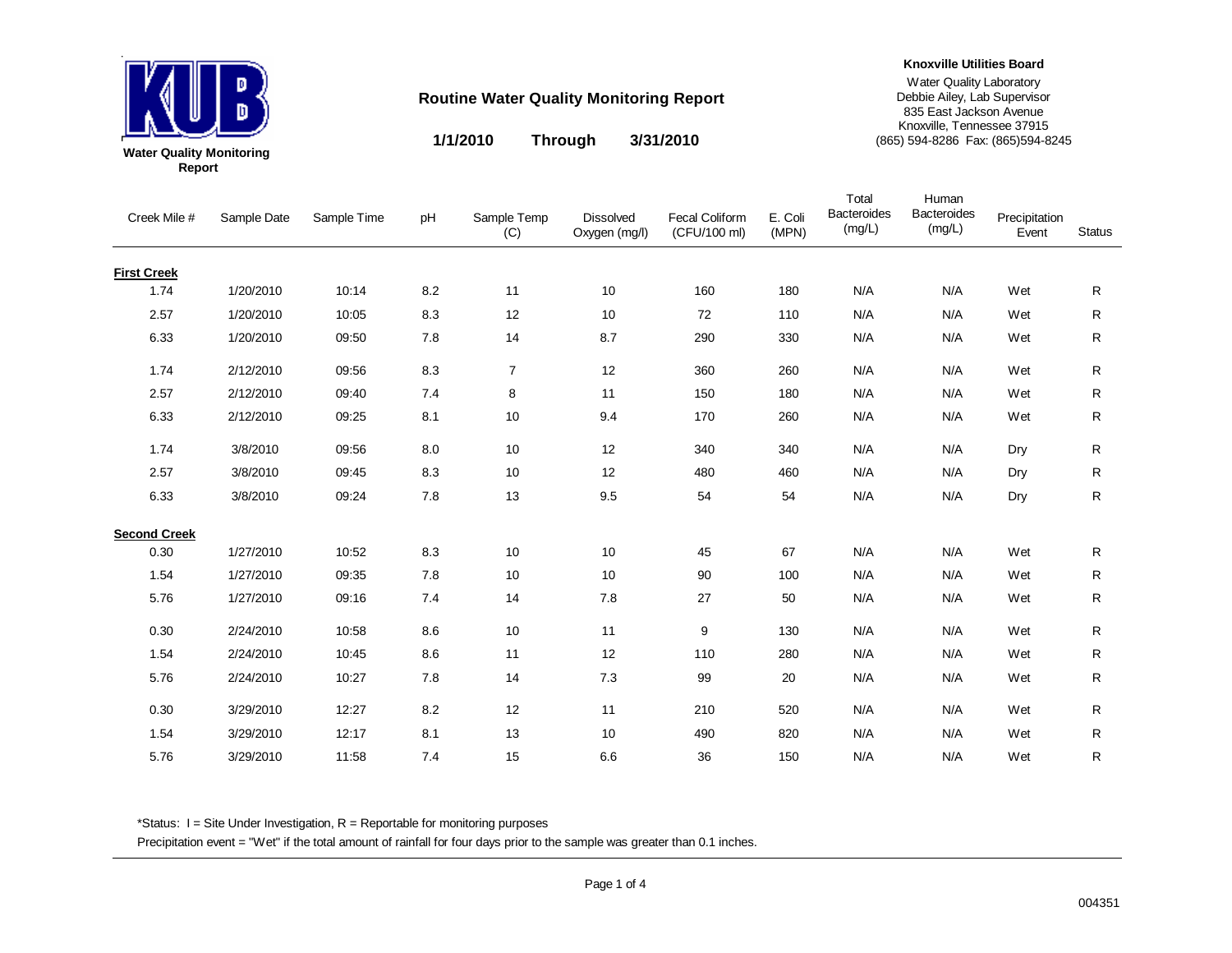**Water Quality Monitoring Report**

## Routine Water Quality Monitoring Report

**1/1/2010 Through 3/31/2010**

**Knoxville Utilities Board**
Water Quality Laboratory
Debbie Ailey, Lab Supervisor
835 East Jackson Avenue
Knoxville, Tennessee 37915
(865) 594-8286 Fax: (865)594-8245

| Creek Mile # | Sample Date | Sample Time | pH | Sample Temp (C) | Dissolved Oxygen (mg/l) | Fecal Coliform (CFU/100 ml) | E. Coli (MPN) | Total Bacteroides (mg/L) | Human Bacteroides (mg/L) | Precipitation Event | Status |
|---|---|---|---|---|---|---|---|---|---|---|---|
| **First Creek** | | | | | | | | | | | |
| 1.74 | 1/20/2010 | 10:14 | 8.2 | 11 | 10 | 160 | 180 | N/A | N/A | Wet | R |
| 2.57 | 1/20/2010 | 10:05 | 8.3 | 12 | 10 | 72 | 110 | N/A | N/A | Wet | R |
| 6.33 | 1/20/2010 | 09:50 | 7.8 | 14 | 8.7 | 290 | 330 | N/A | N/A | Wet | R |
| 1.74 | 2/12/2010 | 09:56 | 8.3 | 7 | 12 | 360 | 260 | N/A | N/A | Wet | R |
| 2.57 | 2/12/2010 | 09:40 | 7.4 | 8 | 11 | 150 | 180 | N/A | N/A | Wet | R |
| 6.33 | 2/12/2010 | 09:25 | 8.1 | 10 | 9.4 | 170 | 260 | N/A | N/A | Wet | R |
| 1.74 | 3/8/2010 | 09:56 | 8.0 | 10 | 12 | 340 | 340 | N/A | N/A | Dry | R |
| 2.57 | 3/8/2010 | 09:45 | 8.3 | 10 | 12 | 480 | 460 | N/A | N/A | Dry | R |
| 6.33 | 3/8/2010 | 09:24 | 7.8 | 13 | 9.5 | 54 | 54 | N/A | N/A | Dry | R |
| **Second Creek** | | | | | | | | | | | |
| 0.30 | 1/27/2010 | 10:52 | 8.3 | 10 | 10 | 45 | 67 | N/A | N/A | Wet | R |
| 1.54 | 1/27/2010 | 09:35 | 7.8 | 10 | 10 | 90 | 100 | N/A | N/A | Wet | R |
| 5.76 | 1/27/2010 | 09:16 | 7.4 | 14 | 7.8 | 27 | 50 | N/A | N/A | Wet | R |
| 0.30 | 2/24/2010 | 10:58 | 8.6 | 10 | 11 | 9 | 130 | N/A | N/A | Wet | R |
| 1.54 | 2/24/2010 | 10:45 | 8.6 | 11 | 12 | 110 | 280 | N/A | N/A | Wet | R |
| 5.76 | 2/24/2010 | 10:27 | 7.8 | 14 | 7.3 | 99 | 20 | N/A | N/A | Wet | R |
| 0.30 | 3/29/2010 | 12:27 | 8.2 | 12 | 11 | 210 | 520 | N/A | N/A | Wet | R |
| 1.54 | 3/29/2010 | 12:17 | 8.1 | 13 | 10 | 490 | 820 | N/A | N/A | Wet | R |
| 5.76 | 3/29/2010 | 11:58 | 7.4 | 15 | 6.6 | 36 | 150 | N/A | N/A | Wet | R |

*Status: I = Site Under Investigation, R = Reportable for monitoring purposes

Precipitation event = "Wet" if the total amount of rainfall for four days prior to the sample was greater than 0.1 inches.

004351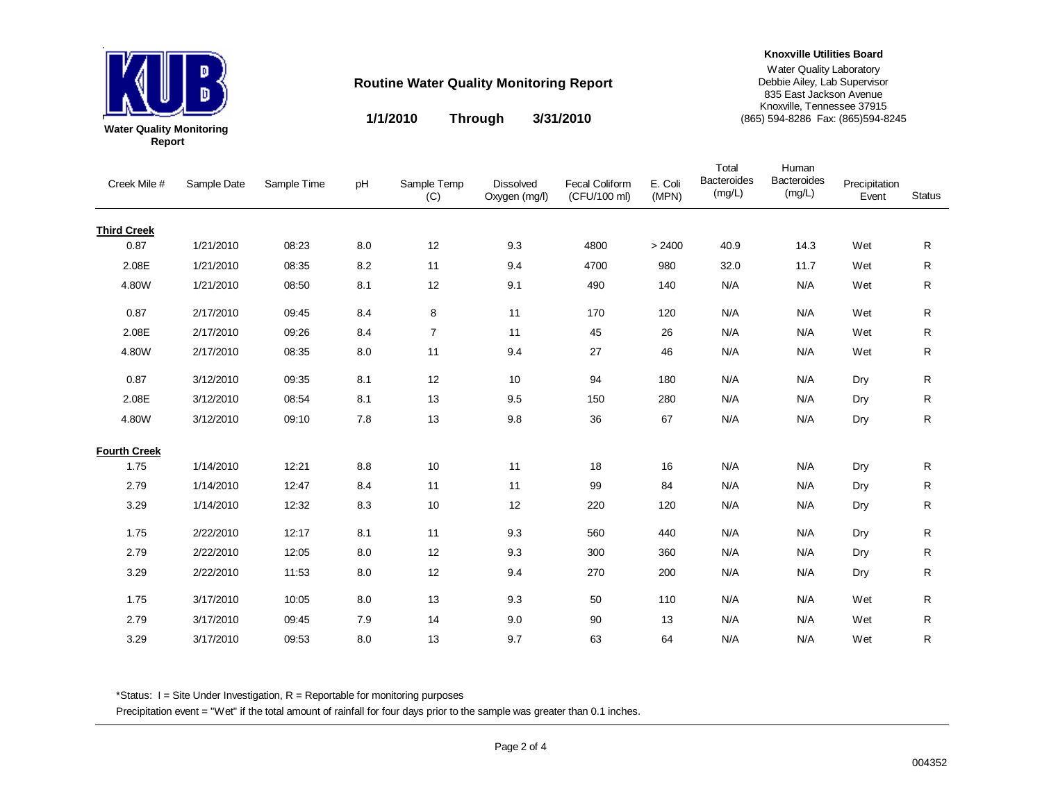**Knoxville Utilities Board**
Water Quality Laboratory
Debbie Ailey, Lab Supervisor
835 East Jackson Avenue
Knoxville, Tennessee 37915
(865) 594-8286 Fax: (865)594-8245

KUB

**Water Quality Monitoring Report**

## Routine Water Quality Monitoring Report

**1/1/2010 Through 3/31/2010**

| Creek Mile # | Sample Date | Sample Time | pH | Sample Temp (C) | Dissolved Oxygen (mg/l) | Fecal Coliform (CFU/100 ml) | E. Coli (MPN) | Total Bacteroides (mg/L) | Human Bacteroides (mg/L) | Precipitation Event | Status |
|---|---|---|---|---|---|---|---|---|---|---|---|
| **Third Creek** | | | | | | | | | | | |
| 0.87 | 1/21/2010 | 08:23 | 8.0 | 12 | 9.3 | 4800 | > 2400 | 40.9 | 14.3 | Wet | R |
| 2.08E | 1/21/2010 | 08:35 | 8.2 | 11 | 9.4 | 4700 | 980 | 32.0 | 11.7 | Wet | R |
| 4.80W | 1/21/2010 | 08:50 | 8.1 | 12 | 9.1 | 490 | 140 | N/A | N/A | Wet | R |
| 0.87 | 2/17/2010 | 09:45 | 8.4 | 8 | 11 | 170 | 120 | N/A | N/A | Wet | R |
| 2.08E | 2/17/2010 | 09:26 | 8.4 | 7 | 11 | 45 | 26 | N/A | N/A | Wet | R |
| 4.80W | 2/17/2010 | 08:35 | 8.0 | 11 | 9.4 | 27 | 46 | N/A | N/A | Wet | R |
| 0.87 | 3/12/2010 | 09:35 | 8.1 | 12 | 10 | 94 | 180 | N/A | N/A | Dry | R |
| 2.08E | 3/12/2010 | 08:54 | 8.1 | 13 | 9.5 | 150 | 280 | N/A | N/A | Dry | R |
| 4.80W | 3/12/2010 | 09:10 | 7.8 | 13 | 9.8 | 36 | 67 | N/A | N/A | Dry | R |
| **Fourth Creek** | | | | | | | | | | | |
| 1.75 | 1/14/2010 | 12:21 | 8.8 | 10 | 11 | 18 | 16 | N/A | N/A | Dry | R |
| 2.79 | 1/14/2010 | 12:47 | 8.4 | 11 | 11 | 99 | 84 | N/A | N/A | Dry | R |
| 3.29 | 1/14/2010 | 12:32 | 8.3 | 10 | 12 | 220 | 120 | N/A | N/A | Dry | R |
| 1.75 | 2/22/2010 | 12:17 | 8.1 | 11 | 9.3 | 560 | 440 | N/A | N/A | Dry | R |
| 2.79 | 2/22/2010 | 12:05 | 8.0 | 12 | 9.3 | 300 | 360 | N/A | N/A | Dry | R |
| 3.29 | 2/22/2010 | 11:53 | 8.0 | 12 | 9.4 | 270 | 200 | N/A | N/A | Dry | R |
| 1.75 | 3/17/2010 | 10:05 | 8.0 | 13 | 9.3 | 50 | 110 | N/A | N/A | Wet | R |
| 2.79 | 3/17/2010 | 09:45 | 7.9 | 14 | 9.0 | 90 | 13 | N/A | N/A | Wet | R |
| 3.29 | 3/17/2010 | 09:53 | 8.0 | 13 | 9.7 | 63 | 64 | N/A | N/A | Wet | R |

*Status: I = Site Under Investigation, R = Reportable for monitoring purposes

Precipitation event = "Wet" if the total amount of rainfall for four days prior to the sample was greater than 0.1 inches.

004352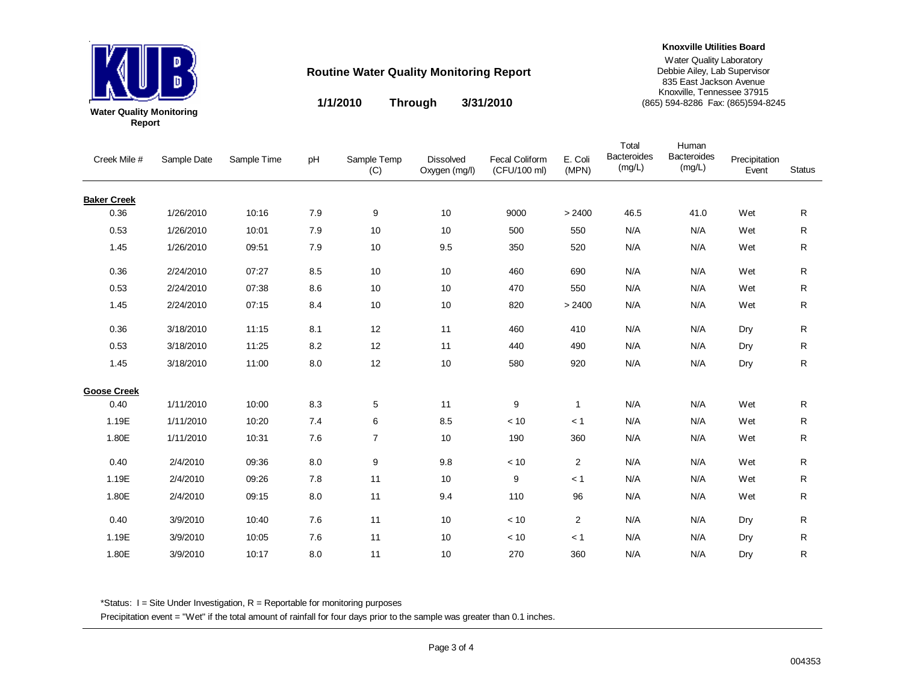**Water Quality Monitoring Report**

## Routine Water Quality Monitoring Report

**1/1/2010 Through 3/31/2010**

**Knoxville Utilities Board**
Water Quality Laboratory
Debbie Ailey, Lab Supervisor
835 East Jackson Avenue
Knoxville, Tennessee 37915
(865) 594-8286 Fax: (865)594-8245

| Creek Mile # | Sample Date | Sample Time | pH | Sample Temp (C) | Dissolved Oxygen (mg/l) | Fecal Coliform (CFU/100 ml) | E. Coli (MPN) | Total Bacteroides (mg/L) | Human Bacteroides (mg/L) | Precipitation Event | Status |
|---|---|---|---|---|---|---|---|---|---|---|---|
| **Baker Creek** | | | | | | | | | | | |
| 0.36 | 1/26/2010 | 10:16 | 7.9 | 9 | 10 | 9000 | > 2400 | 46.5 | 41.0 | Wet | R |
| 0.53 | 1/26/2010 | 10:01 | 7.9 | 10 | 10 | 500 | 550 | N/A | N/A | Wet | R |
| 1.45 | 1/26/2010 | 09:51 | 7.9 | 10 | 9.5 | 350 | 520 | N/A | N/A | Wet | R |
| 0.36 | 2/24/2010 | 07:27 | 8.5 | 10 | 10 | 460 | 690 | N/A | N/A | Wet | R |
| 0.53 | 2/24/2010 | 07:38 | 8.6 | 10 | 10 | 470 | 550 | N/A | N/A | Wet | R |
| 1.45 | 2/24/2010 | 07:15 | 8.4 | 10 | 10 | 820 | > 2400 | N/A | N/A | Wet | R |
| 0.36 | 3/18/2010 | 11:15 | 8.1 | 12 | 11 | 460 | 410 | N/A | N/A | Dry | R |
| 0.53 | 3/18/2010 | 11:25 | 8.2 | 12 | 11 | 440 | 490 | N/A | N/A | Dry | R |
| 1.45 | 3/18/2010 | 11:00 | 8.0 | 12 | 10 | 580 | 920 | N/A | N/A | Dry | R |
| **Goose Creek** | | | | | | | | | | | |
| 0.40 | 1/11/2010 | 10:00 | 8.3 | 5 | 11 | 9 | 1 | N/A | N/A | Wet | R |
| 1.19E | 1/11/2010 | 10:20 | 7.4 | 6 | 8.5 | < 10 | < 1 | N/A | N/A | Wet | R |
| 1.80E | 1/11/2010 | 10:31 | 7.6 | 7 | 10 | 190 | 360 | N/A | N/A | Wet | R |
| 0.40 | 2/4/2010 | 09:36 | 8.0 | 9 | 9.8 | < 10 | 2 | N/A | N/A | Wet | R |
| 1.19E | 2/4/2010 | 09:26 | 7.8 | 11 | 10 | 9 | < 1 | N/A | N/A | Wet | R |
| 1.80E | 2/4/2010 | 09:15 | 8.0 | 11 | 9.4 | 110 | 96 | N/A | N/A | Wet | R |
| 0.40 | 3/9/2010 | 10:40 | 7.6 | 11 | 10 | < 10 | 2 | N/A | N/A | Dry | R |
| 1.19E | 3/9/2010 | 10:05 | 7.6 | 11 | 10 | < 10 | < 1 | N/A | N/A | Dry | R |
| 1.80E | 3/9/2010 | 10:17 | 8.0 | 11 | 10 | 270 | 360 | N/A | N/A | Dry | R |

*Status: I = Site Under Investigation, R = Reportable for monitoring purposes

Precipitation event = "Wet" if the total amount of rainfall for four days prior to the sample was greater than 0.1 inches.

004353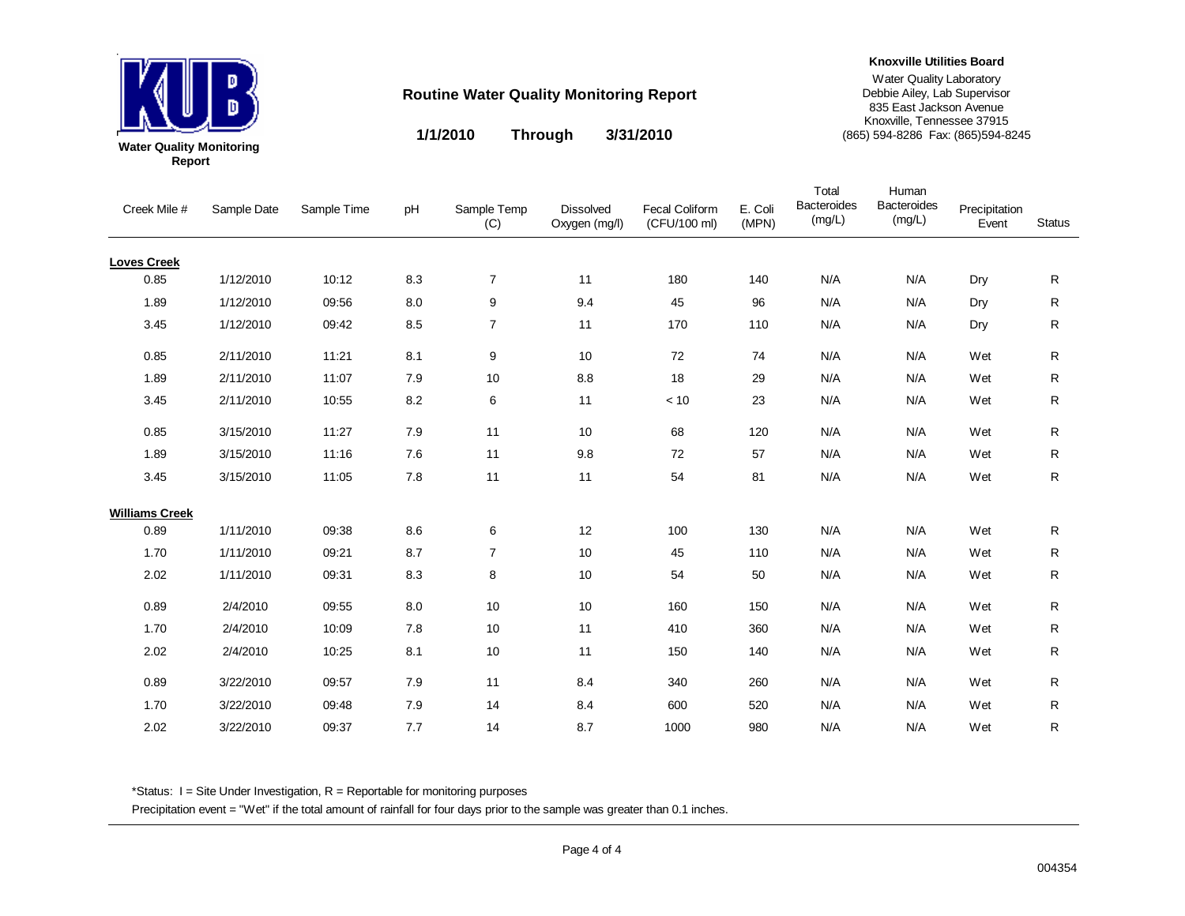**Water Quality Monitoring Report**

## Routine Water Quality Monitoring Report

**1/1/2010 Through 3/31/2010**

**Knoxville Utilities Board**
Water Quality Laboratory
Debbie Ailey, Lab Supervisor
835 East Jackson Avenue
Knoxville, Tennessee 37915
(865) 594-8286 Fax: (865)594-8245

| Creek Mile # | Sample Date | Sample Time | pH | Sample Temp (C) | Dissolved Oxygen (mg/l) | Fecal Coliform (CFU/100 ml) | E. Coli (MPN) | Total Bacteroides (mg/L) | Human Bacteroides (mg/L) | Precipitation Event | Status |
|---|---|---|---|---|---|---|---|---|---|---|---|
| **Loves Creek** | | | | | | | | | | | |
| 0.85 | 1/12/2010 | 10:12 | 8.3 | 7 | 11 | 180 | 140 | N/A | N/A | Dry | R |
| 1.89 | 1/12/2010 | 09:56 | 8.0 | 9 | 9.4 | 45 | 96 | N/A | N/A | Dry | R |
| 3.45 | 1/12/2010 | 09:42 | 8.5 | 7 | 11 | 170 | 110 | N/A | N/A | Dry | R |
| 0.85 | 2/11/2010 | 11:21 | 8.1 | 9 | 10 | 72 | 74 | N/A | N/A | Wet | R |
| 1.89 | 2/11/2010 | 11:07 | 7.9 | 10 | 8.8 | 18 | 29 | N/A | N/A | Wet | R |
| 3.45 | 2/11/2010 | 10:55 | 8.2 | 6 | 11 | < 10 | 23 | N/A | N/A | Wet | R |
| 0.85 | 3/15/2010 | 11:27 | 7.9 | 11 | 10 | 68 | 120 | N/A | N/A | Wet | R |
| 1.89 | 3/15/2010 | 11:16 | 7.6 | 11 | 9.8 | 72 | 57 | N/A | N/A | Wet | R |
| 3.45 | 3/15/2010 | 11:05 | 7.8 | 11 | 11 | 54 | 81 | N/A | N/A | Wet | R |
| **Williams Creek** | | | | | | | | | | | |
| 0.89 | 1/11/2010 | 09:38 | 8.6 | 6 | 12 | 100 | 130 | N/A | N/A | Wet | R |
| 1.70 | 1/11/2010 | 09:21 | 8.7 | 7 | 10 | 45 | 110 | N/A | N/A | Wet | R |
| 2.02 | 1/11/2010 | 09:31 | 8.3 | 8 | 10 | 54 | 50 | N/A | N/A | Wet | R |
| 0.89 | 2/4/2010 | 09:55 | 8.0 | 10 | 10 | 160 | 150 | N/A | N/A | Wet | R |
| 1.70 | 2/4/2010 | 10:09 | 7.8 | 10 | 11 | 410 | 360 | N/A | N/A | Wet | R |
| 2.02 | 2/4/2010 | 10:25 | 8.1 | 10 | 11 | 150 | 140 | N/A | N/A | Wet | R |
| 0.89 | 3/22/2010 | 09:57 | 7.9 | 11 | 8.4 | 340 | 260 | N/A | N/A | Wet | R |
| 1.70 | 3/22/2010 | 09:48 | 7.9 | 14 | 8.4 | 600 | 520 | N/A | N/A | Wet | R |
| 2.02 | 3/22/2010 | 09:37 | 7.7 | 14 | 8.7 | 1000 | 980 | N/A | N/A | Wet | R |

*Status: I = Site Under Investigation, R = Reportable for monitoring purposes

Precipitation event = "Wet" if the total amount of rainfall for four days prior to the sample was greater than 0.1 inches.

004354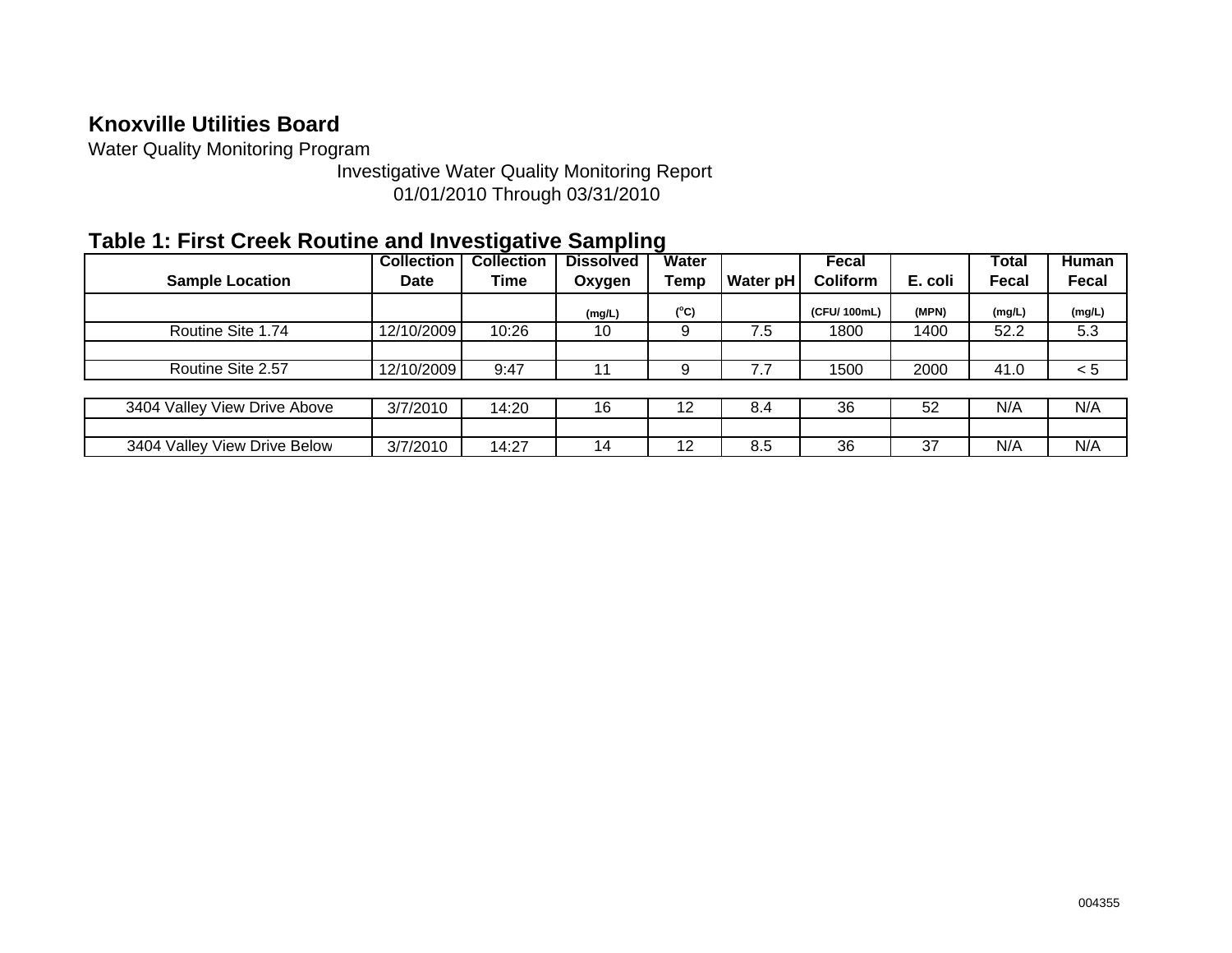**Knoxville Utilities Board**

Water Quality Monitoring Program

Investigative Water Quality Monitoring Report
01/01/2010 Through 03/31/2010

## Table 1: First Creek Routine and Investigative Sampling

| Sample Location | Collection Date | Collection Time | Dissolved Oxygen | Water Temp | Water pH | Fecal Coliform | E. coli | Total Fecal | Human Fecal |
|---|---|---|---|---|---|---|---|---|---|
| | | | (mg/L) | (°C) | | (CFU/ 100mL) | (MPN) | (mg/L) | (mg/L) |
| Routine Site 1.74 | 12/10/2009 | 10:26 | 10 | 9 | 7.5 | 1800 | 1400 | 52.2 | 5.3 |
| | | | | | | | | | |
| Routine Site 2.57 | 12/10/2009 | 9:47 | 11 | 9 | 7.7 | 1500 | 2000 | 41.0 | < 5 |
| | | | | | | | | | |
| 3404 Valley View Drive Above | 3/7/2010 | 14:20 | 16 | 12 | 8.4 | 36 | 52 | N/A | N/A |
| | | | | | | | | | |
| 3404 Valley View Drive Below | 3/7/2010 | 14:27 | 14 | 12 | 8.5 | 36 | 37 | N/A | N/A |

004355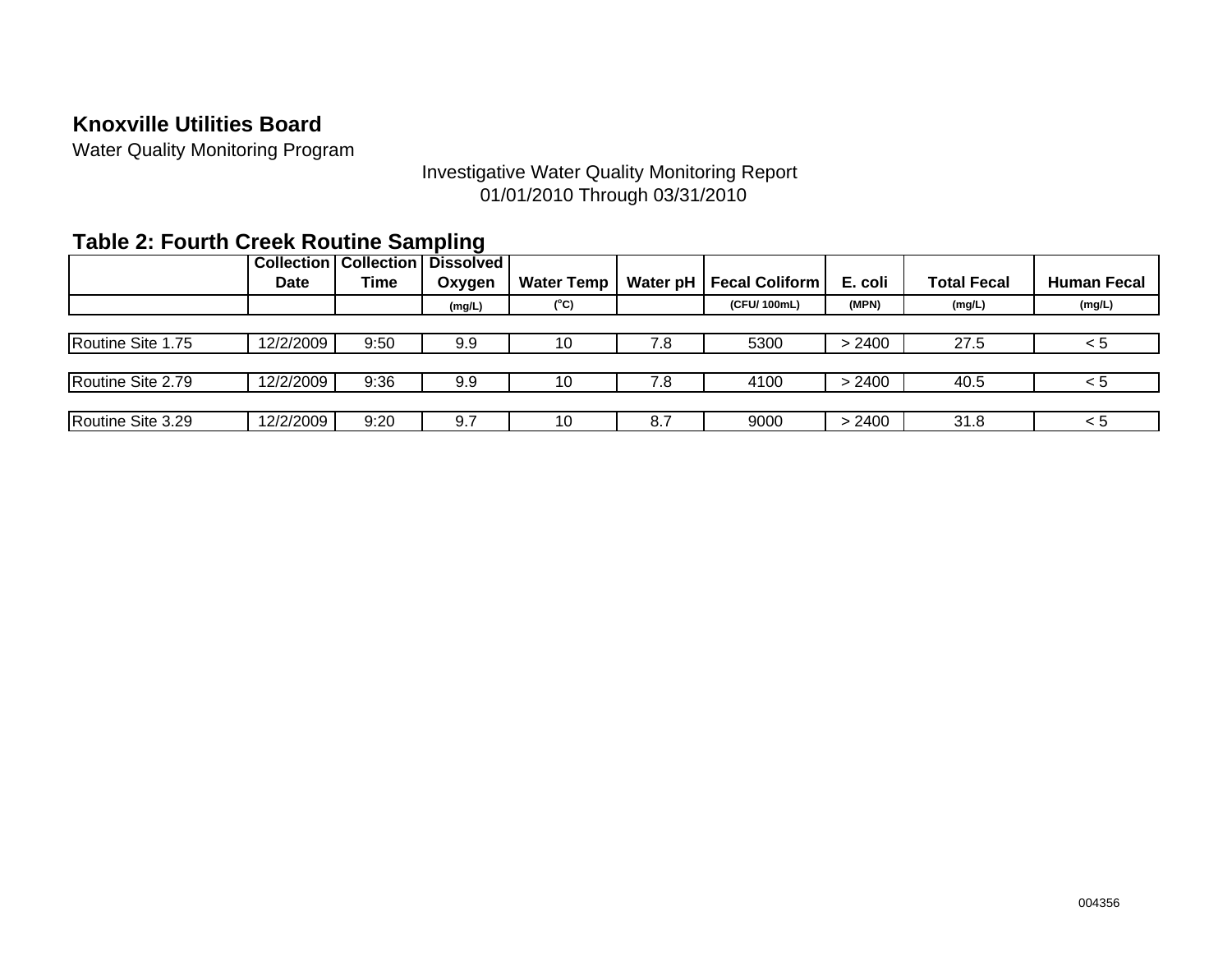**Knoxville Utilities Board**

Water Quality Monitoring Program

Investigative Water Quality Monitoring Report
01/01/2010 Through 03/31/2010

## Table 2: Fourth Creek Routine Sampling

| | Collection Date | Collection Time | Dissolved Oxygen | Water Temp | Water pH | Fecal Coliform | E. coli | Total Fecal | Human Fecal |
|---|---|---|---|---|---|---|---|---|---|
| | | | (mg/L) | (°C) | | (CFU/ 100mL) | (MPN) | (mg/L) | (mg/L) |
| Routine Site 1.75 | 12/2/2009 | 9:50 | 9.9 | 10 | 7.8 | 5300 | > 2400 | 27.5 | < 5 |
| Routine Site 2.79 | 12/2/2009 | 9:36 | 9.9 | 10 | 7.8 | 4100 | > 2400 | 40.5 | < 5 |
| Routine Site 3.29 | 12/2/2009 | 9:20 | 9.7 | 10 | 8.7 | 9000 | > 2400 | 31.8 | < 5 |

004356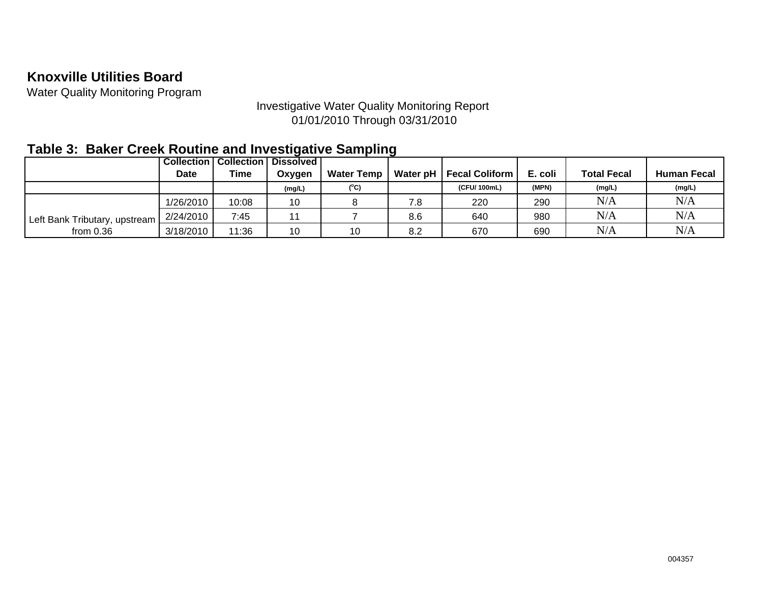**Knoxville Utilities Board**

Water Quality Monitoring Program

Investigative Water Quality Monitoring Report
01/01/2010 Through 03/31/2010

## Table 3: Baker Creek Routine and Investigative Sampling

| | Collection Date | Collection Time | Dissolved Oxygen | Water Temp | Water pH | Fecal Coliform | E. coli | Total Fecal | Human Fecal |
|---|---|---|---|---|---|---|---|---|---|
| | | | (mg/L) | ($^{o}$C) | | (CFU/ 100mL) | (MPN) | (mg/L) | (mg/L) |
| Left Bank Tributary, upstream from 0.36 | 1/26/2010 | 10:08 | 10 | 8 | 7.8 | 220 | 290 | N/A | N/A |
| | 2/24/2010 | 7:45 | 11 | 7 | 8.6 | 640 | 980 | N/A | N/A |
| | 3/18/2010 | 11:36 | 10 | 10 | 8.2 | 670 | 690 | N/A | N/A |

004357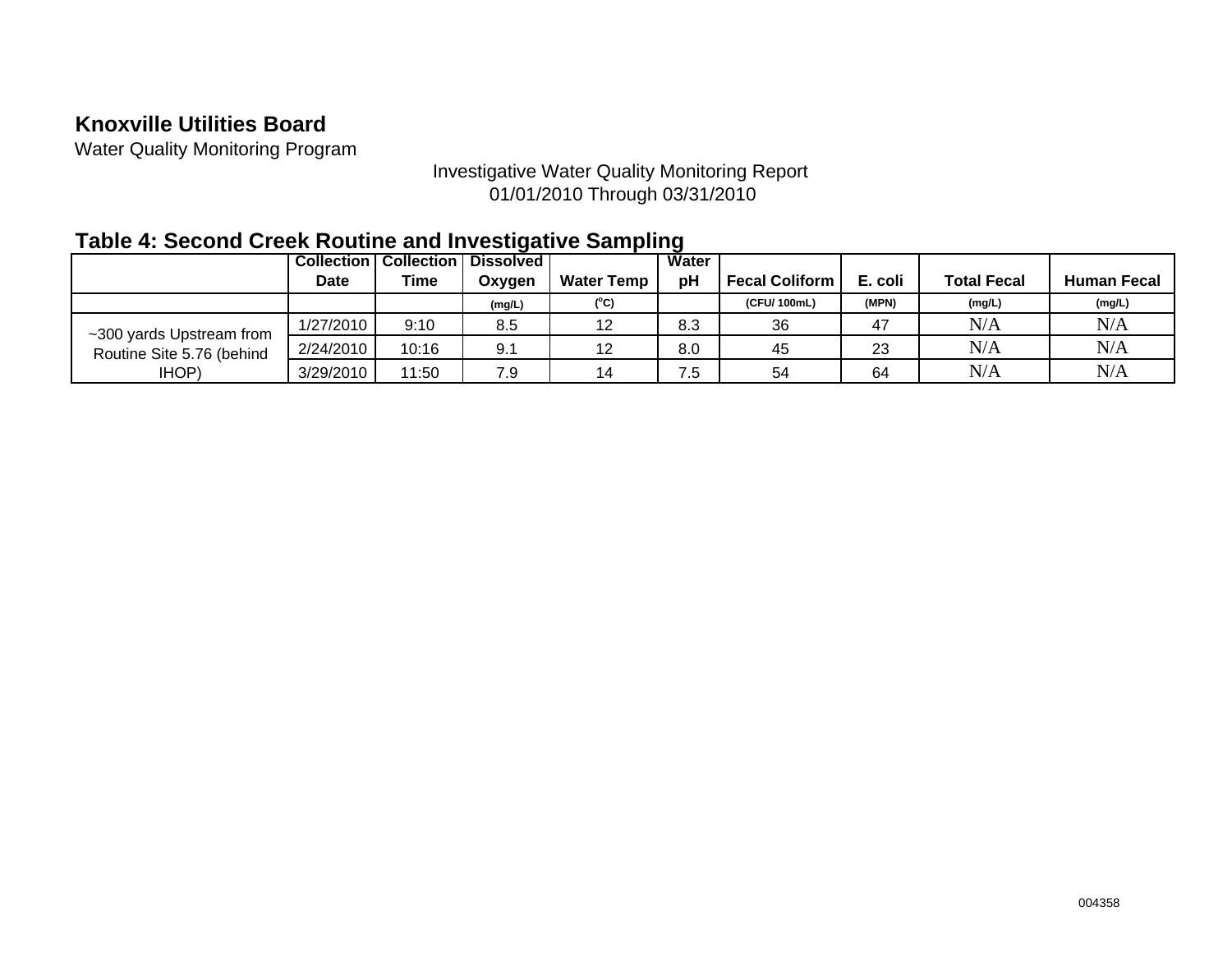**Knoxville Utilities Board**

Water Quality Monitoring Program

Investigative Water Quality Monitoring Report
01/01/2010 Through 03/31/2010

## Table 4: Second Creek Routine and Investigative Sampling

| | Collection Date | Collection Time | Dissolved Oxygen | Water Temp | Water pH | Fecal Coliform | E. coli | Total Fecal | Human Fecal |
|---|---|---|---|---|---|---|---|---|---|
| | | | (mg/L) | ($^{o}$C) | | (CFU/ 100mL) | (MPN) | (mg/L) | (mg/L) |
| ~300 yards Upstream from Routine Site 5.76 (behind IHOP) | 1/27/2010 | 9:10 | 8.5 | 12 | 8.3 | 36 | 47 | N/A | N/A |
| | 2/24/2010 | 10:16 | 9.1 | 12 | 8.0 | 45 | 23 | N/A | N/A |
| | 3/29/2010 | 11:50 | 7.9 | 14 | 7.5 | 54 | 64 | N/A | N/A |

004358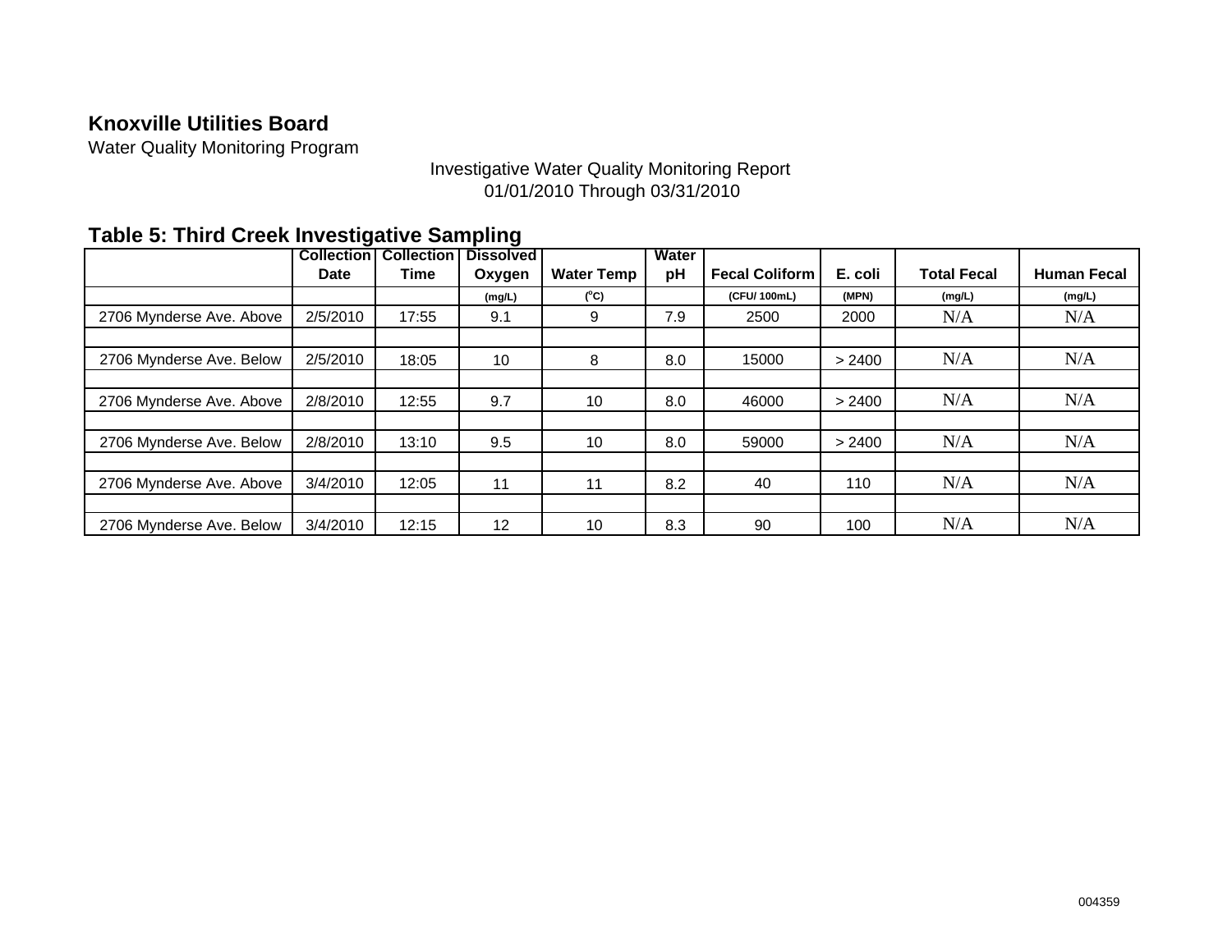**Knoxville Utilities Board**

Water Quality Monitoring Program

Investigative Water Quality Monitoring Report
01/01/2010 Through 03/31/2010

## Table 5: Third Creek Investigative Sampling

| | Collection Date | Collection Time | Dissolved Oxygen | Water Temp | Water pH | Fecal Coliform | E. coli | Total Fecal | Human Fecal |
|---|---|---|---|---|---|---|---|---|---|
| | | | (mg/L) | (°C) | | (CFU/ 100mL) | (MPN) | (mg/L) | (mg/L) |
| 2706 Mynderse Ave. Above | 2/5/2010 | 17:55 | 9.1 | 9 | 7.9 | 2500 | 2000 | N/A | N/A |
| | | | | | | | | | |
| 2706 Mynderse Ave. Below | 2/5/2010 | 18:05 | 10 | 8 | 8.0 | 15000 | > 2400 | N/A | N/A |
| | | | | | | | | | |
| 2706 Mynderse Ave. Above | 2/8/2010 | 12:55 | 9.7 | 10 | 8.0 | 46000 | > 2400 | N/A | N/A |
| | | | | | | | | | |
| 2706 Mynderse Ave. Below | 2/8/2010 | 13:10 | 9.5 | 10 | 8.0 | 59000 | > 2400 | N/A | N/A |
| | | | | | | | | | |
| 2706 Mynderse Ave. Above | 3/4/2010 | 12:05 | 11 | 11 | 8.2 | 40 | 110 | N/A | N/A |
| | | | | | | | | | |
| 2706 Mynderse Ave. Below | 3/4/2010 | 12:15 | 12 | 10 | 8.3 | 90 | 100 | N/A | N/A |

004359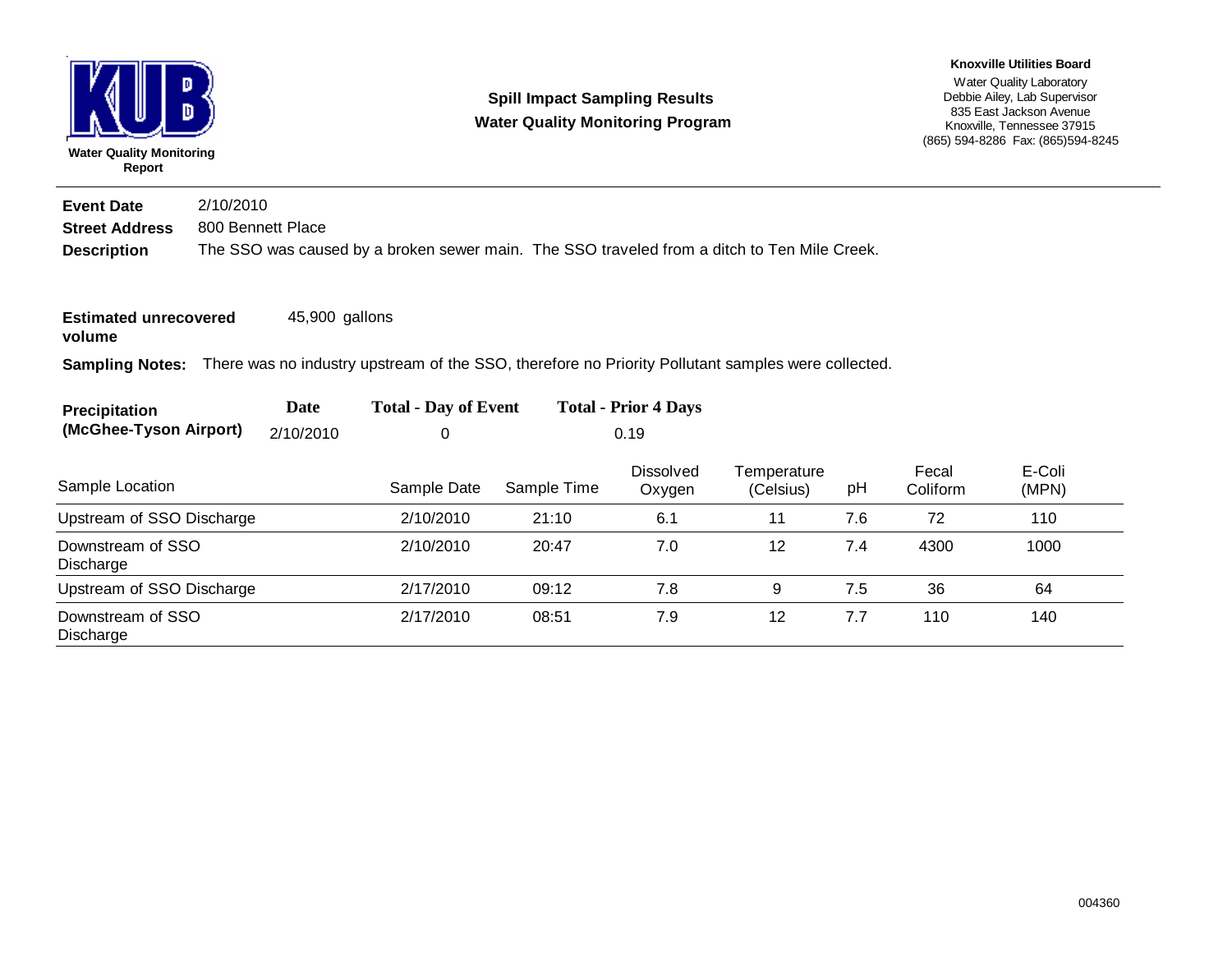**KUB**

**Water Quality Monitoring Report**

## Spill Impact Sampling Results
## Water Quality Monitoring Program

**Knoxville Utilities Board**
Water Quality Laboratory
Debbie Ailey, Lab Supervisor
835 East Jackson Avenue
Knoxville, Tennessee 37915
(865) 594-8286 Fax: (865)594-8245

---

**Event Date** 2/10/2010

**Street Address** 800 Bennett Place

**Description** The SSO was caused by a broken sewer main. The SSO traveled from a ditch to Ten Mile Creek.

**Estimated unrecovered volume** 45,900 gallons

**Sampling Notes:** There was no industry upstream of the SSO, therefore no Priority Pollutant samples were collected.

| Precipitation (McGhee-Tyson Airport) | Date | Total - Day of Event | Total - Prior 4 Days |
|---|---|---|---|
| | 2/10/2010 | 0 | 0.19 |

| Sample Location | Sample Date | Sample Time | Dissolved Oxygen | Temperature (Celsius) | pH | Fecal Coliform | E-Coli (MPN) |
|---|---|---|---|---|---|---|---|
| Upstream of SSO Discharge | 2/10/2010 | 21:10 | 6.1 | 11 | 7.6 | 72 | 110 |
| Downstream of SSO Discharge | 2/10/2010 | 20:47 | 7.0 | 12 | 7.4 | 4300 | 1000 |
| Upstream of SSO Discharge | 2/17/2010 | 09:12 | 7.8 | 9 | 7.5 | 36 | 64 |
| Downstream of SSO Discharge | 2/17/2010 | 08:51 | 7.9 | 12 | 7.7 | 110 | 140 |

004360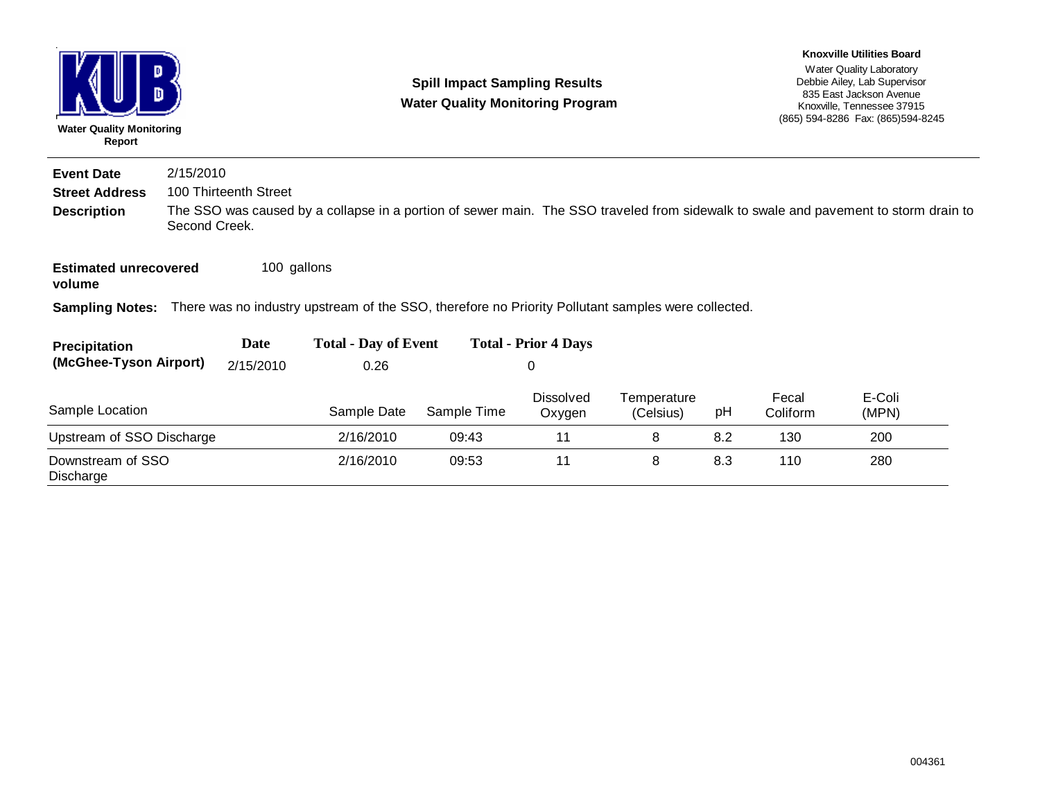**KUB**

**Water Quality Monitoring Report**

## Spill Impact Sampling Results
## Water Quality Monitoring Program

**Knoxville Utilities Board**
Water Quality Laboratory
Debbie Ailey, Lab Supervisor
835 East Jackson Avenue
Knoxville, Tennessee 37915
(865) 594-8286 Fax: (865)594-8245

---

**Event Date** 2/15/2010

**Street Address** 100 Thirteenth Street

**Description** The SSO was caused by a collapse in a portion of sewer main. The SSO traveled from sidewalk to swale and pavement to storm drain to Second Creek.

**Estimated unrecovered volume** 100 gallons

**Sampling Notes:** There was no industry upstream of the SSO, therefore no Priority Pollutant samples were collected.

| Precipitation (McGhee-Tyson Airport) | Date | Total - Day of Event | Total - Prior 4 Days |
|---|---|---|---|
| | 2/15/2010 | 0.26 | 0 |

| Sample Location | Sample Date | Sample Time | Dissolved Oxygen | Temperature (Celsius) | pH | Fecal Coliform | E-Coli (MPN) |
|---|---|---|---|---|---|---|---|
| Upstream of SSO Discharge | 2/16/2010 | 09:43 | 11 | 8 | 8.2 | 130 | 200 |
| Downstream of SSO Discharge | 2/16/2010 | 09:53 | 11 | 8 | 8.3 | 110 | 280 |

004361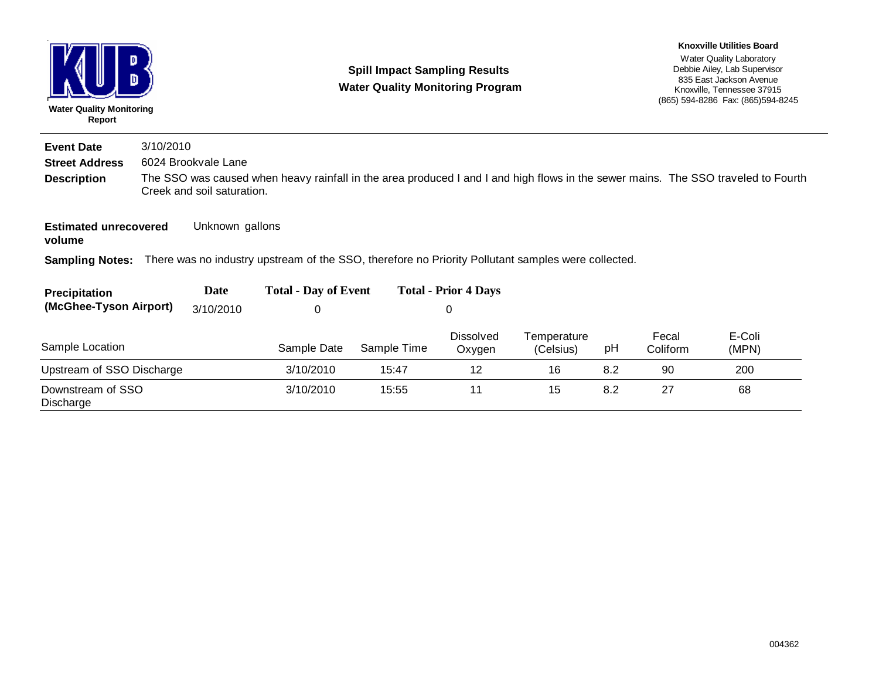**Water Quality Monitoring Report**

## Spill Impact Sampling Results
## Water Quality Monitoring Program

**Knoxville Utilities Board**
Water Quality Laboratory
Debbie Ailey, Lab Supervisor
835 East Jackson Avenue
Knoxville, Tennessee 37915
(865) 594-8286 Fax: (865)594-8245

**Event Date** 3/10/2010

**Street Address** 6024 Brookvale Lane

**Description** The SSO was caused when heavy rainfall in the area produced I and I and high flows in the sewer mains. The SSO traveled to Fourth Creek and soil saturation.

**Estimated unrecovered volume** Unknown gallons

**Sampling Notes:** There was no industry upstream of the SSO, therefore no Priority Pollutant samples were collected.

| Precipitation (McGhee-Tyson Airport) | Date | Total - Day of Event | Total - Prior 4 Days |
|---|---|---|---|
| | 3/10/2010 | 0 | 0 |

| Sample Location | Sample Date | Sample Time | Dissolved Oxygen | Temperature (Celsius) | pH | Fecal Coliform | E-Coli (MPN) |
|---|---|---|---|---|---|---|---|
| Upstream of SSO Discharge | 3/10/2010 | 15:47 | 12 | 16 | 8.2 | 90 | 200 |
| Downstream of SSO Discharge | 3/10/2010 | 15:55 | 11 | 15 | 8.2 | 27 | 68 |

004362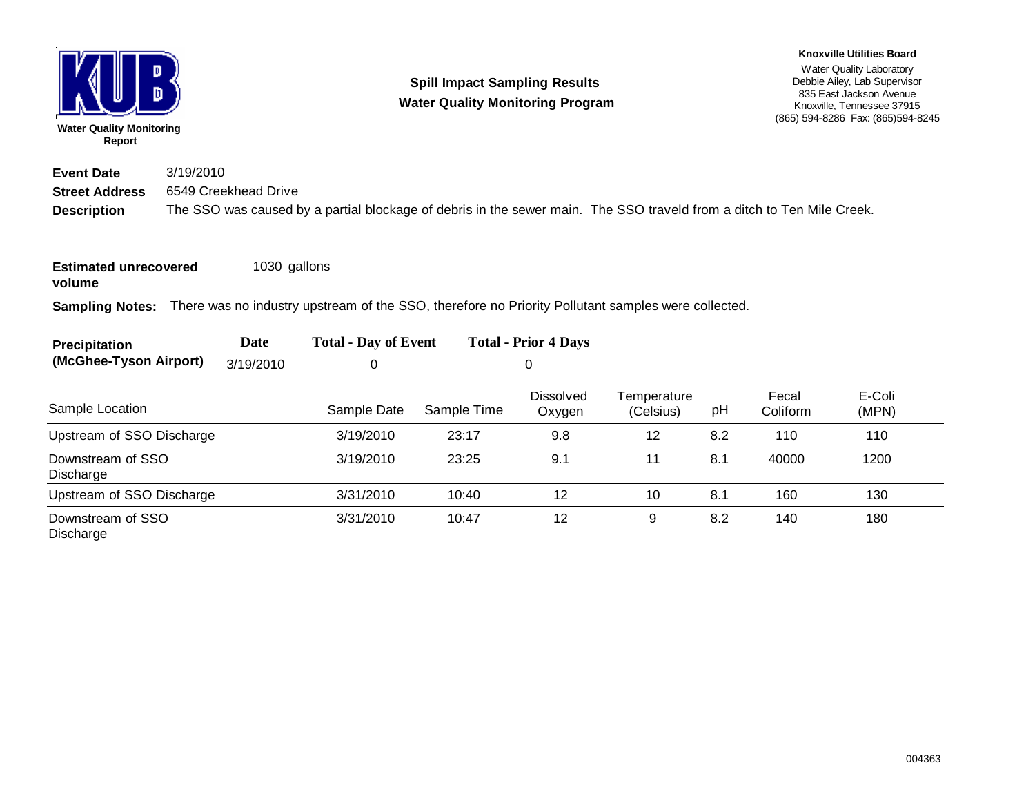**KUB**

**Water Quality Monitoring Report**

## Spill Impact Sampling Results
## Water Quality Monitoring Program

**Knoxville Utilities Board**
Water Quality Laboratory
Debbie Ailey, Lab Supervisor
835 East Jackson Avenue
Knoxville, Tennessee 37915
(865) 594-8286 Fax: (865)594-8245

**Event Date** 3/19/2010

**Street Address** 6549 Creekhead Drive

**Description** The SSO was caused by a partial blockage of debris in the sewer main. The SSO traveld from a ditch to Ten Mile Creek.

**Estimated unrecovered volume** 1030 gallons

**Sampling Notes:** There was no industry upstream of the SSO, therefore no Priority Pollutant samples were collected.

| Precipitation (McGhee-Tyson Airport) | Date | Total - Day of Event | Total - Prior 4 Days |
|---|---|---|---|
| | 3/19/2010 | 0 | 0 |

| Sample Location | Sample Date | Sample Time | Dissolved Oxygen | Temperature (Celsius) | pH | Fecal Coliform | E-Coli (MPN) |
|---|---|---|---|---|---|---|---|
| Upstream of SSO Discharge | 3/19/2010 | 23:17 | 9.8 | 12 | 8.2 | 110 | 110 |
| Downstream of SSO Discharge | 3/19/2010 | 23:25 | 9.1 | 11 | 8.1 | 40000 | 1200 |
| Upstream of SSO Discharge | 3/31/2010 | 10:40 | 12 | 10 | 8.1 | 160 | 130 |
| Downstream of SSO Discharge | 3/31/2010 | 10:47 | 12 | 9 | 8.2 | 140 | 180 |

004363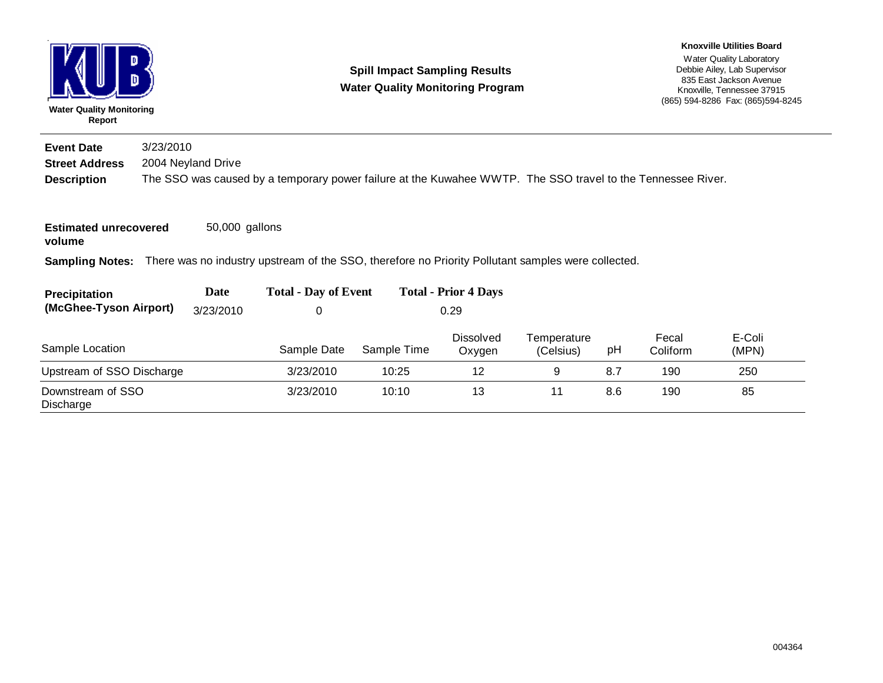**KUB**

**Water Quality Monitoring Report**

## Spill Impact Sampling Results
## Water Quality Monitoring Program

**Knoxville Utilities Board**
Water Quality Laboratory
Debbie Ailey, Lab Supervisor
835 East Jackson Avenue
Knoxville, Tennessee 37915
(865) 594-8286 Fax: (865)594-8245

**Event Date** 3/23/2010

**Street Address** 2004 Neyland Drive

**Description** The SSO was caused by a temporary power failure at the Kuwahee WWTP. The SSO travel to the Tennessee River.

**Estimated unrecovered volume** 50,000 gallons

**Sampling Notes:** There was no industry upstream of the SSO, therefore no Priority Pollutant samples were collected.

| Precipitation (McGhee-Tyson Airport) | Date | Total - Day of Event | Total - Prior 4 Days |
|---|---|---|---|
| | 3/23/2010 | 0 | 0.29 |

| Sample Location | Sample Date | Sample Time | Dissolved Oxygen | Temperature (Celsius) | pH | Fecal Coliform | E-Coli (MPN) |
|---|---|---|---|---|---|---|---|
| Upstream of SSO Discharge | 3/23/2010 | 10:25 | 12 | 9 | 8.7 | 190 | 250 |
| Downstream of SSO Discharge | 3/23/2010 | 10:10 | 13 | 11 | 8.6 | 190 | 85 |

004364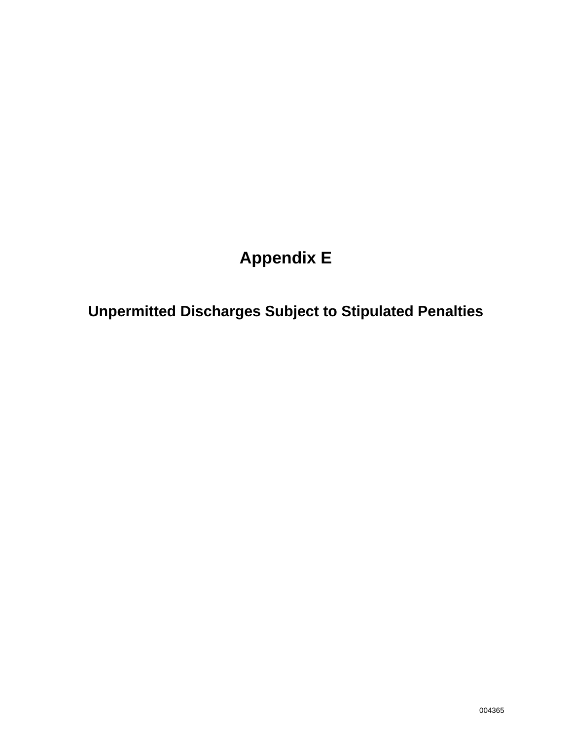# Appendix E

## Unpermitted Discharges Subject to Stipulated Penalties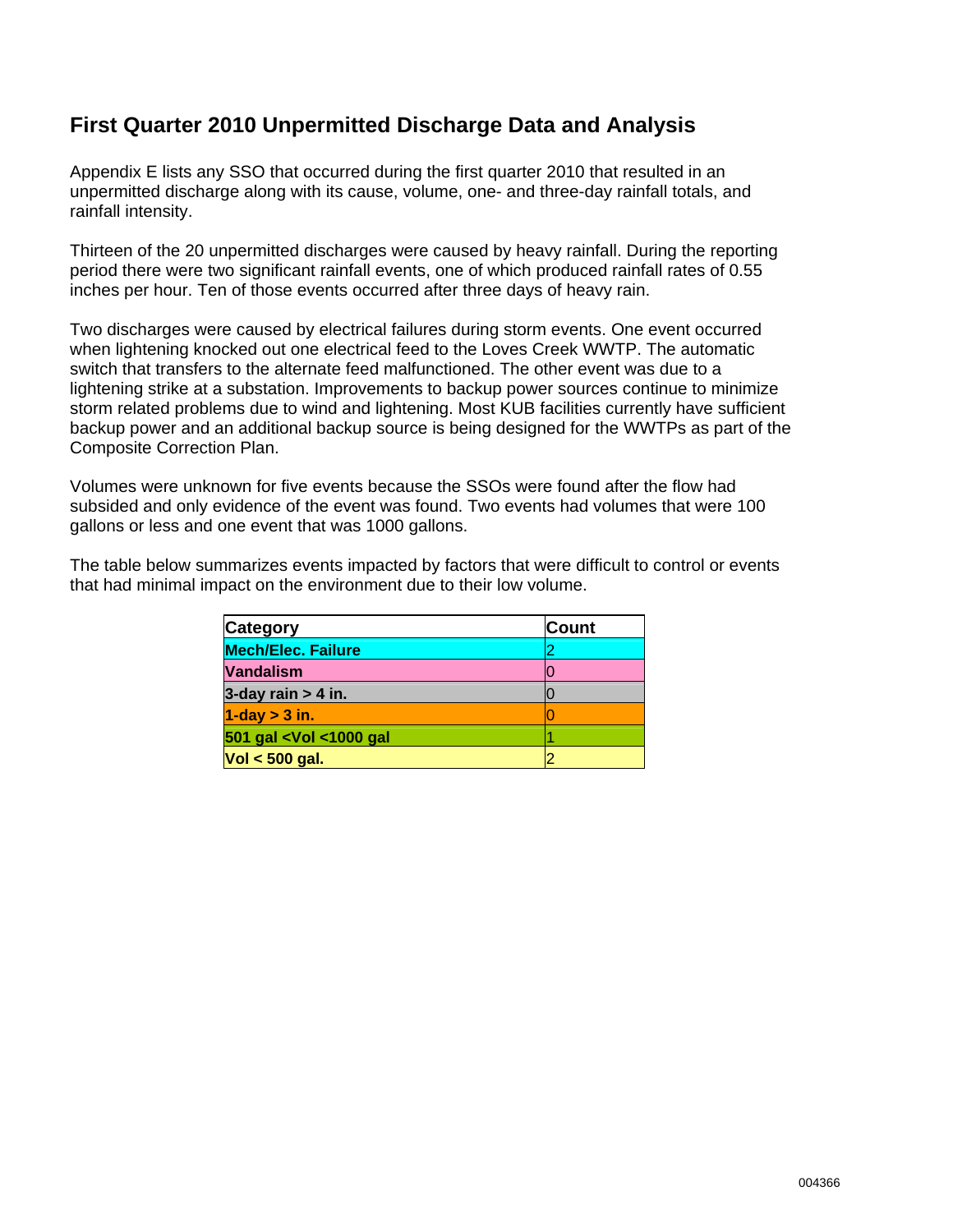# First Quarter 2010 Unpermitted Discharge Data and Analysis

Appendix E lists any SSO that occurred during the first quarter 2010 that resulted in an unpermitted discharge along with its cause, volume, one- and three-day rainfall totals, and rainfall intensity.

Thirteen of the 20 unpermitted discharges were caused by heavy rainfall. During the reporting period there were two significant rainfall events, one of which produced rainfall rates of 0.55 inches per hour. Ten of those events occurred after three days of heavy rain.

Two discharges were caused by electrical failures during storm events. One event occurred when lightening knocked out one electrical feed to the Loves Creek WWTP. The automatic switch that transfers to the alternate feed malfunctioned. The other event was due to a lightening strike at a substation. Improvements to backup power sources continue to minimize storm related problems due to wind and lightening. Most KUB facilities currently have sufficient backup power and an additional backup source is being designed for the WWTPs as part of the Composite Correction Plan.

Volumes were unknown for five events because the SSOs were found after the flow had subsided and only evidence of the event was found. Two events had volumes that were 100 gallons or less and one event that was 1000 gallons.

The table below summarizes events impacted by factors that were difficult to control or events that had minimal impact on the environment due to their low volume.

| Category | Count |
|---|---|
| **Mech/Elec. Failure** | 2 |
| **Vandalism** | 0 |
| **3-day rain > 4 in.** | 0 |
| **1-day > 3 in.** | 0 |
| **501 gal <Vol <1000 gal** | 1 |
| **Vol < 500 gal.** | 2 |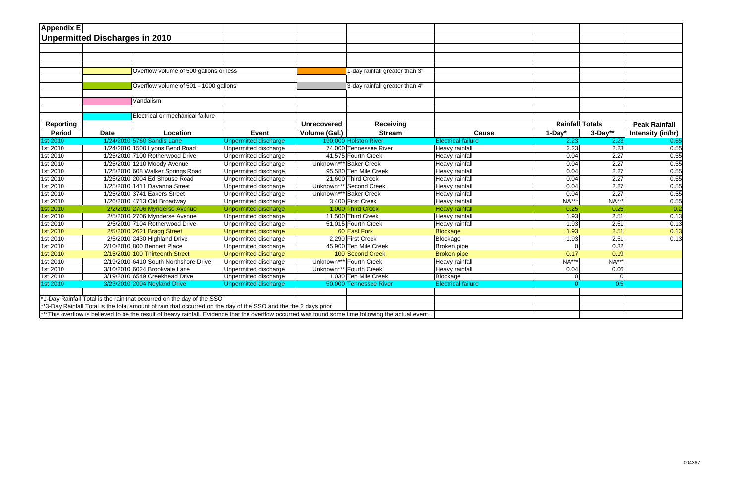# Appendix E

## Unpermitted Discharges in 2010

Legend:
- Overflow volume of 500 gallons or less
- Overflow volume of 501 - 1000 gallons
- Vandalism
- Electrical or mechanical failure
- 1-day rainfall greater than 3"
- 3-day rainfall greater than 4"

| Reporting Period | Date | Location | Event | Unrecovered Volume (Gal.) | Receiving Stream | Cause | Rainfall Totals 1-Day* | Rainfall Totals 3-Day** | Peak Rainfall Intensity (in/hr) |
|---|---|---|---|---|---|---|---|---|---|
| 1st 2010 | 1/24/2010 | 5760 Sandis Lane | Unpermitted discharge | 190,000 | Holston River | Electrical failure | 2.23 | 2.23 | 0.55 |
| 1st 2010 | 1/24/2010 | 1500 Lyons Bend Road | Unpermitted discharge | 74,000 | Tennessee River | Heavy rainfall | 2.23 | 2.23 | 0.55 |
| 1st 2010 | 1/25/2010 | 7100 Rotherwood Drive | Unpermitted discharge | 41,575 | Fourth Creek | Heavy rainfall | 0.04 | 2.27 | 0.55 |
| 1st 2010 | 1/25/2010 | 1210 Moody Avenue | Unpermitted discharge | Unknown*** | Baker Creek | Heavy rainfall | 0.04 | 2.27 | 0.55 |
| 1st 2010 | 1/25/2010 | 608 Walker Springs Road | Unpermitted discharge | 95,580 | Ten Mile Creek | Heavy rainfall | 0.04 | 2.27 | 0.55 |
| 1st 2010 | 1/25/2010 | 2004 Ed Shouse Road | Unpermitted discharge | 21,600 | Third Creek | Heavy rainfall | 0.04 | 2.27 | 0.55 |
| 1st 2010 | 1/25/2010 | 1411 Davanna Street | Unpermitted discharge | Unknown*** | Second Creek | Heavy rainfall | 0.04 | 2.27 | 0.55 |
| 1st 2010 | 1/25/2010 | 3741 Eakers Street | Unpermitted discharge | Unknown*** | Baker Creek | Heavy rainfall | 0.04 | 2.27 | 0.55 |
| 1st 2010 | 1/26/2010 | 4713 Old Broadway | Unpermitted discharge | 3,400 | First Creek | Heavy rainfall | NA*** | NA*** | 0.55 |
| 1st 2010 | 2/2/2010 | 2706 Mynderse Avenue | Unpermitted discharge | 1,000 | Third Creek | Heavy rainfall | 0.25 | 0.25 | 0.2 |
| 1st 2010 | 2/5/2010 | 2706 Mynderse Avenue | Unpermitted discharge | 11,500 | Third Creek | Heavy rainfall | 1.93 | 2.51 | 0.13 |
| 1st 2010 | 2/5/2010 | 7104 Rotherwood Drive | Unpermitted discharge | 51,015 | Fourth Creek | Heavy rainfall | 1.93 | 2.51 | 0.13 |
| 1st 2010 | 2/5/2010 | 2621 Bragg Street | Unpermitted discharge | 60 | East Fork | Blockage | 1.93 | 2.51 | 0.13 |
| 1st 2010 | 2/5/2010 | 2430 Highland Drive | Unpermitted discharge | 2,290 | First Creek | Blockage | 1.93 | 2.51 | 0.13 |
| 1st 2010 | 2/10/2010 | 800 Bennett Place | Unpermitted discharge | 45,900 | Ten Mile Creek | Broken pipe | 0 | 0.32 | |
| 1st 2010 | 2/15/2010 | 100 Thirteenth Street | Unpermitted discharge | 100 | Second Creek | Broken pipe | 0.17 | 0.19 | |
| 1st 2010 | 2/19/2010 | 6410 South Northshore Drive | Unpermitted discharge | Unknown*** | Fourth Creek | Heavy rainfall | NA*** | NA*** | |
| 1st 2010 | 3/10/2010 | 6024 Brookvale Lane | Unpermitted discharge | Unknown*** | Fourth Creek | Heavy rainfall | 0.04 | 0.06 | |
| 1st 2010 | 3/19/2010 | 6549 Creekhead Drive | Unpermitted discharge | 1,030 | Ten Mile Creek | Blockage | 0 | 0 | |
| 1st 2010 | 3/23/2010 | 2004 Neyland Drive | Unpermitted discharge | 50,000 | Tennessee River | Electrical failure | 0 | 0.5 | |

*1-Day Rainfall Total is the rain that occurred on the day of the SSO

**3-Day Rainfall Total is the total amount of rain that occurred on the day of the SSO and the the 2 days prior

***This overflow is believed to be the result of heavy rainfall. Evidence that the overflow occurred was found some time following the actual event.